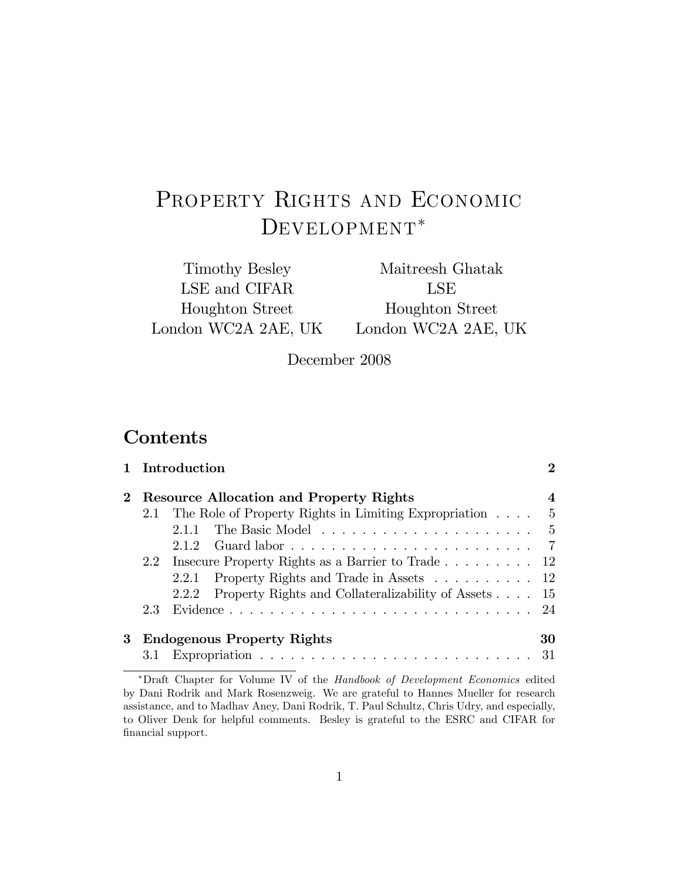# Property Rights and Economic Development[*]

Timothy Besley
LSE and CIFAR
Houghton Street
London WC2A 2AE, UK

Maitreesh Ghatak
LSE
Houghton Street
London WC2A 2AE, UK

December 2008

## Contents

**1 Introduction** — **2**

**2 Resource Allocation and Property Rights** — **4**

- 2.1 The Role of Property Rights in Limiting Expropriation — 5
  - 2.1.1 The Basic Model — 5
  - 2.1.2 Guard labor — 7
- 2.2 Insecure Property Rights as a Barrier to Trade — 12
  - 2.2.1 Property Rights and Trade in Assets — 12
  - 2.2.2 Property Rights and Collateralizability of Assets — 15
- 2.3 Evidence — 24

**3 Endogenous Property Rights** — **30**

- 3.1 Expropriation — 31

[*] Draft Chapter for Volume IV of the *Handbook of Development Economics* edited by Dani Rodrik and Mark Rosenzweig. We are grateful to Hannes Mueller for research assistance, and to Madhav Aney, Dani Rodrik, T. Paul Schultz, Chris Udry, and especially, to Oliver Denk for helpful comments. Besley is grateful to the ESRC and CIFAR for financial support.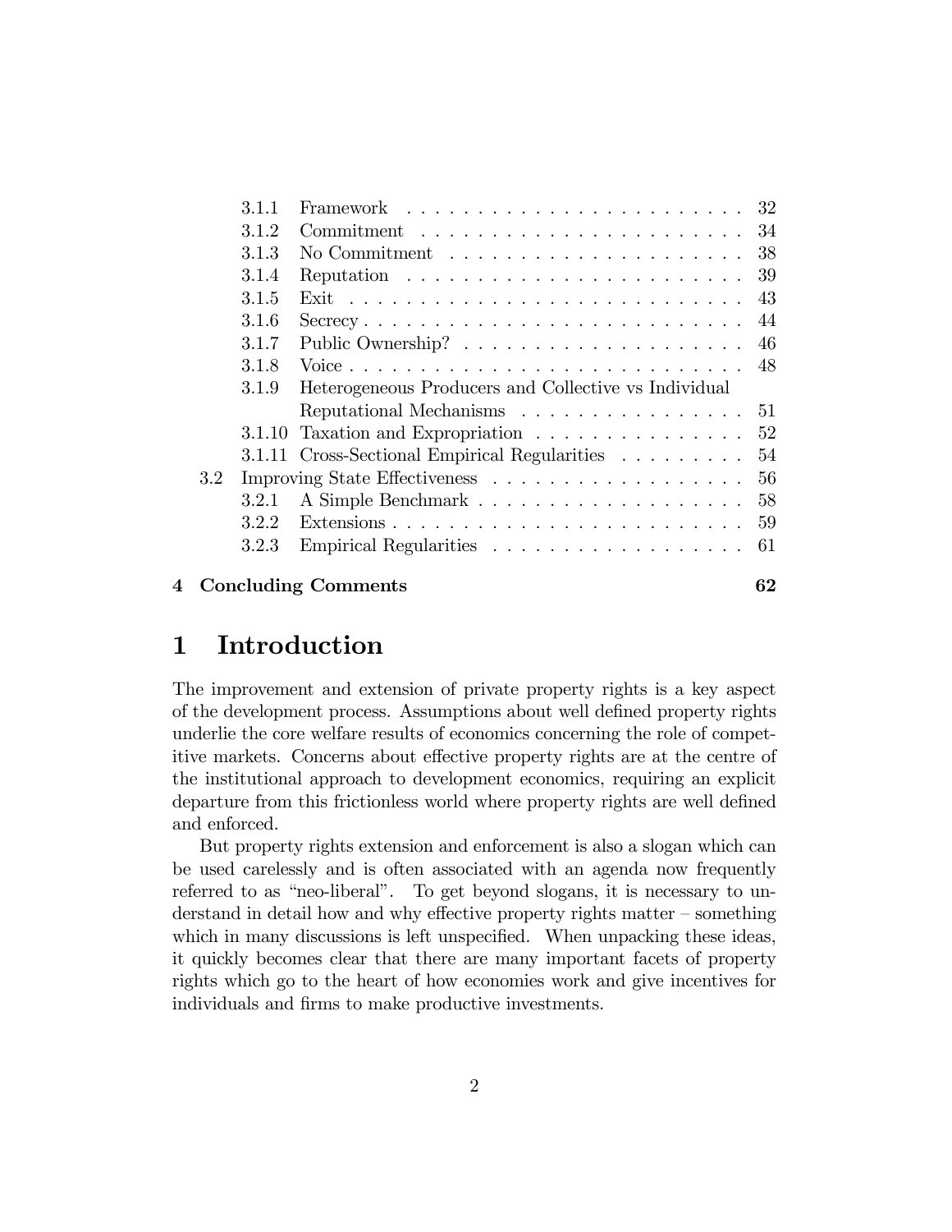| | | |
|---|---|---|
| 3.1.1 | Framework | 32 |
| 3.1.2 | Commitment | 34 |
| 3.1.3 | No Commitment | 38 |
| 3.1.4 | Reputation | 39 |
| 3.1.5 | Exit | 43 |
| 3.1.6 | Secrecy | 44 |
| 3.1.7 | Public Ownership? | 46 |
| 3.1.8 | Voice | 48 |
| 3.1.9 | Heterogeneous Producers and Collective vs Individual Reputational Mechanisms | 51 |
| 3.1.10 | Taxation and Expropriation | 52 |
| 3.1.11 | Cross-Sectional Empirical Regularities | 54 |
| 3.2 | Improving State Effectiveness | 56 |
| 3.2.1 | A Simple Benchmark | 58 |
| 3.2.2 | Extensions | 59 |
| 3.2.3 | Empirical Regularities | 61 |
| **4** | **Concluding Comments** | **62** |

# 1 Introduction

The improvement and extension of private property rights is a key aspect of the development process. Assumptions about well defined property rights underlie the core welfare results of economics concerning the role of competitive markets. Concerns about effective property rights are at the centre of the institutional approach to development economics, requiring an explicit departure from this frictionless world where property rights are well defined and enforced.

But property rights extension and enforcement is also a slogan which can be used carelessly and is often associated with an agenda now frequently referred to as "neo-liberal". To get beyond slogans, it is necessary to understand in detail how and why effective property rights matter – something which in many discussions is left unspecified. When unpacking these ideas, it quickly becomes clear that there are many important facets of property rights which go to the heart of how economies work and give incentives for individuals and firms to make productive investments.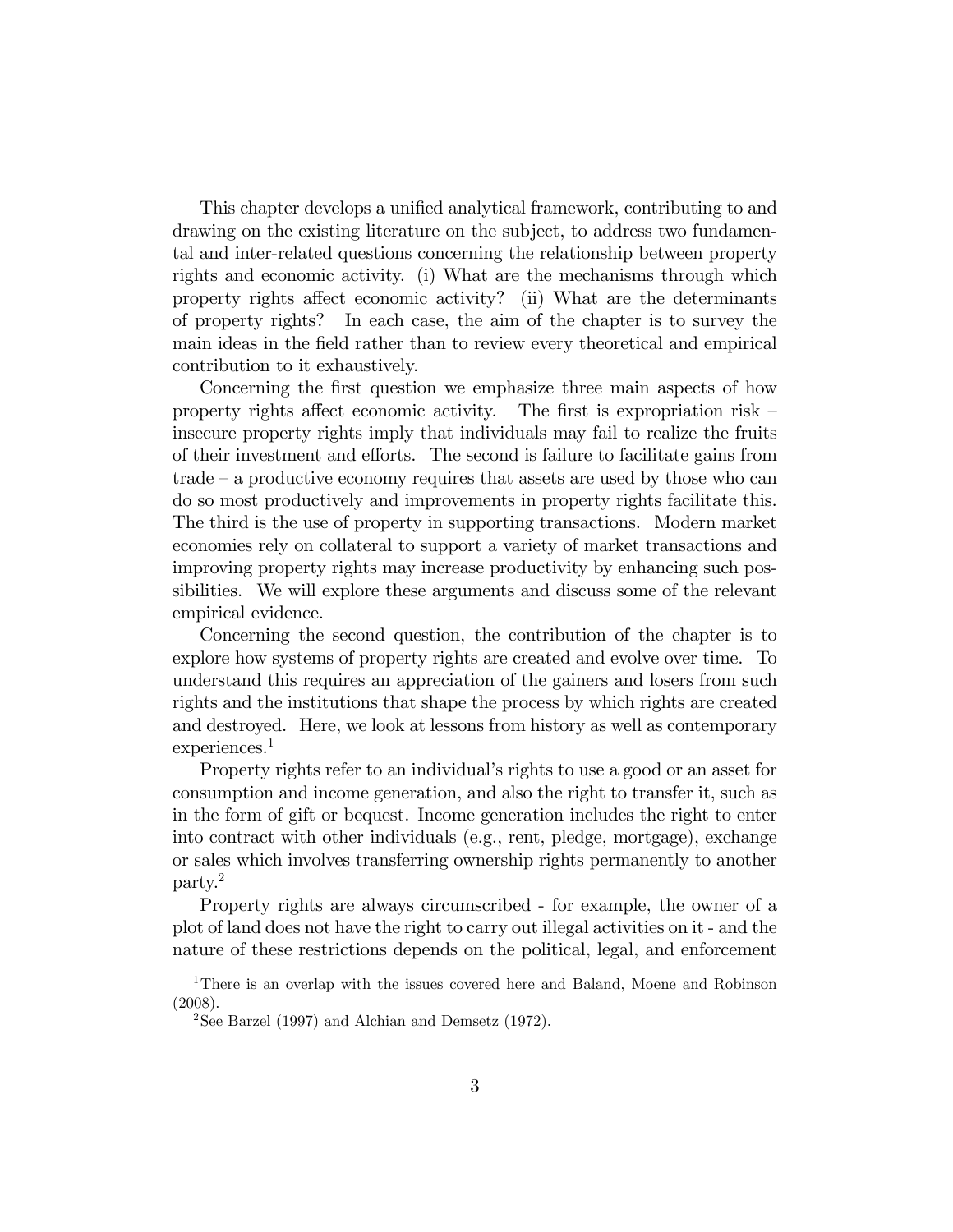This chapter develops a unified analytical framework, contributing to and drawing on the existing literature on the subject, to address two fundamental and inter-related questions concerning the relationship between property rights and economic activity. (i) What are the mechanisms through which property rights affect economic activity? (ii) What are the determinants of property rights? In each case, the aim of the chapter is to survey the main ideas in the field rather than to review every theoretical and empirical contribution to it exhaustively.

Concerning the first question we emphasize three main aspects of how property rights affect economic activity. The first is expropriation risk – insecure property rights imply that individuals may fail to realize the fruits of their investment and efforts. The second is failure to facilitate gains from trade – a productive economy requires that assets are used by those who can do so most productively and improvements in property rights facilitate this. The third is the use of property in supporting transactions. Modern market economies rely on collateral to support a variety of market transactions and improving property rights may increase productivity by enhancing such possibilities. We will explore these arguments and discuss some of the relevant empirical evidence.

Concerning the second question, the contribution of the chapter is to explore how systems of property rights are created and evolve over time. To understand this requires an appreciation of the gainers and losers from such rights and the institutions that shape the process by which rights are created and destroyed. Here, we look at lessons from history as well as contemporary experiences.[1]

Property rights refer to an individual's rights to use a good or an asset for consumption and income generation, and also the right to transfer it, such as in the form of gift or bequest. Income generation includes the right to enter into contract with other individuals (e.g., rent, pledge, mortgage), exchange or sales which involves transferring ownership rights permanently to another party.[2]

Property rights are always circumscribed - for example, the owner of a plot of land does not have the right to carry out illegal activities on it - and the nature of these restrictions depends on the political, legal, and enforcement

---

[1] There is an overlap with the issues covered here and Baland, Moene and Robinson (2008).

[2] See Barzel (1997) and Alchian and Demsetz (1972).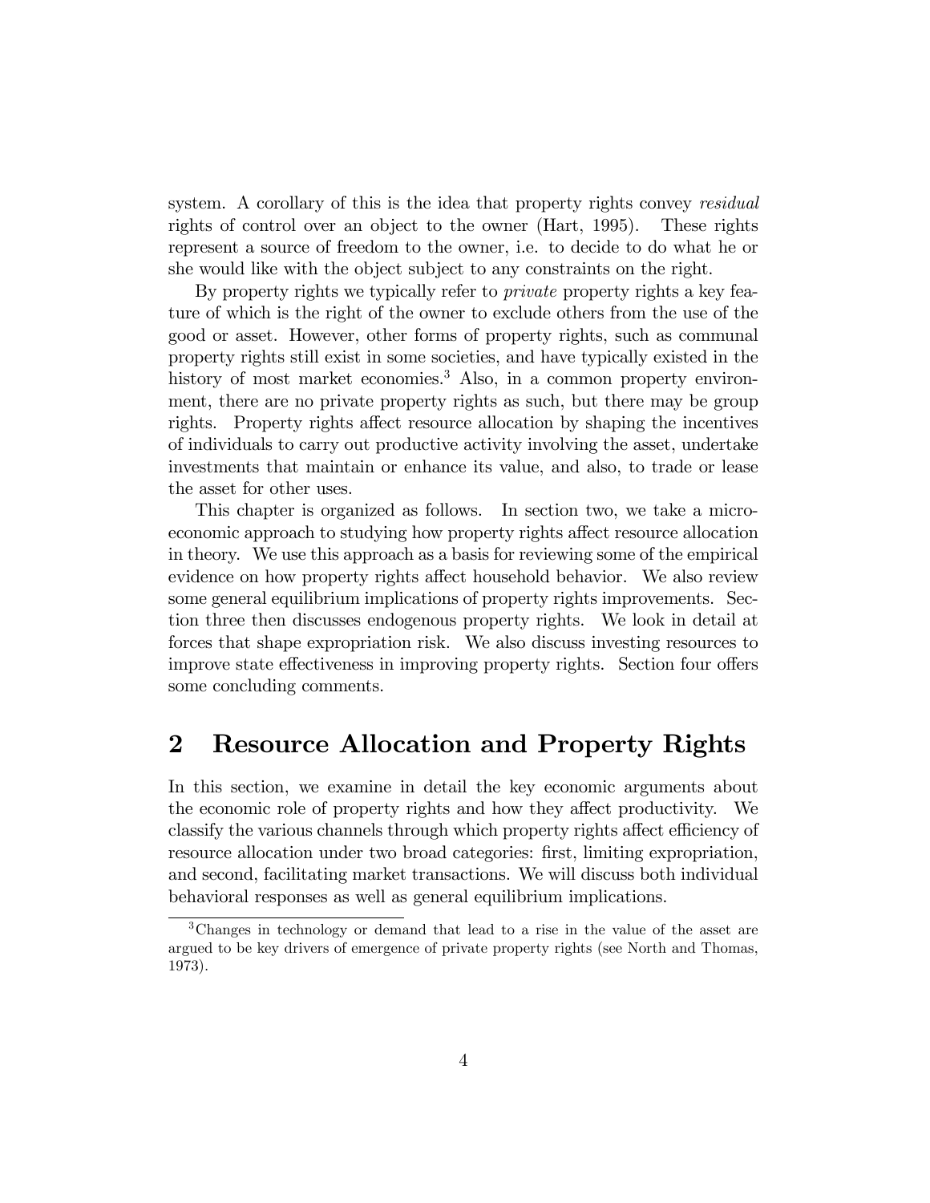system. A corollary of this is the idea that property rights convey *residual* rights of control over an object to the owner (Hart, 1995). These rights represent a source of freedom to the owner, i.e. to decide to do what he or she would like with the object subject to any constraints on the right.

By property rights we typically refer to *private* property rights a key feature of which is the right of the owner to exclude others from the use of the good or asset. However, other forms of property rights, such as communal property rights still exist in some societies, and have typically existed in the history of most market economies.[3] Also, in a common property environment, there are no private property rights as such, but there may be group rights. Property rights affect resource allocation by shaping the incentives of individuals to carry out productive activity involving the asset, undertake investments that maintain or enhance its value, and also, to trade or lease the asset for other uses.

This chapter is organized as follows. In section two, we take a microeconomic approach to studying how property rights affect resource allocation in theory. We use this approach as a basis for reviewing some of the empirical evidence on how property rights affect household behavior. We also review some general equilibrium implications of property rights improvements. Section three then discusses endogenous property rights. We look in detail at forces that shape expropriation risk. We also discuss investing resources to improve state effectiveness in improving property rights. Section four offers some concluding comments.

## 2 Resource Allocation and Property Rights

In this section, we examine in detail the key economic arguments about the economic role of property rights and how they affect productivity. We classify the various channels through which property rights affect efficiency of resource allocation under two broad categories: first, limiting expropriation, and second, facilitating market transactions. We will discuss both individual behavioral responses as well as general equilibrium implications.

[3] Changes in technology or demand that lead to a rise in the value of the asset are argued to be key drivers of emergence of private property rights (see North and Thomas, 1973).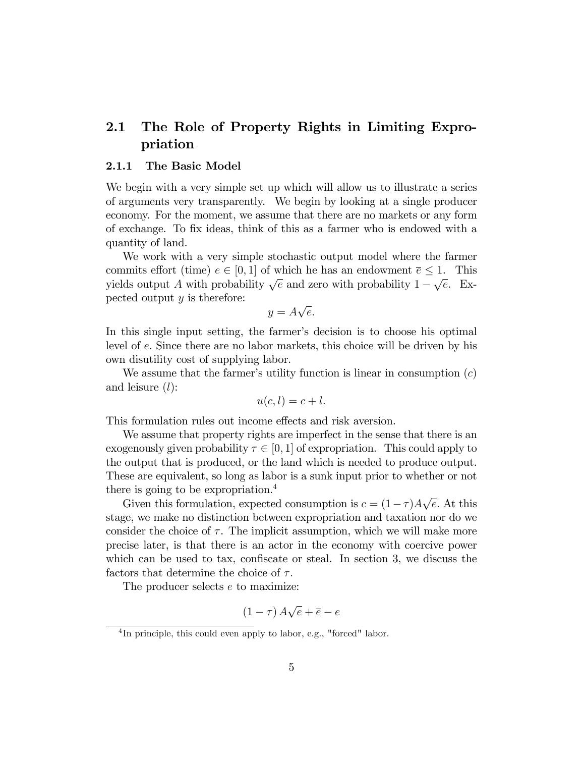## 2.1 The Role of Property Rights in Limiting Expropriation

### 2.1.1 The Basic Model

We begin with a very simple set up which will allow us to illustrate a series of arguments very transparently. We begin by looking at a single producer economy. For the moment, we assume that there are no markets or any form of exchange. To fix ideas, think of this as a farmer who is endowed with a quantity of land.

We work with a very simple stochastic output model where the farmer commits effort (time) $e \in [0,1]$ of which he has an endowment $\overline{e} \leq 1$. This yields output $A$ with probability $\sqrt{e}$ and zero with probability $1-\sqrt{e}$. Expected output $y$ is therefore:

$$y = A\sqrt{e}.$$

In this single input setting, the farmer's decision is to choose his optimal level of $e$. Since there are no labor markets, this choice will be driven by his own disutility cost of supplying labor.

We assume that the farmer's utility function is linear in consumption ($c$) and leisure ($l$):

$$u(c,l) = c + l.$$

This formulation rules out income effects and risk aversion.

We assume that property rights are imperfect in the sense that there is an exogenously given probability $\tau \in [0,1]$ of expropriation. This could apply to the output that is produced, or the land which is needed to produce output. These are equivalent, so long as labor is a sunk input prior to whether or not there is going to be expropriation.[4]

Given this formulation, expected consumption is $c = (1-\tau)A\sqrt{e}$. At this stage, we make no distinction between expropriation and taxation nor do we consider the choice of $\tau$. The implicit assumption, which we will make more precise later, is that there is an actor in the economy with coercive power which can be used to tax, confiscate or steal. In section 3, we discuss the factors that determine the choice of $\tau$.

The producer selects $e$ to maximize:

$$(1-\tau)\,A\sqrt{e} + \overline{e} - e$$

[4] In principle, this could even apply to labor, e.g., "forced" labor.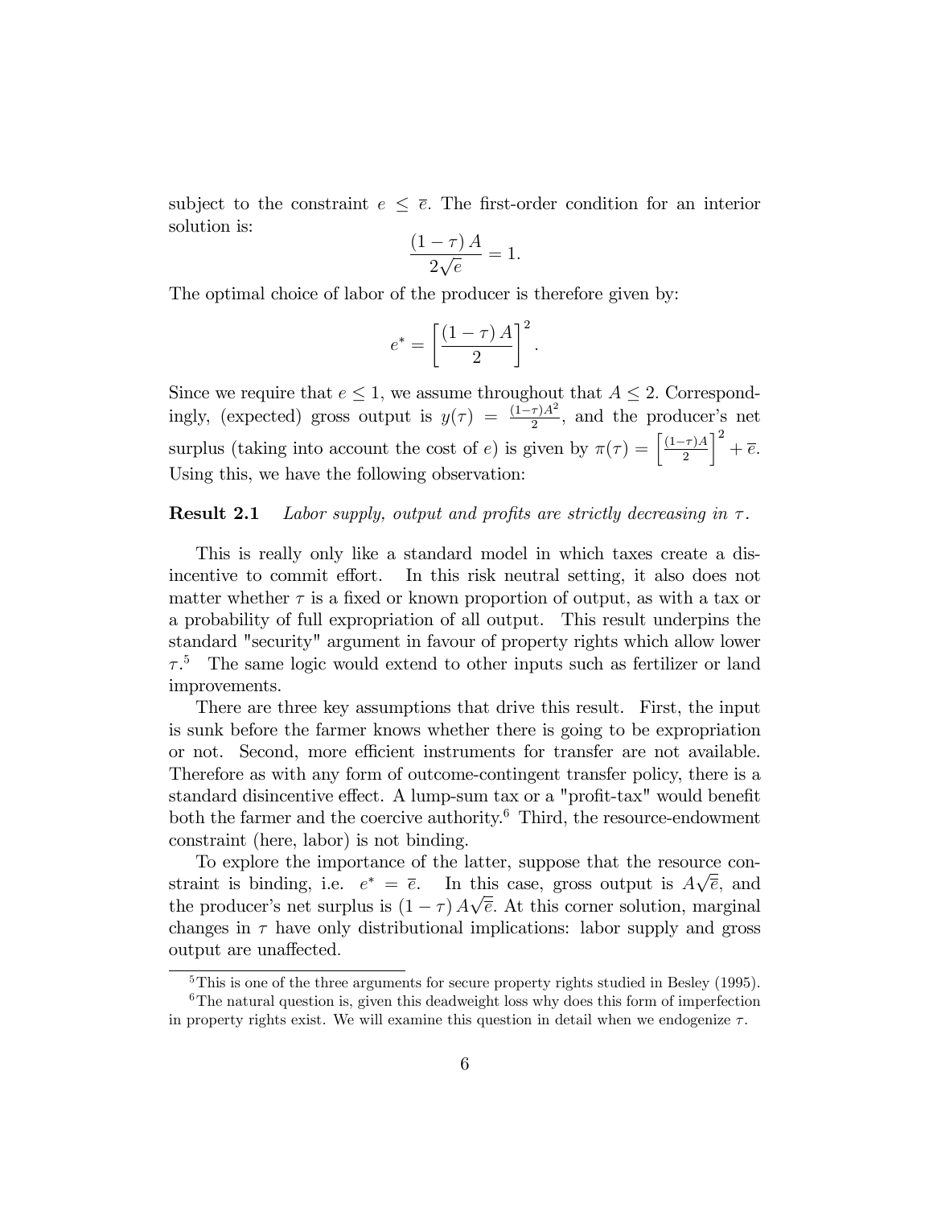subject to the constraint $e \leq \overline{e}$. The first-order condition for an interior solution is:

$$\frac{(1-\tau)A}{2\sqrt{e}} = 1.$$

The optimal choice of labor of the producer is therefore given by:

$$e^* = \left[\frac{(1-\tau)A}{2}\right]^2.$$

Since we require that $e \leq 1$, we assume throughout that $A \leq 2$. Correspondingly, (expected) gross output is $y(\tau) = \frac{(1-\tau)A^2}{2}$, and the producer's net surplus (taking into account the cost of $e$) is given by $\pi(\tau) = \left[\frac{(1-\tau)A}{2}\right]^2 + \overline{e}$. Using this, we have the following observation:

**Result 2.1** *Labor supply, output and profits are strictly decreasing in $\tau$.*

This is really only like a standard model in which taxes create a disincentive to commit effort. In this risk neutral setting, it also does not matter whether $\tau$ is a fixed or known proportion of output, as with a tax or a probability of full expropriation of all output. This result underpins the standard "security" argument in favour of property rights which allow lower $\tau$.[5] The same logic would extend to other inputs such as fertilizer or land improvements.

There are three key assumptions that drive this result. First, the input is sunk before the farmer knows whether there is going to be expropriation or not. Second, more efficient instruments for transfer are not available. Therefore as with any form of outcome-contingent transfer policy, there is a standard disincentive effect. A lump-sum tax or a "profit-tax" would benefit both the farmer and the coercive authority.[6] Third, the resource-endowment constraint (here, labor) is not binding.

To explore the importance of the latter, suppose that the resource constraint is binding, i.e. $e^* = \overline{e}$. In this case, gross output is $A\sqrt{\overline{e}}$, and the producer's net surplus is $(1-\tau)A\sqrt{\overline{e}}$. At this corner solution, marginal changes in $\tau$ have only distributional implications: labor supply and gross output are unaffected.

[5] This is one of the three arguments for secure property rights studied in Besley (1995).

[6] The natural question is, given this deadweight loss why does this form of imperfection in property rights exist. We will examine this question in detail when we endogenize $\tau$.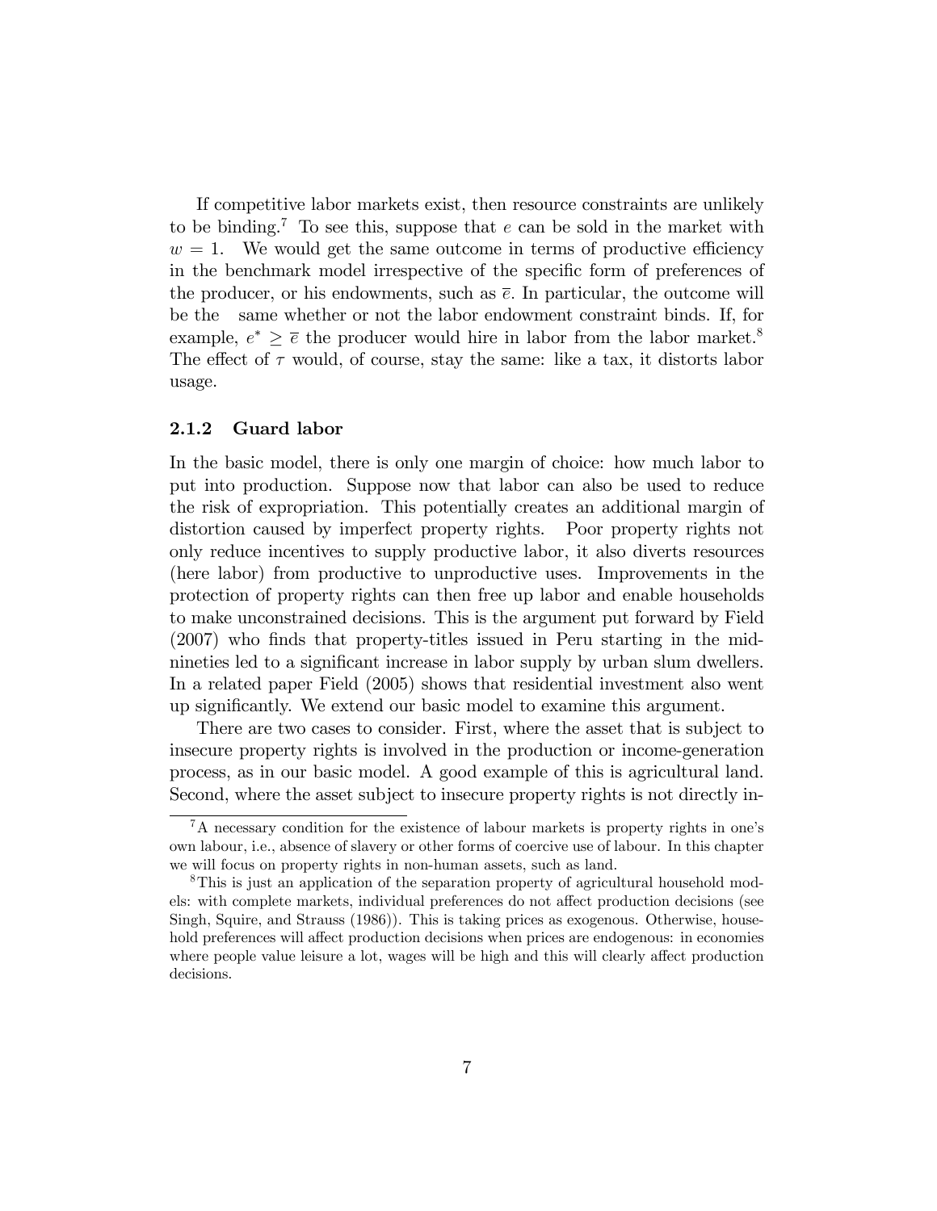If competitive labor markets exist, then resource constraints are unlikely to be binding.[7] To see this, suppose that $e$ can be sold in the market with $w = 1$. We would get the same outcome in terms of productive efficiency in the benchmark model irrespective of the specific form of preferences of the producer, or his endowments, such as $\bar{e}$. In particular, the outcome will be the same whether or not the labor endowment constraint binds. If, for example, $e^* \geq \bar{e}$ the producer would hire in labor from the labor market.[8] The effect of $\tau$ would, of course, stay the same: like a tax, it distorts labor usage.

### 2.1.2 Guard labor

In the basic model, there is only one margin of choice: how much labor to put into production. Suppose now that labor can also be used to reduce the risk of expropriation. This potentially creates an additional margin of distortion caused by imperfect property rights. Poor property rights not only reduce incentives to supply productive labor, it also diverts resources (here labor) from productive to unproductive uses. Improvements in the protection of property rights can then free up labor and enable households to make unconstrained decisions. This is the argument put forward by Field (2007) who finds that property-titles issued in Peru starting in the mid-nineties led to a significant increase in labor supply by urban slum dwellers. In a related paper Field (2005) shows that residential investment also went up significantly. We extend our basic model to examine this argument.

There are two cases to consider. First, where the asset that is subject to insecure property rights is involved in the production or income-generation process, as in our basic model. A good example of this is agricultural land. Second, where the asset subject to insecure property rights is not directly in-

[7] A necessary condition for the existence of labour markets is property rights in one's own labour, i.e., absence of slavery or other forms of coercive use of labour. In this chapter we will focus on property rights in non-human assets, such as land.

[8] This is just an application of the separation property of agricultural household models: with complete markets, individual preferences do not affect production decisions (see Singh, Squire, and Strauss (1986)). This is taking prices as exogenous. Otherwise, household preferences will affect production decisions when prices are endogenous: in economies where people value leisure a lot, wages will be high and this will clearly affect production decisions.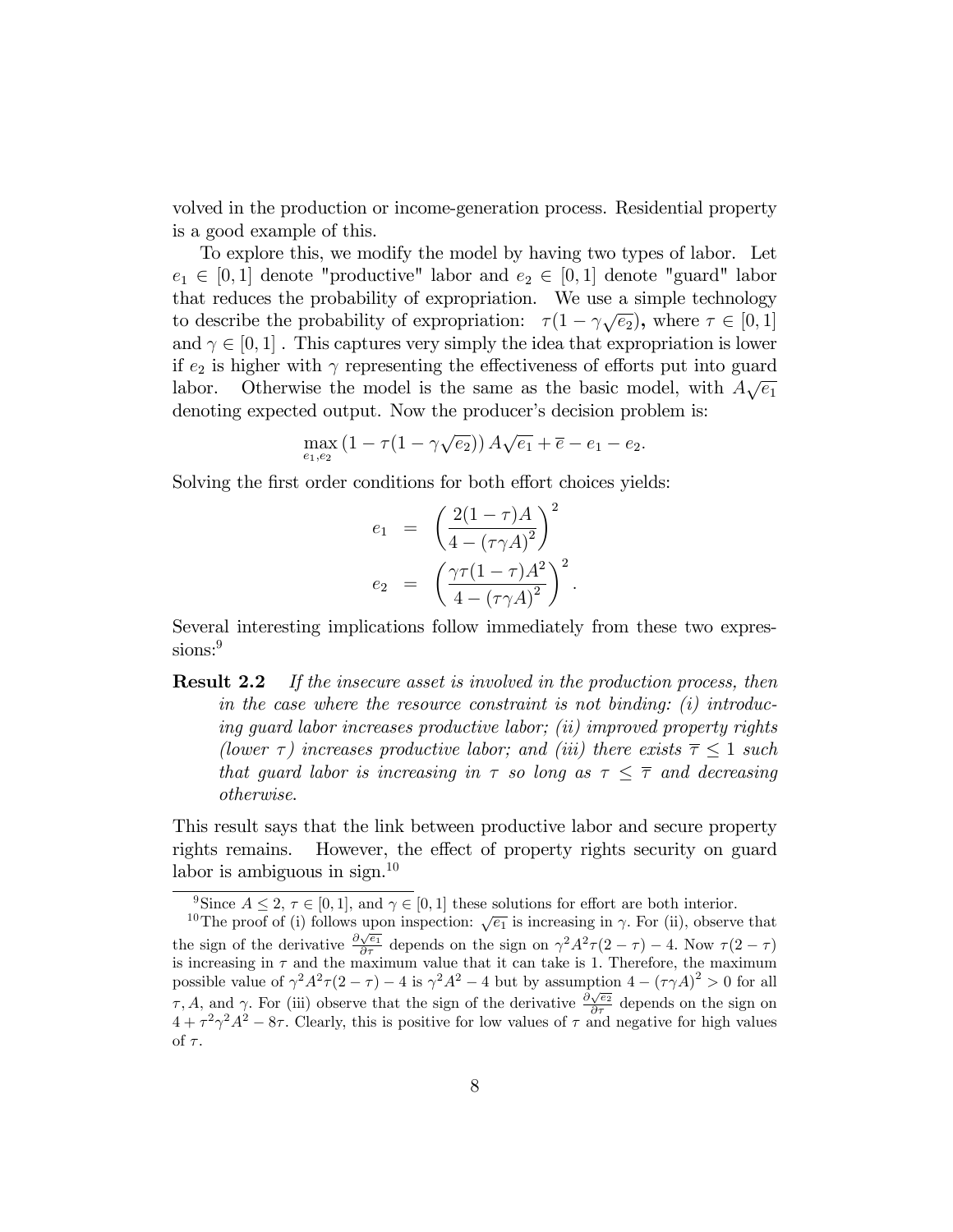volved in the production or income-generation process. Residential property is a good example of this.

To explore this, we modify the model by having two types of labor. Let $e_1 \in [0,1]$ denote "productive" labor and $e_2 \in [0,1]$ denote "guard" labor that reduces the probability of expropriation. We use a simple technology to describe the probability of expropriation: $\tau(1-\gamma\sqrt{e_2})$**,** where $\tau \in [0,1]$ and $\gamma \in [0,1]$ . This captures very simply the idea that expropriation is lower if $e_2$ is higher with $\gamma$ representing the effectiveness of efforts put into guard labor. Otherwise the model is the same as the basic model, with $A\sqrt{e_1}$ denoting expected output. Now the producer's decision problem is:

$$\max_{e_1, e_2} \left(1-\tau(1-\gamma\sqrt{e_2})\right) A\sqrt{e_1} + \overline{e} - e_1 - e_2.$$

Solving the first order conditions for both effort choices yields:

$$\begin{aligned}
e_1 &= \left(\frac{2(1-\tau)A}{4-(\tau\gamma A)^2}\right)^2 \\
e_2 &= \left(\frac{\gamma\tau(1-\tau)A^2}{4-(\tau\gamma A)^2}\right)^2.
\end{aligned}$$

Several interesting implications follow immediately from these two expressions:[9]

**Result 2.2** *If the insecure asset is involved in the production process, then in the case where the resource constraint is not binding: (i) introducing guard labor increases productive labor; (ii) improved property rights (lower $\tau$) increases productive labor; and (iii) there exists $\overline{\tau} \leq 1$ such that guard labor is increasing in $\tau$ so long as $\tau \leq \overline{\tau}$ and decreasing otherwise.*

This result says that the link between productive labor and secure property rights remains. However, the effect of property rights security on guard labor is ambiguous in sign.[10]

---

[9] Since $A \leq 2$, $\tau \in [0,1]$, and $\gamma \in [0,1]$ these solutions for effort are both interior.

[10] The proof of (i) follows upon inspection: $\sqrt{e_1}$ is increasing in $\gamma$. For (ii), observe that the sign of the derivative $\frac{\partial\sqrt{e_1}}{\partial\tau}$ depends on the sign on $\gamma^2A^2\tau(2-\tau)-4$. Now $\tau(2-\tau)$ is increasing in $\tau$ and the maximum value that it can take is 1. Therefore, the maximum possible value of $\gamma^2A^2\tau(2-\tau)-4$ is $\gamma^2A^2-4$ but by assumption $4-(\tau\gamma A)^2 > 0$ for all $\tau, A$, and $\gamma$. For (iii) observe that the sign of the derivative $\frac{\partial\sqrt{e_2}}{\partial\tau}$ depends on the sign on $4+\tau^2\gamma^2A^2-8\tau$. Clearly, this is positive for low values of $\tau$ and negative for high values of $\tau$.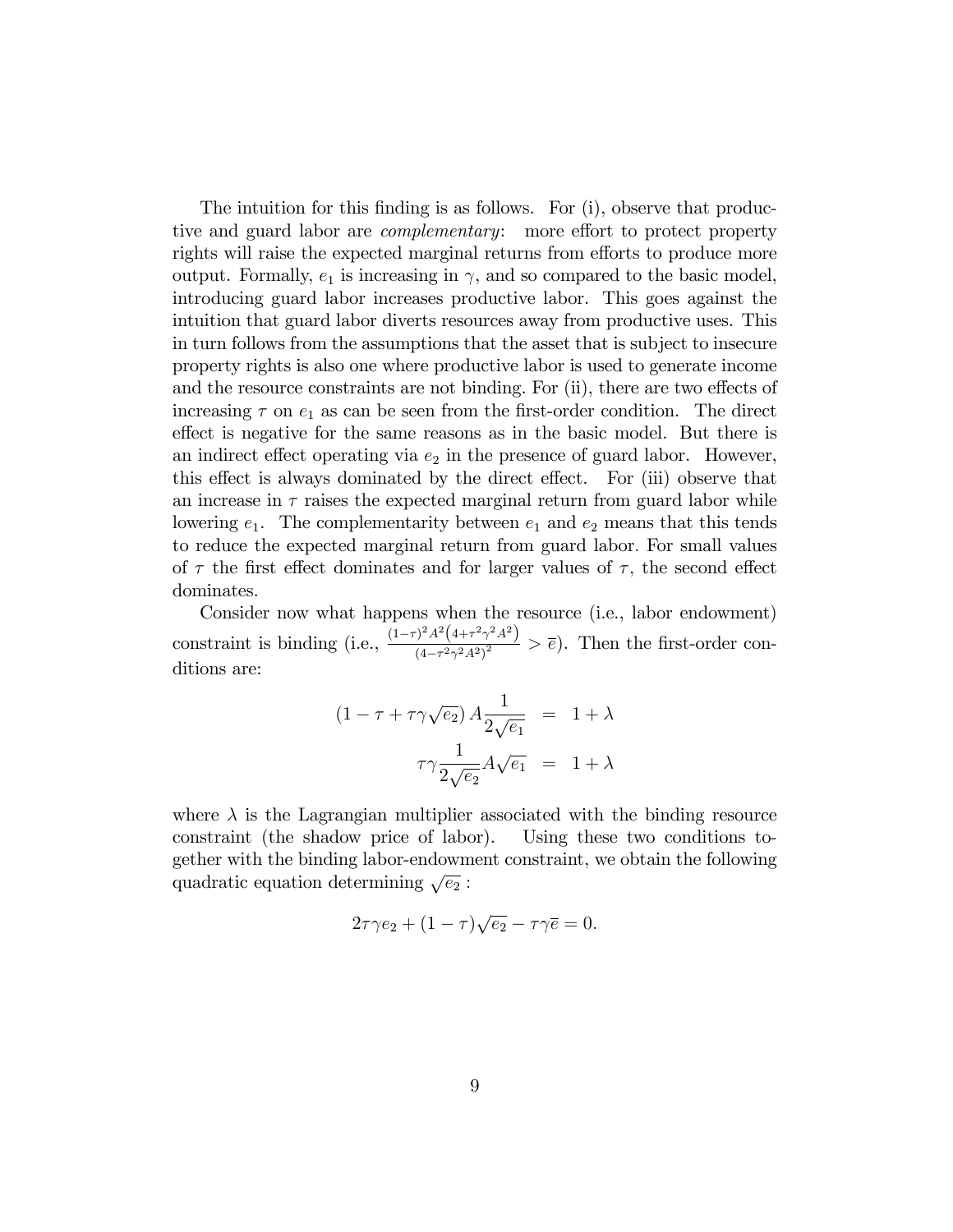The intuition for this finding is as follows. For (i), observe that productive and guard labor are *complementary*: more effort to protect property rights will raise the expected marginal returns from efforts to produce more output. Formally, $e_1$ is increasing in $\gamma$, and so compared to the basic model, introducing guard labor increases productive labor. This goes against the intuition that guard labor diverts resources away from productive uses. This in turn follows from the assumptions that the asset that is subject to insecure property rights is also one where productive labor is used to generate income and the resource constraints are not binding. For (ii), there are two effects of increasing $\tau$ on $e_1$ as can be seen from the first-order condition. The direct effect is negative for the same reasons as in the basic model. But there is an indirect effect operating via $e_2$ in the presence of guard labor. However, this effect is always dominated by the direct effect. For (iii) observe that an increase in $\tau$ raises the expected marginal return from guard labor while lowering $e_1$. The complementarity between $e_1$ and $e_2$ means that this tends to reduce the expected marginal return from guard labor. For small values of $\tau$ the first effect dominates and for larger values of $\tau$, the second effect dominates.

Consider now what happens when the resource (i.e., labor endowment) constraint is binding (i.e., $\frac{(1-\tau)^2 A^2 \left(4+\tau^2\gamma^2 A^2\right)}{\left(4-\tau^2\gamma^2 A^2\right)^2} > \overline{e}$). Then the first-order conditions are:

$$
\begin{aligned}
\left(1-\tau+\tau\gamma\sqrt{e_2}\right) A \frac{1}{2\sqrt{e_1}} &= 1+\lambda \\
\tau\gamma\frac{1}{2\sqrt{e_2}} A\sqrt{e_1} &= 1+\lambda
\end{aligned}
$$

where $\lambda$ is the Lagrangian multiplier associated with the binding resource constraint (the shadow price of labor). Using these two conditions together with the binding labor-endowment constraint, we obtain the following quadratic equation determining $\sqrt{e_2}$ :

$$
2\tau\gamma e_2 + (1-\tau)\sqrt{e_2} - \tau\gamma\overline{e} = 0.
$$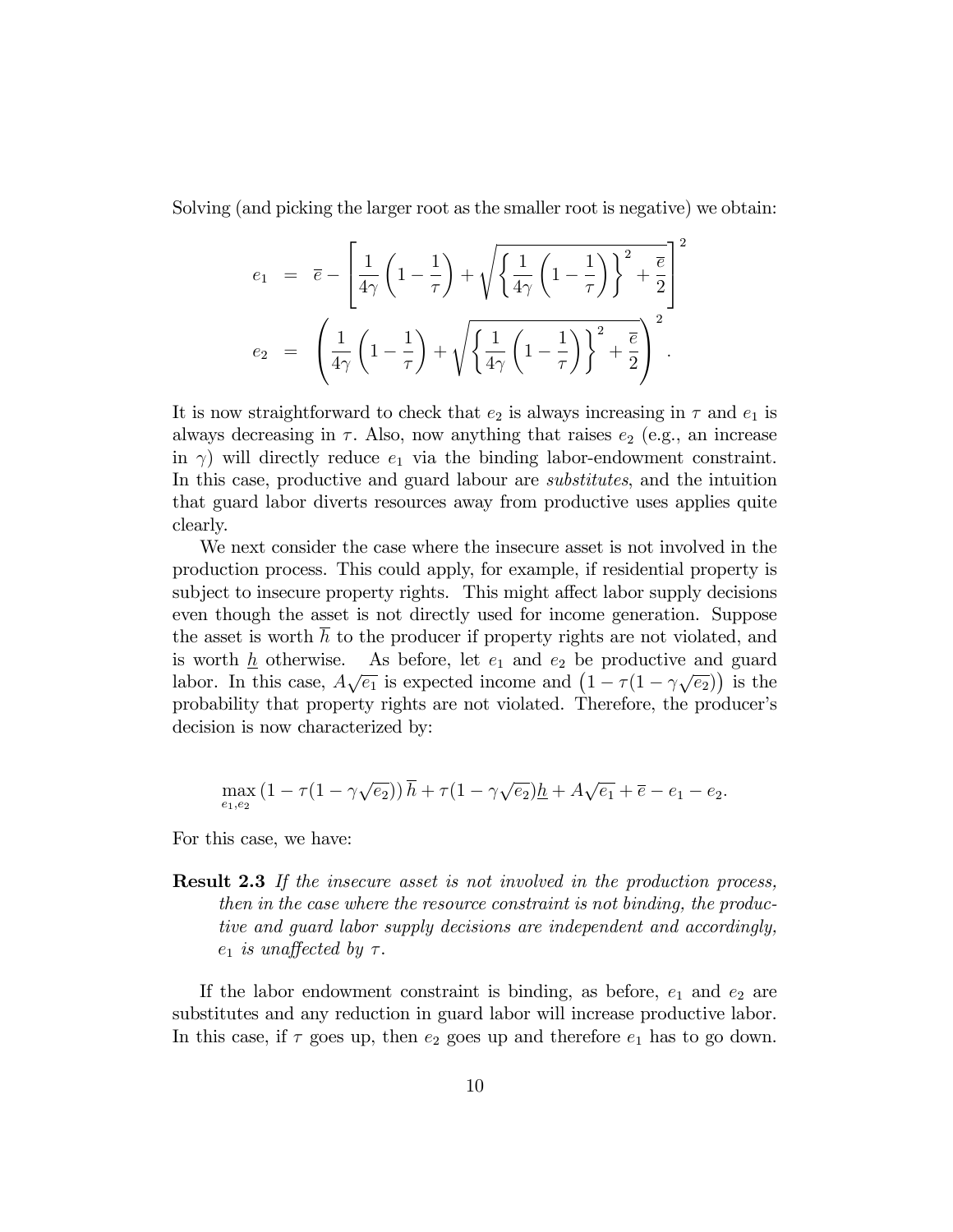Solving (and picking the larger root as the smaller root is negative) we obtain:

$$
\begin{aligned}
e_1 &= \overline{e} - \left[ \frac{1}{4\gamma}\left(1 - \frac{1}{\tau}\right) + \sqrt{\left\{\frac{1}{4\gamma}\left(1 - \frac{1}{\tau}\right)\right\}^2 + \frac{\overline{e}}{2}} \right]^2 \\
e_2 &= \left( \frac{1}{4\gamma}\left(1 - \frac{1}{\tau}\right) + \sqrt{\left\{\frac{1}{4\gamma}\left(1 - \frac{1}{\tau}\right)\right\}^2 + \frac{\overline{e}}{2}} \right)^2 .
\end{aligned}
$$

It is now straightforward to check that $e_2$ is always increasing in $\tau$ and $e_1$ is always decreasing in $\tau$. Also, now anything that raises $e_2$ (e.g., an increase in $\gamma$) will directly reduce $e_1$ via the binding labor-endowment constraint. In this case, productive and guard labour are *substitutes*, and the intuition that guard labor diverts resources away from productive uses applies quite clearly.

We next consider the case where the insecure asset is not involved in the production process. This could apply, for example, if residential property is subject to insecure property rights. This might affect labor supply decisions even though the asset is not directly used for income generation. Suppose the asset is worth $\overline{h}$ to the producer if property rights are not violated, and is worth $\underline{h}$ otherwise. As before, let $e_1$ and $e_2$ be productive and guard labor. In this case, $A\sqrt{e_1}$ is expected income and $\left(1 - \tau(1 - \gamma\sqrt{e_2})\right)$ is the probability that property rights are not violated. Therefore, the producer's decision is now characterized by:

$$
\max_{e_1, e_2} \left(1 - \tau(1 - \gamma\sqrt{e_2})\right)\overline{h} + \tau(1 - \gamma\sqrt{e_2})\underline{h} + A\sqrt{e_1} + \overline{e} - e_1 - e_2.
$$

For this case, we have:

**Result 2.3** *If the insecure asset is not involved in the production process, then in the case where the resource constraint is not binding, the productive and guard labor supply decisions are independent and accordingly, $e_1$ is unaffected by $\tau$.*

If the labor endowment constraint is binding, as before, $e_1$ and $e_2$ are substitutes and any reduction in guard labor will increase productive labor. In this case, if $\tau$ goes up, then $e_2$ goes up and therefore $e_1$ has to go down.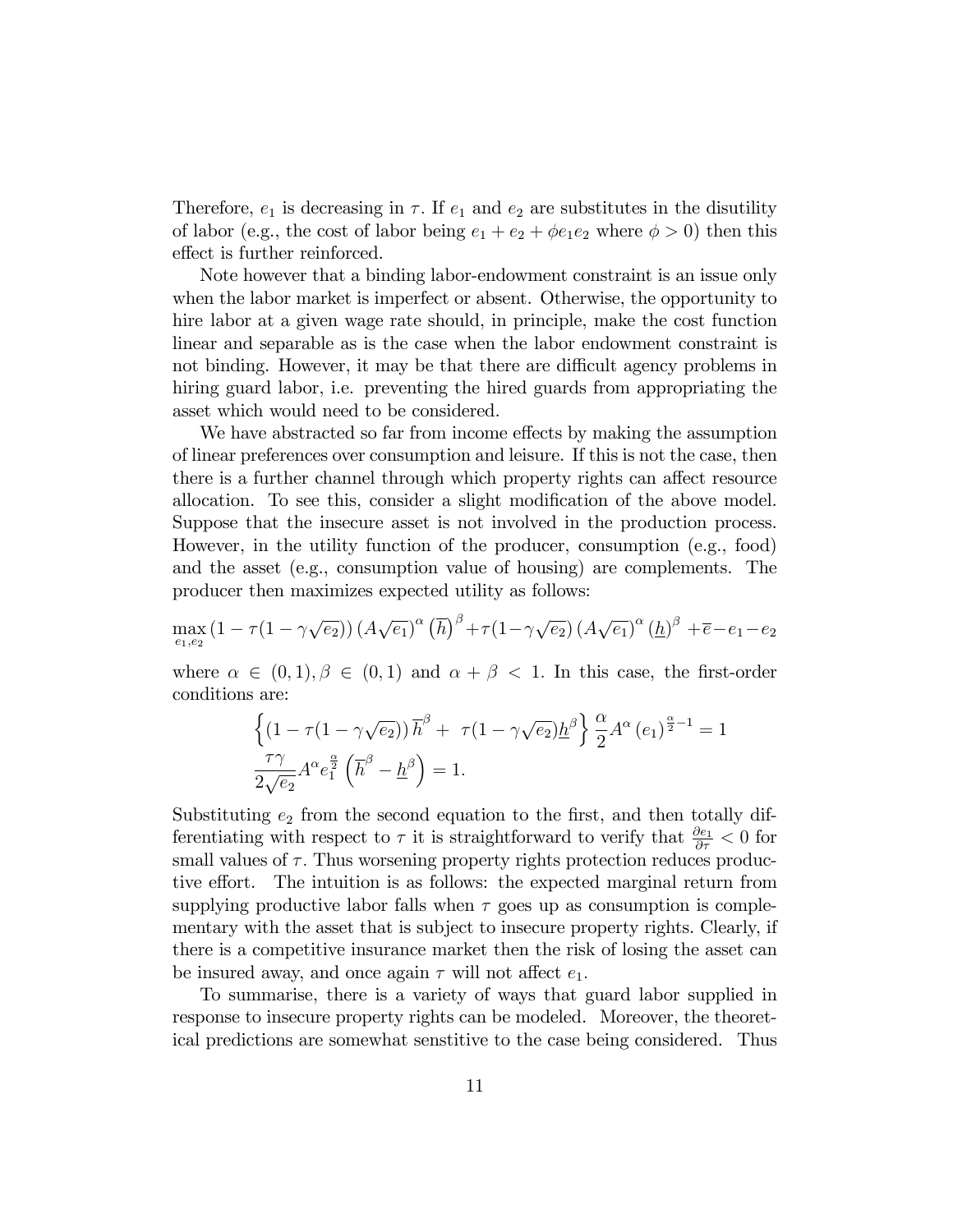Therefore, $e_1$ is decreasing in $\tau$. If $e_1$ and $e_2$ are substitutes in the disutility of labor (e.g., the cost of labor being $e_1 + e_2 + \phi e_1 e_2$ where $\phi > 0$) then this effect is further reinforced.

Note however that a binding labor-endowment constraint is an issue only when the labor market is imperfect or absent. Otherwise, the opportunity to hire labor at a given wage rate should, in principle, make the cost function linear and separable as is the case when the labor endowment constraint is not binding. However, it may be that there are difficult agency problems in hiring guard labor, i.e. preventing the hired guards from appropriating the asset which would need to be considered.

We have abstracted so far from income effects by making the assumption of linear preferences over consumption and leisure. If this is not the case, then there is a further channel through which property rights can affect resource allocation. To see this, consider a slight modification of the above model. Suppose that the insecure asset is not involved in the production process. However, in the utility function of the producer, consumption (e.g., food) and the asset (e.g., consumption value of housing) are complements. The producer then maximizes expected utility as follows:

$$\max_{e_1, e_2} \left(1 - \tau(1 - \gamma\sqrt{e_2})\right) \left(A\sqrt{e_1}\right)^{\alpha} \left(\overline{h}\right)^{\beta} + \tau(1 - \gamma\sqrt{e_2}) \left(A\sqrt{e_1}\right)^{\alpha} \left(\underline{h}\right)^{\beta} + \overline{e} - e_1 - e_2$$

where $\alpha \in (0,1), \beta \in (0,1)$ and $\alpha + \beta < 1$. In this case, the first-order conditions are:

$$\left\{ \left(1 - \tau(1 - \gamma\sqrt{e_2})\right) \overline{h}^{\beta} + \ \tau(1 - \gamma\sqrt{e_2}) \underline{h}^{\beta} \right\} \frac{\alpha}{2} A^{\alpha} \left(e_1\right)^{\frac{\alpha}{2} - 1} = 1$$

$$\frac{\tau\gamma}{2\sqrt{e_2}} A^{\alpha} e_1^{\frac{\alpha}{2}} \left( \overline{h}^{\beta} - \underline{h}^{\beta} \right) = 1.$$

Substituting $e_2$ from the second equation to the first, and then totally differentiating with respect to $\tau$ it is straightforward to verify that $\frac{\partial e_1}{\partial \tau} < 0$ for small values of $\tau$. Thus worsening property rights protection reduces productive effort. The intuition is as follows: the expected marginal return from supplying productive labor falls when $\tau$ goes up as consumption is complementary with the asset that is subject to insecure property rights. Clearly, if there is a competitive insurance market then the risk of losing the asset can be insured away, and once again $\tau$ will not affect $e_1$.

To summarise, there is a variety of ways that guard labor supplied in response to insecure property rights can be modeled. Moreover, the theoretical predictions are somewhat senstitive to the case being considered. Thus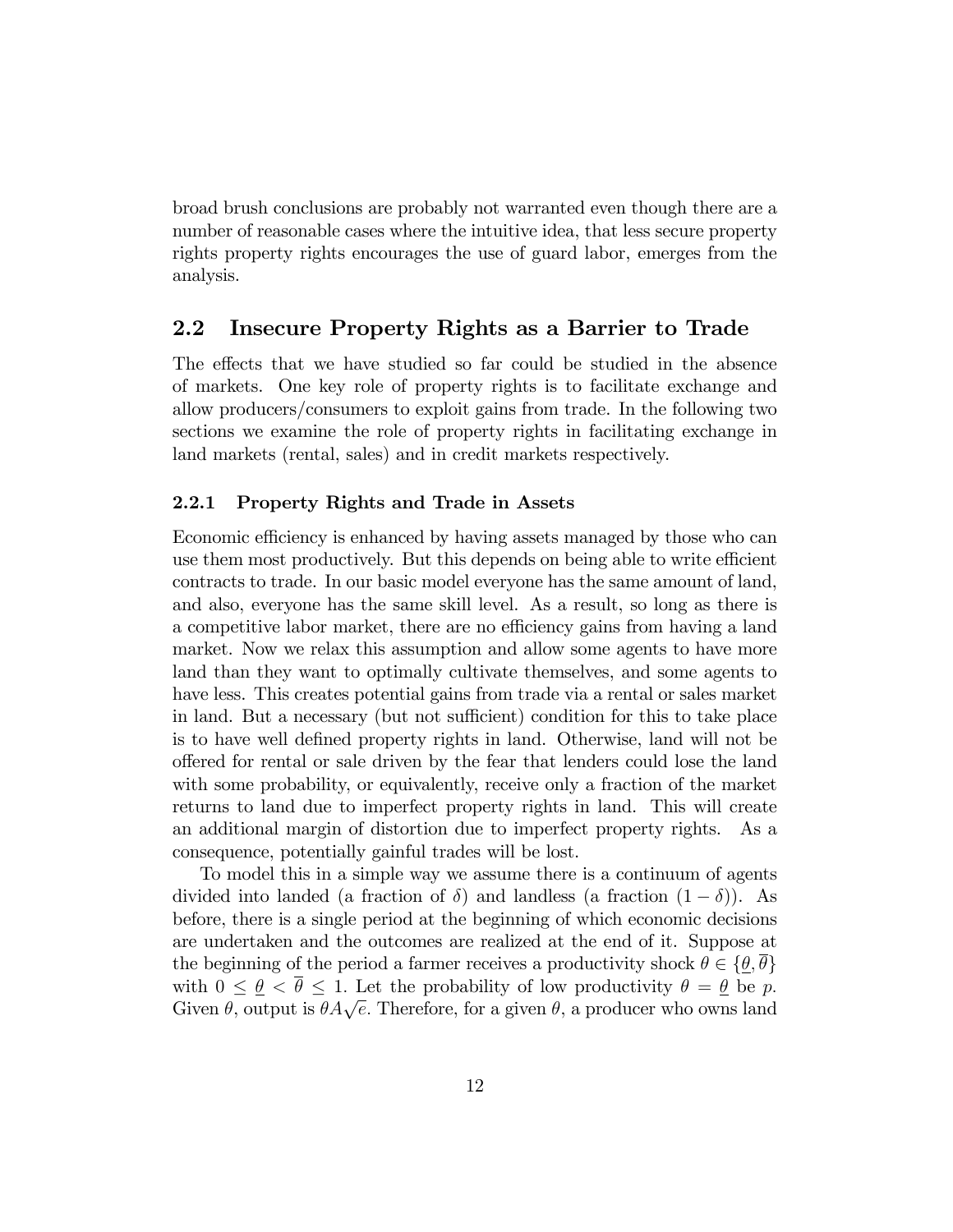broad brush conclusions are probably not warranted even though there are a number of reasonable cases where the intuitive idea, that less secure property rights property rights encourages the use of guard labor, emerges from the analysis.

## 2.2 Insecure Property Rights as a Barrier to Trade

The effects that we have studied so far could be studied in the absence of markets. One key role of property rights is to facilitate exchange and allow producers/consumers to exploit gains from trade. In the following two sections we examine the role of property rights in facilitating exchange in land markets (rental, sales) and in credit markets respectively.

### 2.2.1 Property Rights and Trade in Assets

Economic efficiency is enhanced by having assets managed by those who can use them most productively. But this depends on being able to write efficient contracts to trade. In our basic model everyone has the same amount of land, and also, everyone has the same skill level. As a result, so long as there is a competitive labor market, there are no efficiency gains from having a land market. Now we relax this assumption and allow some agents to have more land than they want to optimally cultivate themselves, and some agents to have less. This creates potential gains from trade via a rental or sales market in land. But a necessary (but not sufficient) condition for this to take place is to have well defined property rights in land. Otherwise, land will not be offered for rental or sale driven by the fear that lenders could lose the land with some probability, or equivalently, receive only a fraction of the market returns to land due to imperfect property rights in land. This will create an additional margin of distortion due to imperfect property rights. As a consequence, potentially gainful trades will be lost.

To model this in a simple way we assume there is a continuum of agents divided into landed (a fraction of $\delta$) and landless (a fraction $(1-\delta)$). As before, there is a single period at the beginning of which economic decisions are undertaken and the outcomes are realized at the end of it. Suppose at the beginning of the period a farmer receives a productivity shock $\theta \in \{\underline{\theta}, \overline{\theta}\}$ with $0 \leq \underline{\theta} < \overline{\theta} \leq 1$. Let the probability of low productivity $\theta = \underline{\theta}$ be $p$. Given $\theta$, output is $\theta A \sqrt{e}$. Therefore, for a given $\theta$, a producer who owns land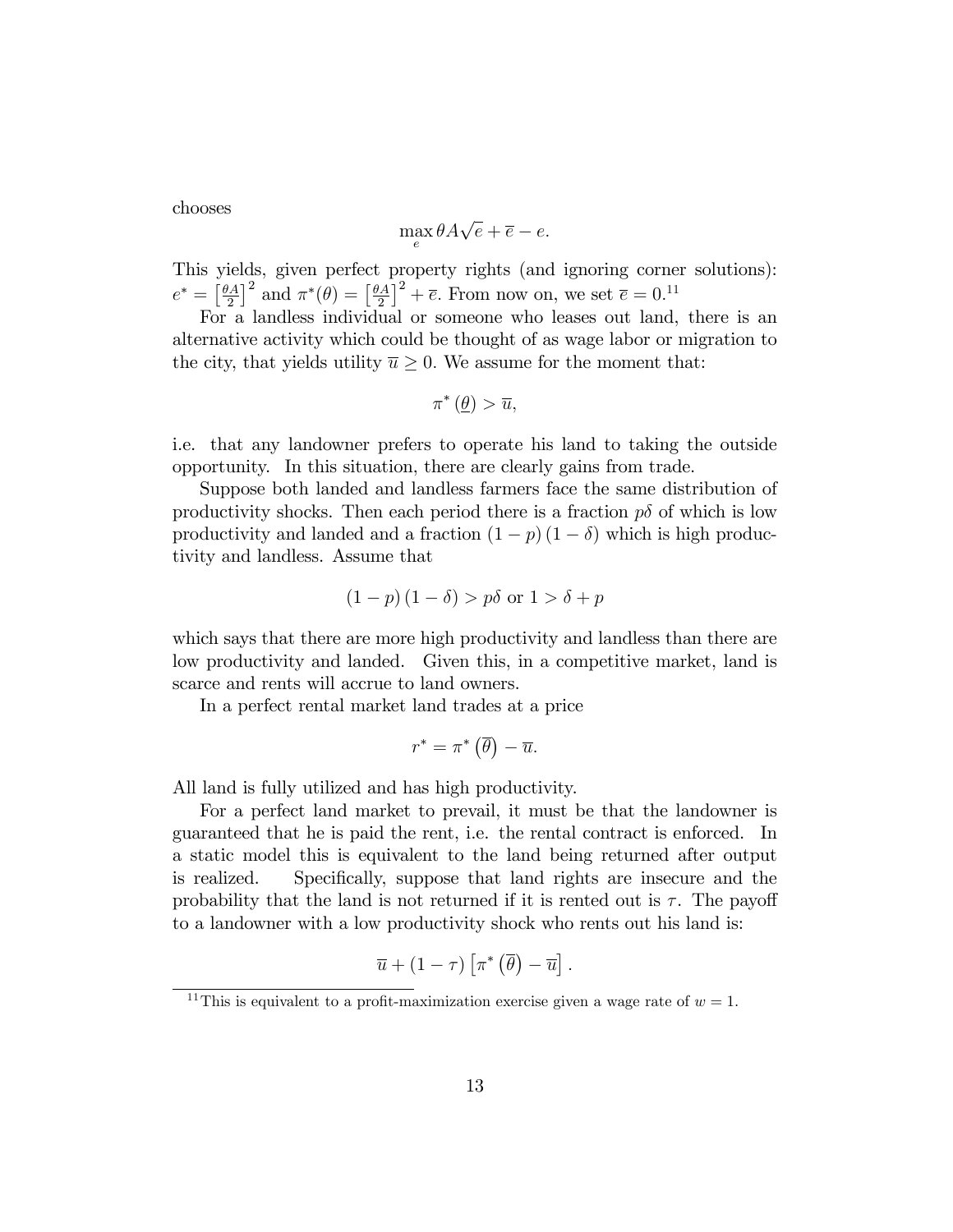chooses

$$\max_{e} \theta A\sqrt{e} + \overline{e} - e.$$

This yields, given perfect property rights (and ignoring corner solutions): $e^* = \left[\frac{\theta A}{2}\right]^2$ and $\pi^*(\theta) = \left[\frac{\theta A}{2}\right]^2 + \overline{e}$. From now on, we set $\overline{e} = 0$.[11]

For a landless individual or someone who leases out land, there is an alternative activity which could be thought of as wage labor or migration to the city, that yields utility $\overline{u} \geq 0$. We assume for the moment that:

$$\pi^*\left(\underline{\theta}\right) > \overline{u},$$

i.e. that any landowner prefers to operate his land to taking the outside opportunity. In this situation, there are clearly gains from trade.

Suppose both landed and landless farmers face the same distribution of productivity shocks. Then each period there is a fraction $p\delta$ of which is low productivity and landed and a fraction $(1-p)(1-\delta)$ which is high productivity and landless. Assume that

$$(1-p)(1-\delta) > p\delta \text{ or } 1 > \delta + p$$

which says that there are more high productivity and landless than there are low productivity and landed. Given this, in a competitive market, land is scarce and rents will accrue to land owners.

In a perfect rental market land trades at a price

$$r^* = \pi^*\left(\overline{\theta}\right) - \overline{u}.$$

All land is fully utilized and has high productivity.

For a perfect land market to prevail, it must be that the landowner is guaranteed that he is paid the rent, i.e. the rental contract is enforced. In a static model this is equivalent to the land being returned after output is realized. Specifically, suppose that land rights are insecure and the probability that the land is not returned if it is rented out is $\tau$. The payoff to a landowner with a low productivity shock who rents out his land is:

$$\overline{u} + (1-\tau)\left[\pi^*\left(\overline{\theta}\right) - \overline{u}\right].$$

[11] This is equivalent to a profit-maximization exercise given a wage rate of $w = 1$.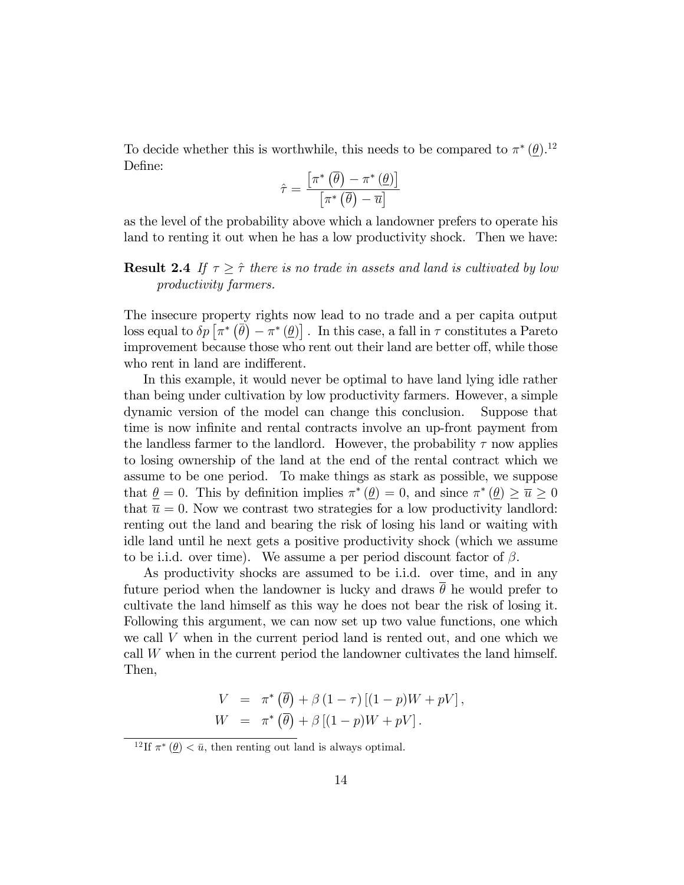To decide whether this is worthwhile, this needs to be compared to $\pi^*(\underline{\theta})$.[12] Define:

$$\hat{\tau} = \frac{\left[\pi^*\left(\overline{\theta}\right) - \pi^*\left(\underline{\theta}\right)\right]}{\left[\pi^*\left(\overline{\theta}\right) - \overline{u}\right]}$$

as the level of the probability above which a landowner prefers to operate his land to renting it out when he has a low productivity shock. Then we have:

**Result 2.4** *If $\tau \geq \hat{\tau}$ there is no trade in assets and land is cultivated by low productivity farmers.*

The insecure property rights now lead to no trade and a per capita output loss equal to $\delta p \left[\pi^*\left(\overline{\theta}\right) - \pi^*\left(\underline{\theta}\right)\right]$. In this case, a fall in $\tau$ constitutes a Pareto improvement because those who rent out their land are better off, while those who rent in land are indifferent.

In this example, it would never be optimal to have land lying idle rather than being under cultivation by low productivity farmers. However, a simple dynamic version of the model can change this conclusion. Suppose that time is now infinite and rental contracts involve an up-front payment from the landless farmer to the landlord. However, the probability $\tau$ now applies to losing ownership of the land at the end of the rental contract which we assume to be one period. To make things as stark as possible, we suppose that $\underline{\theta} = 0$. This by definition implies $\pi^*(\underline{\theta}) = 0$, and since $\pi^*(\underline{\theta}) \geq \overline{u} \geq 0$ that $\overline{u} = 0$. Now we contrast two strategies for a low productivity landlord: renting out the land and bearing the risk of losing his land or waiting with idle land until he next gets a positive productivity shock (which we assume to be i.i.d. over time). We assume a per period discount factor of $\beta$.

As productivity shocks are assumed to be i.i.d. over time, and in any future period when the landowner is lucky and draws $\overline{\theta}$ he would prefer to cultivate the land himself as this way he does not bear the risk of losing it. Following this argument, we can now set up two value functions, one which we call $V$ when in the current period land is rented out, and one which we call $W$ when in the current period the landowner cultivates the land himself. Then,

$$\begin{aligned} V &= \pi^*\left(\overline{\theta}\right) + \beta\left(1 - \tau\right)\left[(1-p)W + pV\right], \\ W &= \pi^*\left(\overline{\theta}\right) + \beta\left[(1-p)W + pV\right]. \end{aligned}$$

[12] If $\pi^*(\underline{\theta}) < \bar{u}$, then renting out land is always optimal.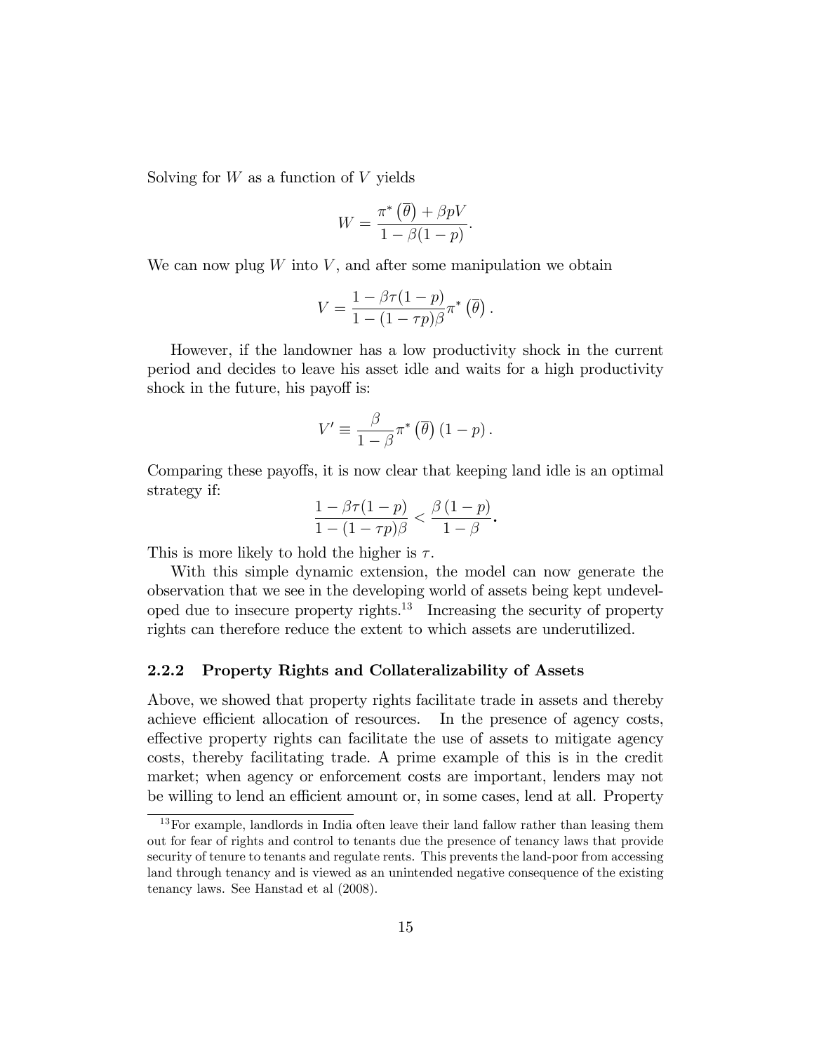Solving for $W$ as a function of $V$ yields

$$W = \frac{\pi^*\left(\overline{\theta}\right) + \beta p V}{1 - \beta(1-p)}.$$

We can now plug $W$ into $V$, and after some manipulation we obtain

$$V = \frac{1 - \beta\tau(1-p)}{1 - (1-\tau p)\beta}\pi^*\left(\overline{\theta}\right).$$

However, if the landowner has a low productivity shock in the current period and decides to leave his asset idle and waits for a high productivity shock in the future, his payoff is:

$$V' \equiv \frac{\beta}{1-\beta}\pi^*\left(\overline{\theta}\right)(1-p).$$

Comparing these payoffs, it is now clear that keeping land idle is an optimal strategy if:

$$\frac{1 - \beta\tau(1-p)}{1 - (1-\tau p)\beta} < \frac{\beta(1-p)}{1-\beta}.$$

This is more likely to hold the higher is $\tau$.

With this simple dynamic extension, the model can now generate the observation that we see in the developing world of assets being kept undeveloped due to insecure property rights.[13] Increasing the security of property rights can therefore reduce the extent to which assets are underutilized.

### 2.2.2 Property Rights and Collateralizability of Assets

Above, we showed that property rights facilitate trade in assets and thereby achieve efficient allocation of resources. In the presence of agency costs, effective property rights can facilitate the use of assets to mitigate agency costs, thereby facilitating trade. A prime example of this is in the credit market; when agency or enforcement costs are important, lenders may not be willing to lend an efficient amount or, in some cases, lend at all. Property

[13] For example, landlords in India often leave their land fallow rather than leasing them out for fear of rights and control to tenants due the presence of tenancy laws that provide security of tenure to tenants and regulate rents. This prevents the land-poor from accessing land through tenancy and is viewed as an unintended negative consequence of the existing tenancy laws. See Hanstad et al (2008).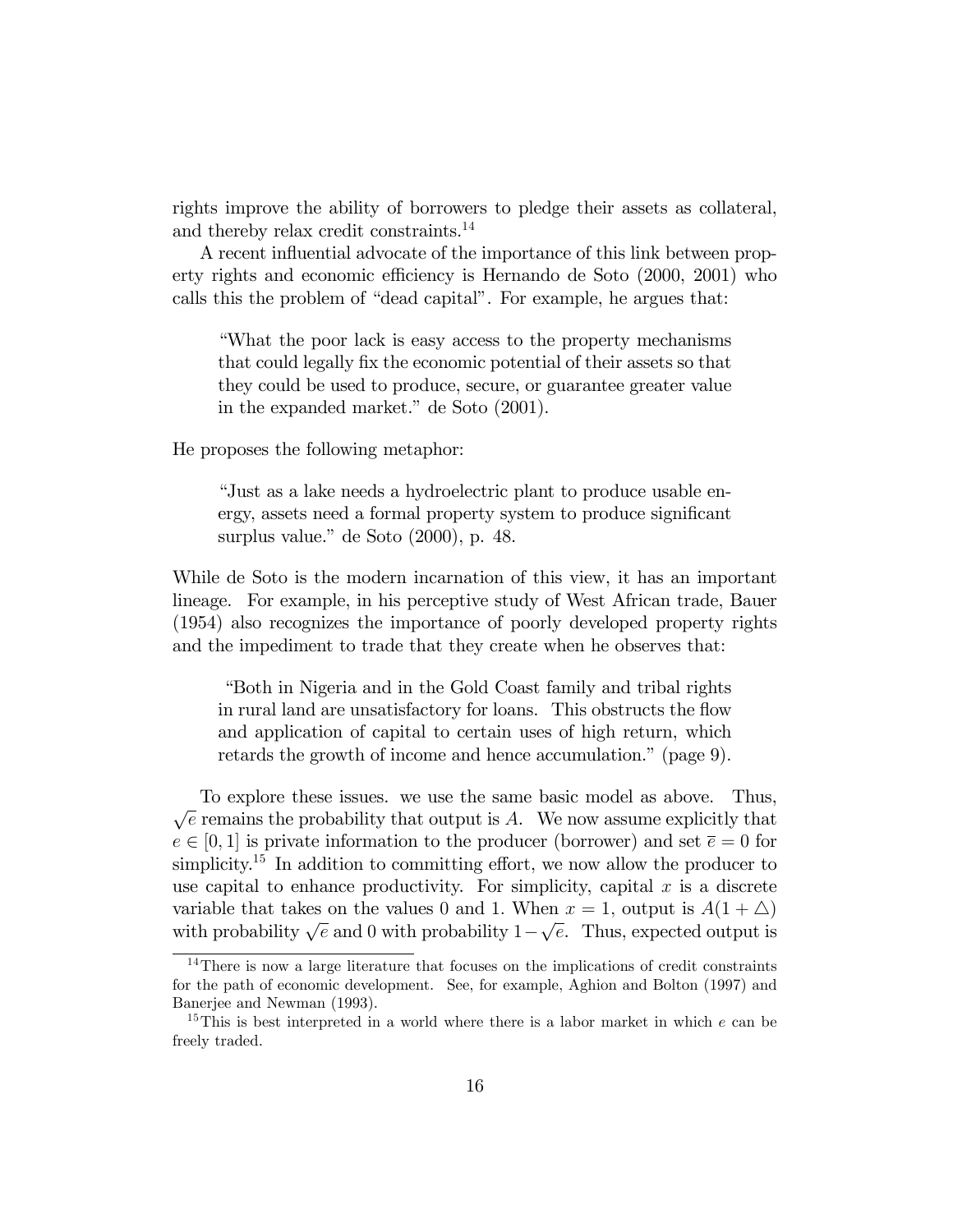rights improve the ability of borrowers to pledge their assets as collateral, and thereby relax credit constraints.[14]

A recent influential advocate of the importance of this link between property rights and economic efficiency is Hernando de Soto (2000, 2001) who calls this the problem of "dead capital". For example, he argues that:

> "What the poor lack is easy access to the property mechanisms that could legally fix the economic potential of their assets so that they could be used to produce, secure, or guarantee greater value in the expanded market." de Soto (2001).

He proposes the following metaphor:

> "Just as a lake needs a hydroelectric plant to produce usable energy, assets need a formal property system to produce significant surplus value." de Soto (2000), p. 48.

While de Soto is the modern incarnation of this view, it has an important lineage. For example, in his perceptive study of West African trade, Bauer (1954) also recognizes the importance of poorly developed property rights and the impediment to trade that they create when he observes that:

> "Both in Nigeria and in the Gold Coast family and tribal rights in rural land are unsatisfactory for loans. This obstructs the flow and application of capital to certain uses of high return, which retards the growth of income and hence accumulation." (page 9).

To explore these issues. we use the same basic model as above. Thus, $\sqrt{e}$ remains the probability that output is $A$. We now assume explicitly that $e \in [0, 1]$ is private information to the producer (borrower) and set $\bar{e} = 0$ for simplicity.[15] In addition to committing effort, we now allow the producer to use capital to enhance productivity. For simplicity, capital $x$ is a discrete variable that takes on the values 0 and 1. When $x = 1$, output is $A(1 + \triangle)$ with probability $\sqrt{e}$ and 0 with probability $1 - \sqrt{e}$. Thus, expected output is

[14] There is now a large literature that focuses on the implications of credit constraints for the path of economic development. See, for example, Aghion and Bolton (1997) and Banerjee and Newman (1993).

[15] This is best interpreted in a world where there is a labor market in which $e$ can be freely traded.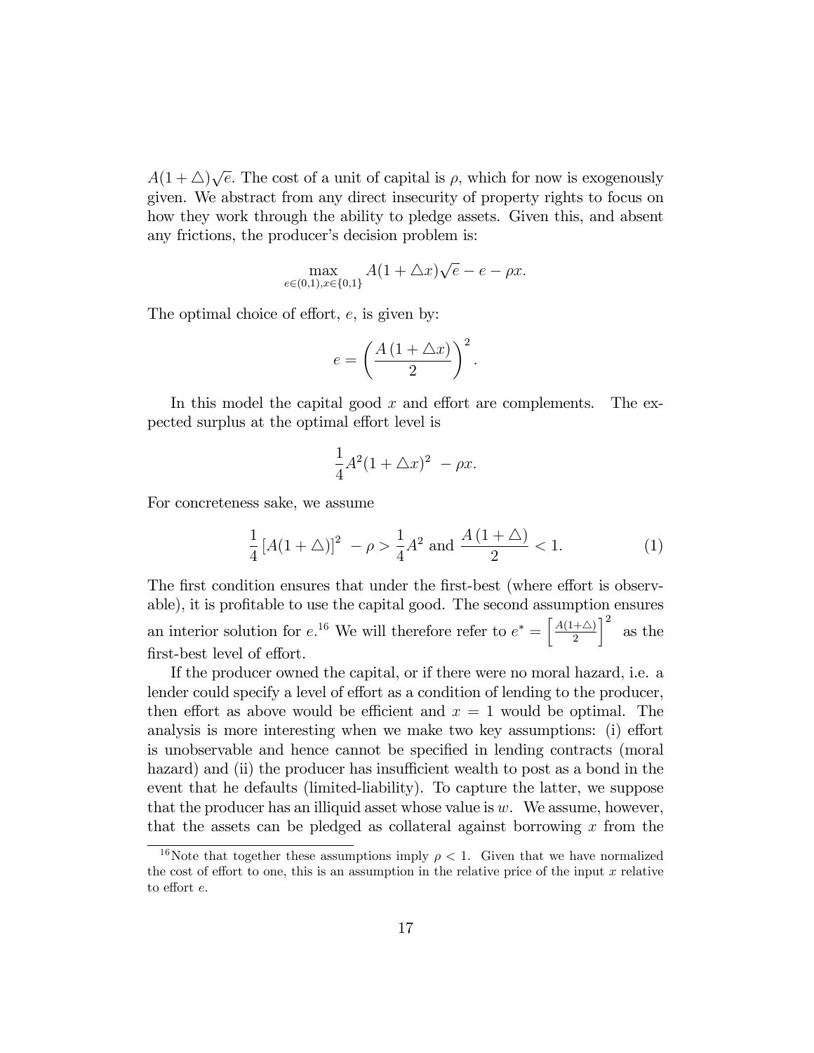$A(1 + \triangle)\sqrt{e}$. The cost of a unit of capital is $\rho$, which for now is exogenously given. We abstract from any direct insecurity of property rights to focus on how they work through the ability to pledge assets. Given this, and absent any frictions, the producer's decision problem is:

$$\max_{e \in (0,1), x \in \{0,1\}} A(1 + \triangle x)\sqrt{e} - e - \rho x.$$

The optimal choice of effort, $e$, is given by:

$$e = \left( \frac{A(1 + \triangle x)}{2} \right)^2.$$

In this model the capital good $x$ and effort are complements. The expected surplus at the optimal effort level is

$$\frac{1}{4} A^2 (1 + \triangle x)^2 - \rho x.$$

For concreteness sake, we assume

$$\frac{1}{4} \left[ A(1 + \triangle) \right]^2 - \rho > \frac{1}{4} A^2 \text{ and } \frac{A(1 + \triangle)}{2} < 1. \tag{1}$$

The first condition ensures that under the first-best (where effort is observable), it is profitable to use the capital good. The second assumption ensures an interior solution for $e$.[16] We will therefore refer to $e^* = \left[ \frac{A(1+\triangle)}{2} \right]^2$ as the first-best level of effort.

If the producer owned the capital, or if there were no moral hazard, i.e. a lender could specify a level of effort as a condition of lending to the producer, then effort as above would be efficient and $x = 1$ would be optimal. The analysis is more interesting when we make two key assumptions: (i) effort is unobservable and hence cannot be specified in lending contracts (moral hazard) and (ii) the producer has insufficient wealth to post as a bond in the event that he defaults (limited-liability). To capture the latter, we suppose that the producer has an illiquid asset whose value is $w$. We assume, however, that the assets can be pledged as collateral against borrowing $x$ from the

[16] Note that together these assumptions imply $\rho < 1$. Given that we have normalized the cost of effort to one, this is an assumption in the relative price of the input $x$ relative to effort $e$.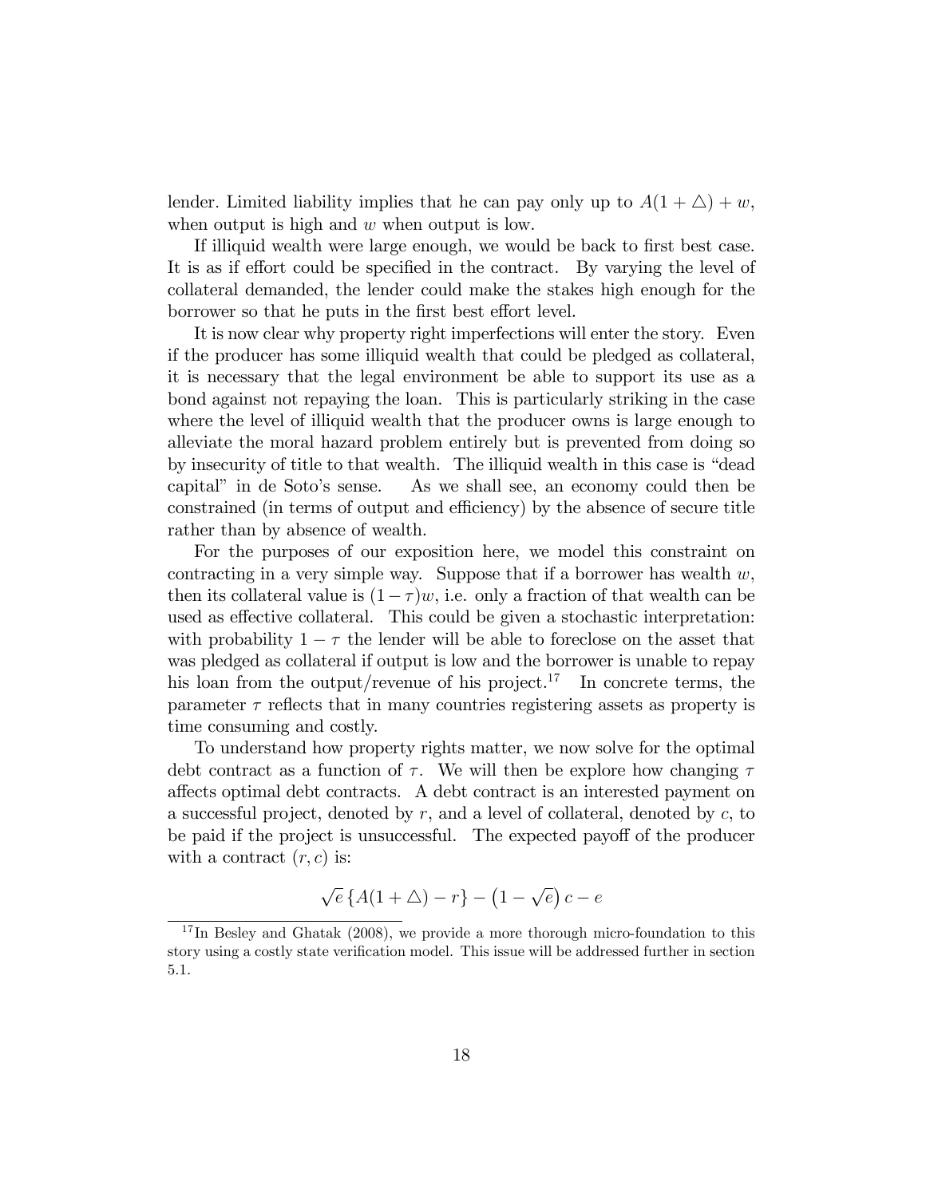lender. Limited liability implies that he can pay only up to $A(1+\triangle)+w$, when output is high and $w$ when output is low.

If illiquid wealth were large enough, we would be back to first best case. It is as if effort could be specified in the contract. By varying the level of collateral demanded, the lender could make the stakes high enough for the borrower so that he puts in the first best effort level.

It is now clear why property right imperfections will enter the story. Even if the producer has some illiquid wealth that could be pledged as collateral, it is necessary that the legal environment be able to support its use as a bond against not repaying the loan. This is particularly striking in the case where the level of illiquid wealth that the producer owns is large enough to alleviate the moral hazard problem entirely but is prevented from doing so by insecurity of title to that wealth. The illiquid wealth in this case is "dead capital" in de Soto's sense. As we shall see, an economy could then be constrained (in terms of output and efficiency) by the absence of secure title rather than by absence of wealth.

For the purposes of our exposition here, we model this constraint on contracting in a very simple way. Suppose that if a borrower has wealth $w$, then its collateral value is $(1-\tau)w$, i.e. only a fraction of that wealth can be used as effective collateral. This could be given a stochastic interpretation: with probability $1-\tau$ the lender will be able to foreclose on the asset that was pledged as collateral if output is low and the borrower is unable to repay his loan from the output/revenue of his project.[17] In concrete terms, the parameter $\tau$ reflects that in many countries registering assets as property is time consuming and costly.

To understand how property rights matter, we now solve for the optimal debt contract as a function of $\tau$. We will then be explore how changing $\tau$ affects optimal debt contracts. A debt contract is an interested payment on a successful project, denoted by $r$, and a level of collateral, denoted by $c$, to be paid if the project is unsuccessful. The expected payoff of the producer with a contract $(r,c)$ is:

$$\sqrt{e}\left\{A(1+\triangle)-r\right\}-\left(1-\sqrt{e}\right)c-e$$

[17] In Besley and Ghatak (2008), we provide a more thorough micro-foundation to this story using a costly state verification model. This issue will be addressed further in section 5.1.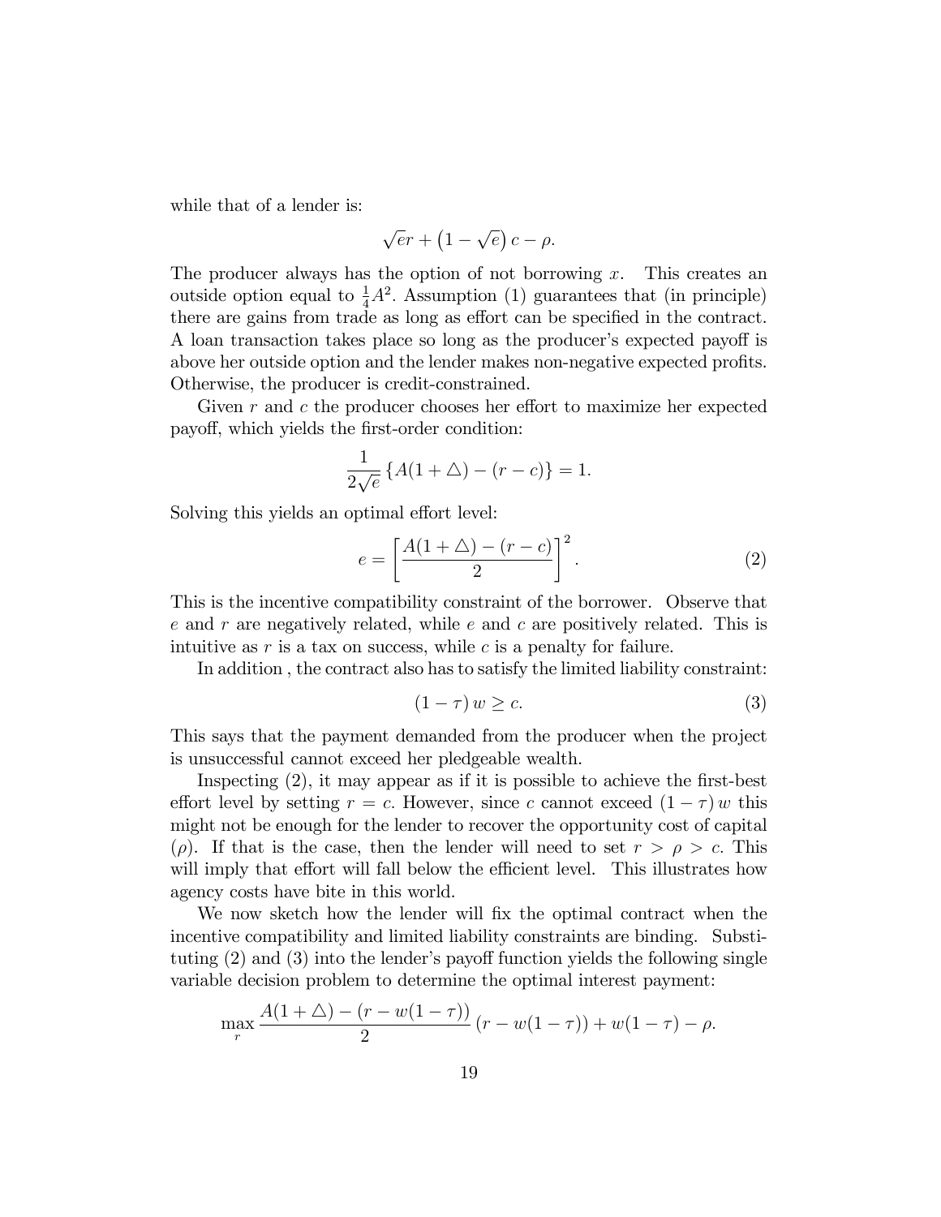while that of a lender is:

$$\sqrt{e}r + \left(1 - \sqrt{e}\right) c - \rho.$$

The producer always has the option of not borrowing $x$. This creates an outside option equal to $\frac{1}{4}A^2$. Assumption (1) guarantees that (in principle) there are gains from trade as long as effort can be specified in the contract. A loan transaction takes place so long as the producer's expected payoff is above her outside option and the lender makes non-negative expected profits. Otherwise, the producer is credit-constrained.

Given $r$ and $c$ the producer chooses her effort to maximize her expected payoff, which yields the first-order condition:

$$\frac{1}{2\sqrt{e}} \left\{A(1 + \triangle) - (r - c)\right\} = 1.$$

Solving this yields an optimal effort level:

$$e = \left[\frac{A(1 + \triangle) - (r - c)}{2}\right]^2. \tag{2}$$

This is the incentive compatibility constraint of the borrower. Observe that $e$ and $r$ are negatively related, while $e$ and $c$ are positively related. This is intuitive as $r$ is a tax on success, while $c$ is a penalty for failure.

In addition , the contract also has to satisfy the limited liability constraint:

$$(1 - \tau) w \geq c. \tag{3}$$

This says that the payment demanded from the producer when the project is unsuccessful cannot exceed her pledgeable wealth.

Inspecting (2), it may appear as if it is possible to achieve the first-best effort level by setting $r = c$. However, since $c$ cannot exceed $(1 - \tau) w$ this might not be enough for the lender to recover the opportunity cost of capital ($\rho$). If that is the case, then the lender will need to set $r > \rho > c$. This will imply that effort will fall below the efficient level. This illustrates how agency costs have bite in this world.

We now sketch how the lender will fix the optimal contract when the incentive compatibility and limited liability constraints are binding. Substituting (2) and (3) into the lender's payoff function yields the following single variable decision problem to determine the optimal interest payment:

$$\max_r \frac{A(1 + \triangle) - (r - w(1 - \tau))}{2} \left(r - w(1 - \tau)\right) + w(1 - \tau) - \rho.$$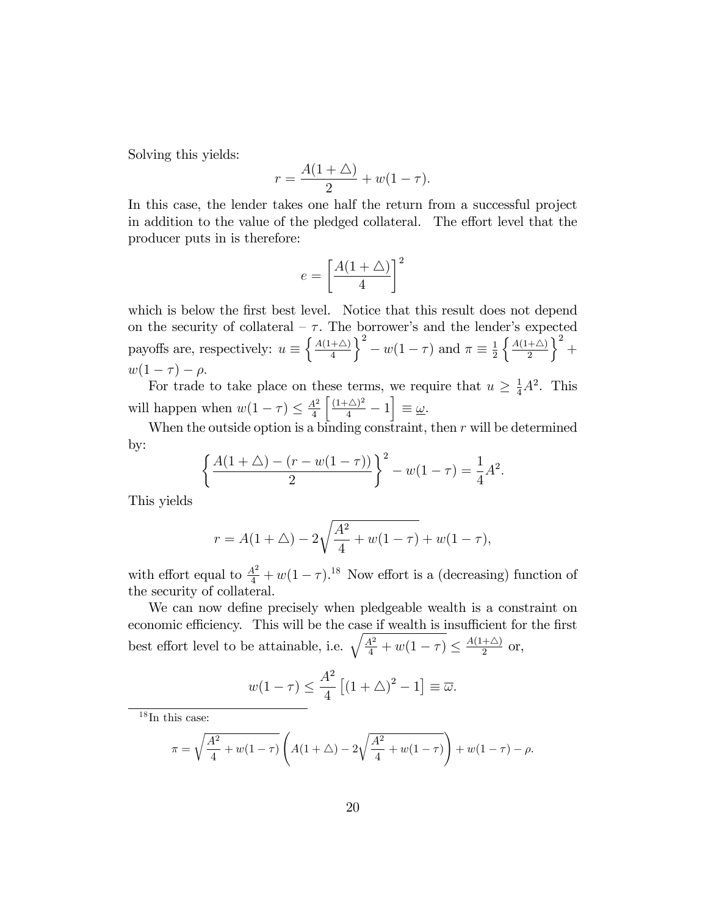Solving this yields:

$$r = \frac{A(1+\triangle)}{2} + w(1-\tau).$$

In this case, the lender takes one half the return from a successful project in addition to the value of the pledged collateral. The effort level that the producer puts in is therefore:

$$e = \left[\frac{A(1+\triangle)}{4}\right]^2$$

which is below the first best level. Notice that this result does not depend on the security of collateral – $\tau$. The borrower's and the lender's expected payoffs are, respectively: $u \equiv \left\{\frac{A(1+\triangle)}{4}\right\}^2 - w(1-\tau)$ and $\pi \equiv \frac{1}{2}\left\{\frac{A(1+\triangle)}{2}\right\}^2 + w(1-\tau) - \rho$.

For trade to take place on these terms, we require that $u \geq \frac{1}{4}A^2$. This will happen when $w(1-\tau) \leq \frac{A^2}{4}\left[\frac{(1+\triangle)^2}{4} - 1\right] \equiv \underline{\omega}$.

When the outside option is a binding constraint, then $r$ will be determined by:

$$\left\{\frac{A(1+\triangle) - (r - w(1-\tau))}{2}\right\}^2 - w(1-\tau) = \frac{1}{4}A^2.$$

This yields

$$r = A(1+\triangle) - 2\sqrt{\frac{A^2}{4} + w(1-\tau)} + w(1-\tau),$$

with effort equal to $\frac{A^2}{4} + w(1-\tau)$.[18] Now effort is a (decreasing) function of the security of collateral.

We can now define precisely when pledgeable wealth is a constraint on economic efficiency. This will be the case if wealth is insufficient for the first best effort level to be attainable, i.e. $\sqrt{\frac{A^2}{4} + w(1-\tau)} \leq \frac{A(1+\triangle)}{2}$ or,

$$w(1-\tau) \leq \frac{A^2}{4}\left[(1+\triangle)^2 - 1\right] \equiv \overline{\omega}.$$

[18] In this case:

$$\pi = \sqrt{\frac{A^2}{4} + w(1-\tau)}\left(A(1+\triangle) - 2\sqrt{\frac{A^2}{4} + w(1-\tau)}\right) + w(1-\tau) - \rho.$$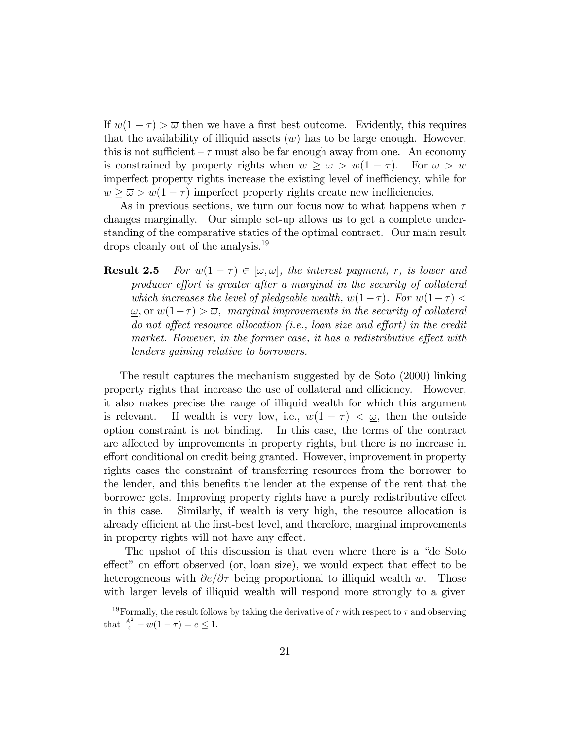If $w(1-\tau) > \overline{\omega}$ then we have a first best outcome. Evidently, this requires that the availability of illiquid assets ($w$) has to be large enough. However, this is not sufficient – $\tau$ must also be far enough away from one. An economy is constrained by property rights when $w \geq \overline{\omega} > w(1-\tau)$. For $\overline{\omega} > w$ imperfect property rights increase the existing level of inefficiency, while for $w \geq \overline{\omega} > w(1-\tau)$ imperfect property rights create new inefficiencies.

As in previous sections, we turn our focus now to what happens when $\tau$ changes marginally. Our simple set-up allows us to get a complete understanding of the comparative statics of the optimal contract. Our main result drops cleanly out of the analysis.[19]

**Result 2.5** *For $w(1-\tau) \in [\underline{\omega}, \overline{\omega}]$, the interest payment, $r$, is lower and producer effort is greater after a marginal in the security of collateral which increases the level of pledgeable wealth, $w(1-\tau)$. For $w(1-\tau) < \underline{\omega}$,* or *$w(1-\tau) > \overline{\omega}$, marginal improvements in the security of collateral do not affect resource allocation (i.e., loan size and effort) in the credit market. However, in the former case, it has a redistributive effect with lenders gaining relative to borrowers.*

The result captures the mechanism suggested by de Soto (2000) linking property rights that increase the use of collateral and efficiency. However, it also makes precise the range of illiquid wealth for which this argument is relevant. If wealth is very low, i.e., $w(1-\tau) < \underline{\omega}$, then the outside option constraint is not binding. In this case, the terms of the contract are affected by improvements in property rights, but there is no increase in effort conditional on credit being granted. However, improvement in property rights eases the constraint of transferring resources from the borrower to the lender, and this benefits the lender at the expense of the rent that the borrower gets. Improving property rights have a purely redistributive effect in this case. Similarly, if wealth is very high, the resource allocation is already efficient at the first-best level, and therefore, marginal improvements in property rights will not have any effect.

The upshot of this discussion is that even where there is a "de Soto effect" on effort observed (or, loan size), we would expect that effect to be heterogeneous with $\partial e/\partial \tau$ being proportional to illiquid wealth $w$. Those with larger levels of illiquid wealth will respond more strongly to a given

[19] Formally, the result follows by taking the derivative of $r$ with respect to $\tau$ and observing that $\frac{A^2}{4} + w(1-\tau) = e \leq 1$.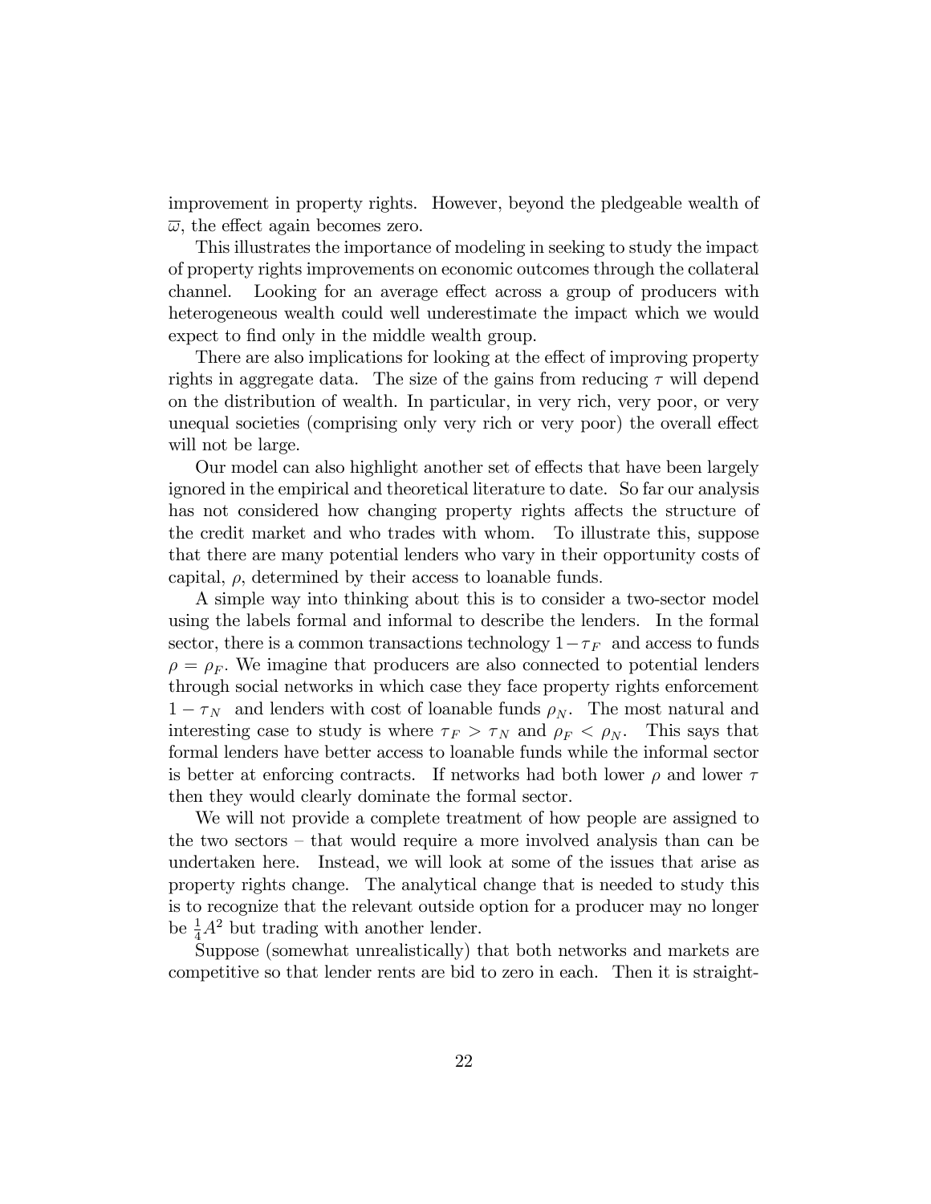improvement in property rights. However, beyond the pledgeable wealth of $\overline{\omega}$, the effect again becomes zero.

This illustrates the importance of modeling in seeking to study the impact of property rights improvements on economic outcomes through the collateral channel. Looking for an average effect across a group of producers with heterogeneous wealth could well underestimate the impact which we would expect to find only in the middle wealth group.

There are also implications for looking at the effect of improving property rights in aggregate data. The size of the gains from reducing $\tau$ will depend on the distribution of wealth. In particular, in very rich, very poor, or very unequal societies (comprising only very rich or very poor) the overall effect will not be large.

Our model can also highlight another set of effects that have been largely ignored in the empirical and theoretical literature to date. So far our analysis has not considered how changing property rights affects the structure of the credit market and who trades with whom. To illustrate this, suppose that there are many potential lenders who vary in their opportunity costs of capital, $\rho$, determined by their access to loanable funds.

A simple way into thinking about this is to consider a two-sector model using the labels formal and informal to describe the lenders. In the formal sector, there is a common transactions technology $1-\tau_F$ and access to funds $\rho = \rho_F$. We imagine that producers are also connected to potential lenders through social networks in which case they face property rights enforcement $1-\tau_N$ and lenders with cost of loanable funds $\rho_N$. The most natural and interesting case to study is where $\tau_F > \tau_N$ and $\rho_F < \rho_N$. This says that formal lenders have better access to loanable funds while the informal sector is better at enforcing contracts. If networks had both lower $\rho$ and lower $\tau$ then they would clearly dominate the formal sector.

We will not provide a complete treatment of how people are assigned to the two sectors – that would require a more involved analysis than can be undertaken here. Instead, we will look at some of the issues that arise as property rights change. The analytical change that is needed to study this is to recognize that the relevant outside option for a producer may no longer be $\frac{1}{4}A^2$ but trading with another lender.

Suppose (somewhat unrealistically) that both networks and markets are competitive so that lender rents are bid to zero in each. Then it is straight-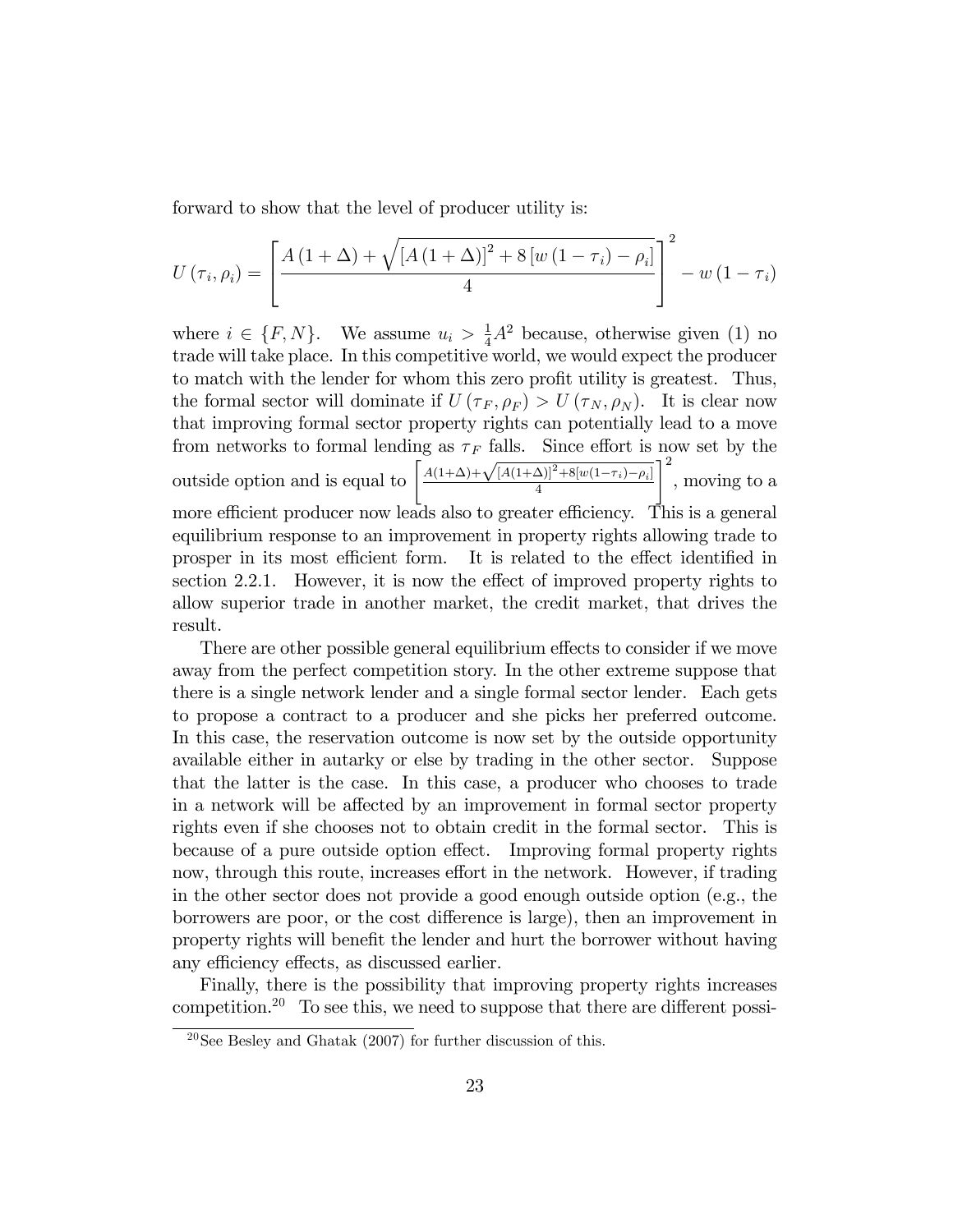forward to show that the level of producer utility is:

$$U(\tau_i, \rho_i) = \left[ \frac{A(1+\Delta) + \sqrt{[A(1+\Delta)]^2 + 8[w(1-\tau_i) - \rho_i]}}{4} \right]^2 - w(1-\tau_i)$$

where $i \in \{F, N\}$. We assume $u_i > \frac{1}{4}A^2$ because, otherwise given (1) no trade will take place. In this competitive world, we would expect the producer to match with the lender for whom this zero profit utility is greatest. Thus, the formal sector will dominate if $U(\tau_F, \rho_F) > U(\tau_N, \rho_N)$. It is clear now that improving formal sector property rights can potentially lead to a move from networks to formal lending as $\tau_F$ falls. Since effort is now set by the outside option and is equal to $\left[ \frac{A(1+\Delta) + \sqrt{[A(1+\Delta)]^2 + 8[w(1-\tau_i) - \rho_i]}}{4} \right]^2$, moving to a more efficient producer now leads also to greater efficiency. This is a general equilibrium response to an improvement in property rights allowing trade to prosper in its most efficient form. It is related to the effect identified in section 2.2.1. However, it is now the effect of improved property rights to allow superior trade in another market, the credit market, that drives the result.

There are other possible general equilibrium effects to consider if we move away from the perfect competition story. In the other extreme suppose that there is a single network lender and a single formal sector lender. Each gets to propose a contract to a producer and she picks her preferred outcome. In this case, the reservation outcome is now set by the outside opportunity available either in autarky or else by trading in the other sector. Suppose that the latter is the case. In this case, a producer who chooses to trade in a network will be affected by an improvement in formal sector property rights even if she chooses not to obtain credit in the formal sector. This is because of a pure outside option effect. Improving formal property rights now, through this route, increases effort in the network. However, if trading in the other sector does not provide a good enough outside option (e.g., the borrowers are poor, or the cost difference is large), then an improvement in property rights will benefit the lender and hurt the borrower without having any efficiency effects, as discussed earlier.

Finally, there is the possibility that improving property rights increases competition.[20] To see this, we need to suppose that there are different possi-

[20] See Besley and Ghatak (2007) for further discussion of this.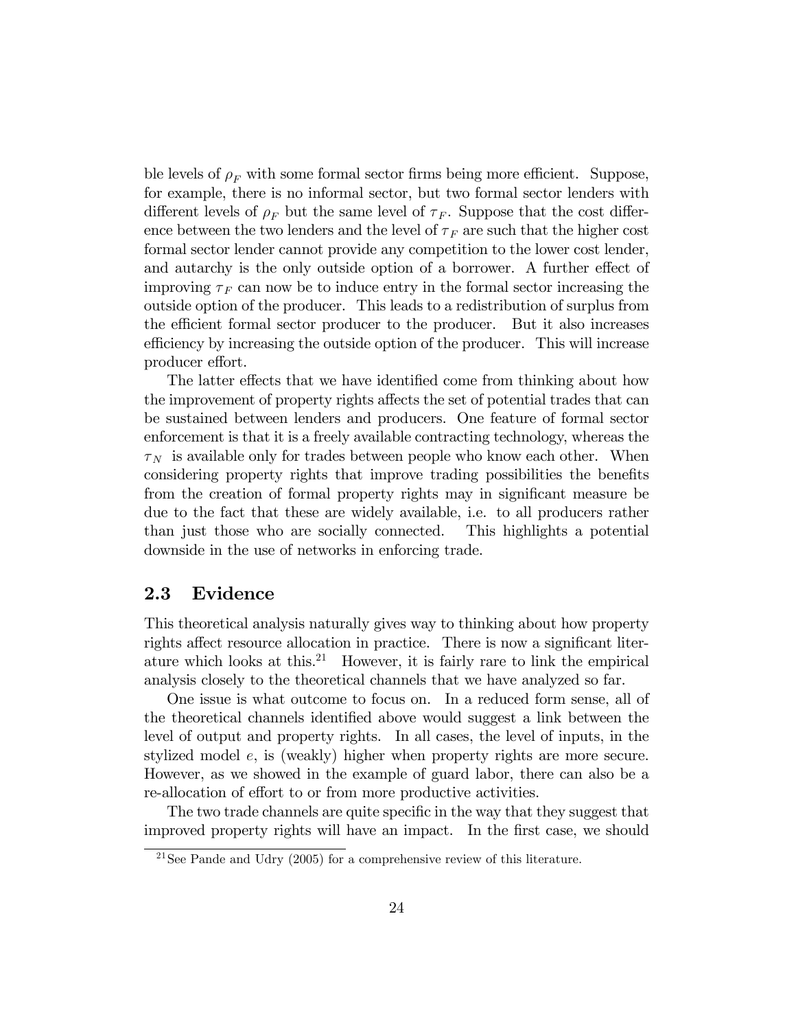ble levels of $\rho_F$ with some formal sector firms being more efficient. Suppose, for example, there is no informal sector, but two formal sector lenders with different levels of $\rho_F$ but the same level of $\tau_F$. Suppose that the cost difference between the two lenders and the level of $\tau_F$ are such that the higher cost formal sector lender cannot provide any competition to the lower cost lender, and autarchy is the only outside option of a borrower. A further effect of improving $\tau_F$ can now be to induce entry in the formal sector increasing the outside option of the producer. This leads to a redistribution of surplus from the efficient formal sector producer to the producer. But it also increases efficiency by increasing the outside option of the producer. This will increase producer effort.

The latter effects that we have identified come from thinking about how the improvement of property rights affects the set of potential trades that can be sustained between lenders and producers. One feature of formal sector enforcement is that it is a freely available contracting technology, whereas the $\tau_N$ is available only for trades between people who know each other. When considering property rights that improve trading possibilities the benefits from the creation of formal property rights may in significant measure be due to the fact that these are widely available, i.e. to all producers rather than just those who are socially connected. This highlights a potential downside in the use of networks in enforcing trade.

## 2.3 Evidence

This theoretical analysis naturally gives way to thinking about how property rights affect resource allocation in practice. There is now a significant literature which looks at this.[21] However, it is fairly rare to link the empirical analysis closely to the theoretical channels that we have analyzed so far.

One issue is what outcome to focus on. In a reduced form sense, all of the theoretical channels identified above would suggest a link between the level of output and property rights. In all cases, the level of inputs, in the stylized model $e$, is (weakly) higher when property rights are more secure. However, as we showed in the example of guard labor, there can also be a re-allocation of effort to or from more productive activities.

The two trade channels are quite specific in the way that they suggest that improved property rights will have an impact. In the first case, we should

[21] See Pande and Udry (2005) for a comprehensive review of this literature.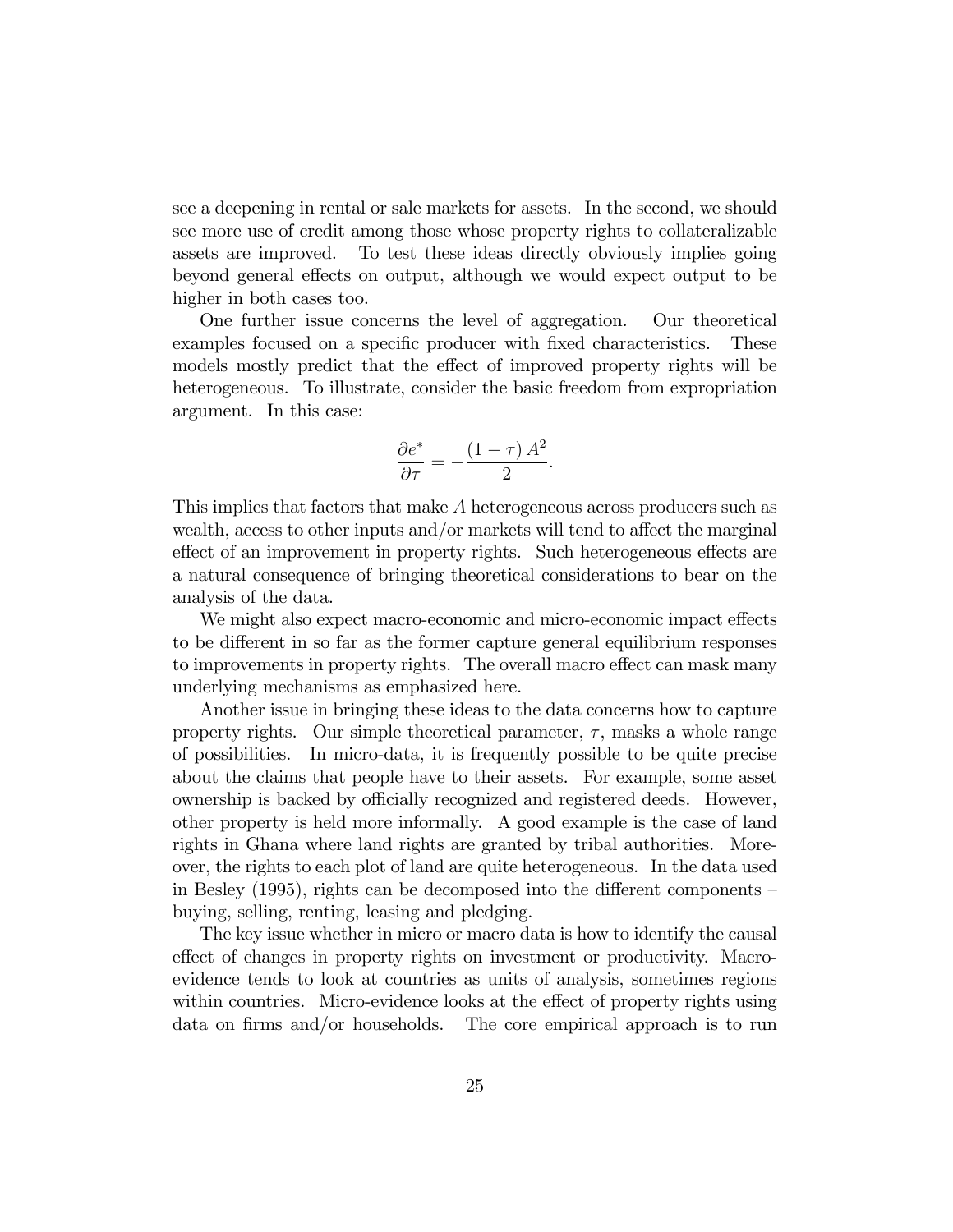see a deepening in rental or sale markets for assets. In the second, we should see more use of credit among those whose property rights to collateralizable assets are improved. To test these ideas directly obviously implies going beyond general effects on output, although we would expect output to be higher in both cases too.

One further issue concerns the level of aggregation. Our theoretical examples focused on a specific producer with fixed characteristics. These models mostly predict that the effect of improved property rights will be heterogeneous. To illustrate, consider the basic freedom from expropriation argument. In this case:

$$\frac{\partial e^{*}}{\partial \tau} = -\frac{(1-\tau) A^{2}}{2}.$$

This implies that factors that make $A$ heterogeneous across producers such as wealth, access to other inputs and/or markets will tend to affect the marginal effect of an improvement in property rights. Such heterogeneous effects are a natural consequence of bringing theoretical considerations to bear on the analysis of the data.

We might also expect macro-economic and micro-economic impact effects to be different in so far as the former capture general equilibrium responses to improvements in property rights. The overall macro effect can mask many underlying mechanisms as emphasized here.

Another issue in bringing these ideas to the data concerns how to capture property rights. Our simple theoretical parameter, $\tau$, masks a whole range of possibilities. In micro-data, it is frequently possible to be quite precise about the claims that people have to their assets. For example, some asset ownership is backed by officially recognized and registered deeds. However, other property is held more informally. A good example is the case of land rights in Ghana where land rights are granted by tribal authorities. Moreover, the rights to each plot of land are quite heterogeneous. In the data used in Besley (1995), rights can be decomposed into the different components – buying, selling, renting, leasing and pledging.

The key issue whether in micro or macro data is how to identify the causal effect of changes in property rights on investment or productivity. Macro-evidence tends to look at countries as units of analysis, sometimes regions within countries. Micro-evidence looks at the effect of property rights using data on firms and/or households. The core empirical approach is to run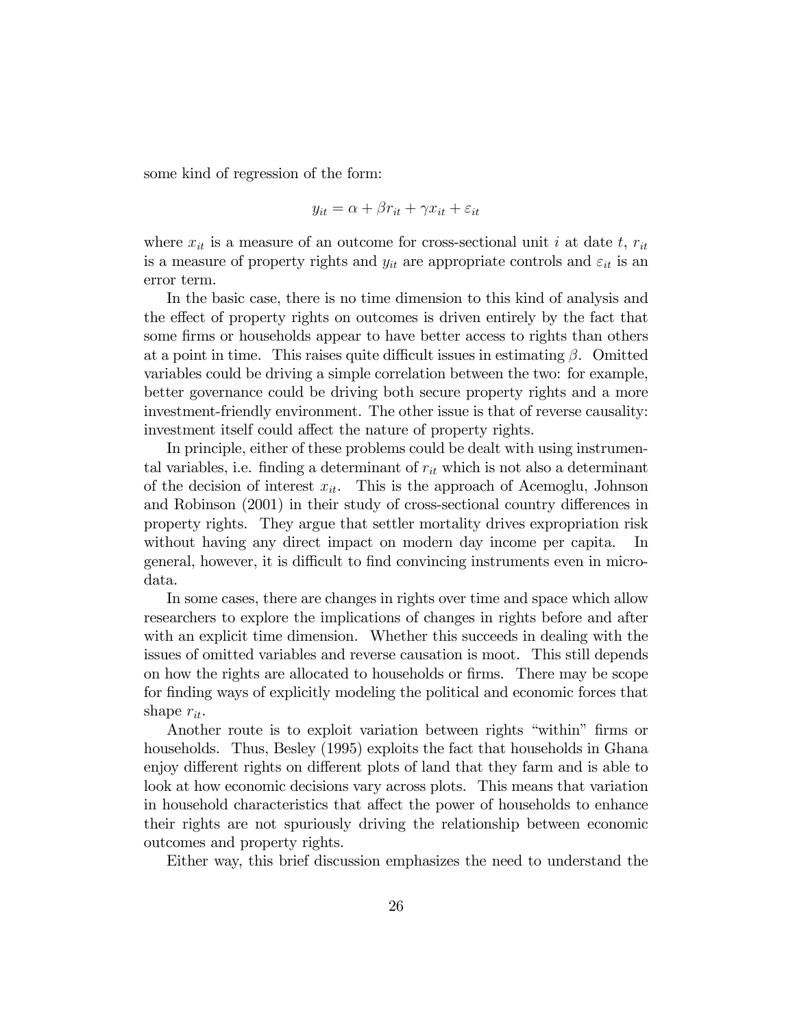some kind of regression of the form:

$$y_{it} = \alpha + \beta r_{it} + \gamma x_{it} + \varepsilon_{it}$$

where $x_{it}$ is a measure of an outcome for cross-sectional unit $i$ at date $t$, $r_{it}$ is a measure of property rights and $y_{it}$ are appropriate controls and $\varepsilon_{it}$ is an error term.

In the basic case, there is no time dimension to this kind of analysis and the effect of property rights on outcomes is driven entirely by the fact that some firms or households appear to have better access to rights than others at a point in time. This raises quite difficult issues in estimating $\beta$. Omitted variables could be driving a simple correlation between the two: for example, better governance could be driving both secure property rights and a more investment-friendly environment. The other issue is that of reverse causality: investment itself could affect the nature of property rights.

In principle, either of these problems could be dealt with using instrumental variables, i.e. finding a determinant of $r_{it}$ which is not also a determinant of the decision of interest $x_{it}$. This is the approach of Acemoglu, Johnson and Robinson (2001) in their study of cross-sectional country differences in property rights. They argue that settler mortality drives expropriation risk without having any direct impact on modern day income per capita. In general, however, it is difficult to find convincing instruments even in micro-data.

In some cases, there are changes in rights over time and space which allow researchers to explore the implications of changes in rights before and after with an explicit time dimension. Whether this succeeds in dealing with the issues of omitted variables and reverse causation is moot. This still depends on how the rights are allocated to households or firms. There may be scope for finding ways of explicitly modeling the political and economic forces that shape $r_{it}$.

Another route is to exploit variation between rights "within" firms or households. Thus, Besley (1995) exploits the fact that households in Ghana enjoy different rights on different plots of land that they farm and is able to look at how economic decisions vary across plots. This means that variation in household characteristics that affect the power of households to enhance their rights are not spuriously driving the relationship between economic outcomes and property rights.

Either way, this brief discussion emphasizes the need to understand the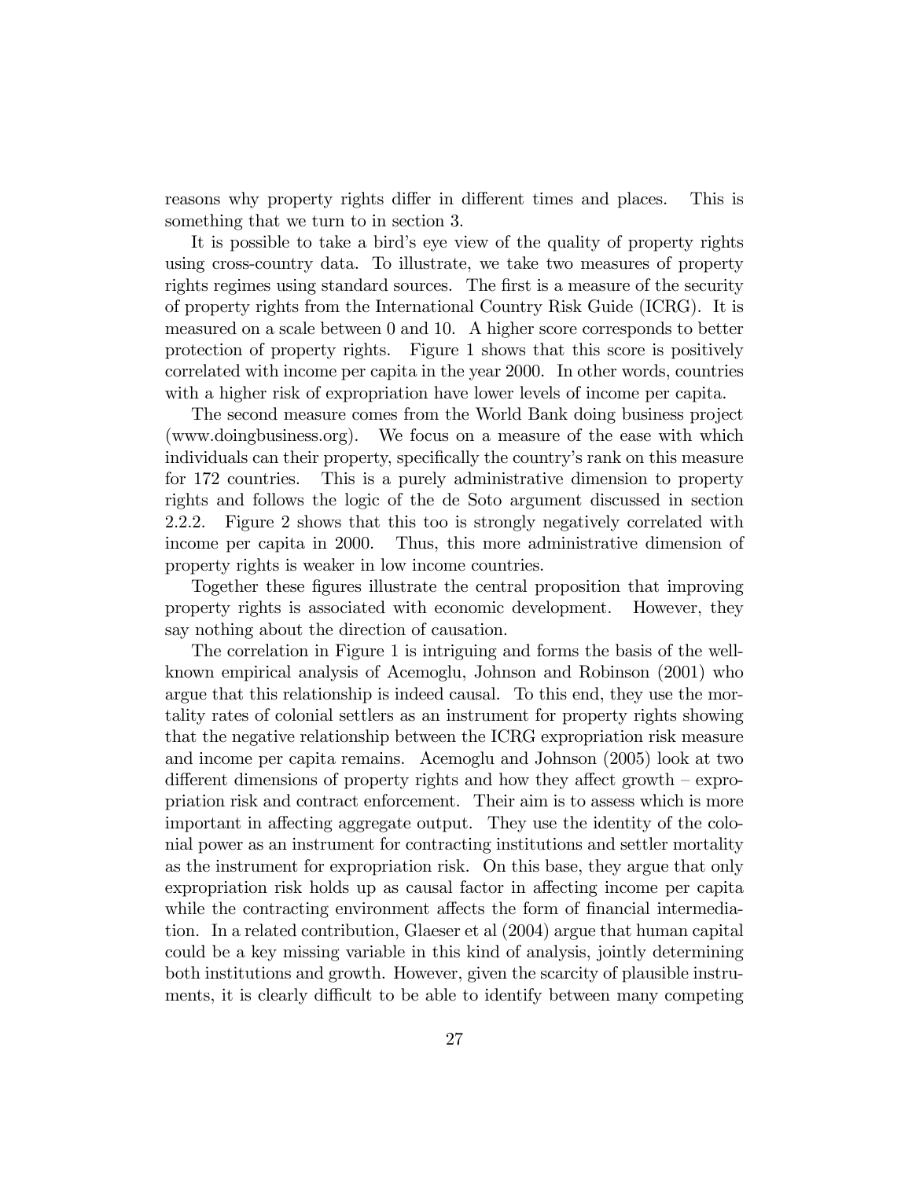reasons why property rights differ in different times and places. This is something that we turn to in section 3.

It is possible to take a bird's eye view of the quality of property rights using cross-country data. To illustrate, we take two measures of property rights regimes using standard sources. The first is a measure of the security of property rights from the International Country Risk Guide (ICRG). It is measured on a scale between 0 and 10. A higher score corresponds to better protection of property rights. Figure 1 shows that this score is positively correlated with income per capita in the year 2000. In other words, countries with a higher risk of expropriation have lower levels of income per capita.

The second measure comes from the World Bank doing business project (www.doingbusiness.org). We focus on a measure of the ease with which individuals can their property, specifically the country's rank on this measure for 172 countries. This is a purely administrative dimension to property rights and follows the logic of the de Soto argument discussed in section 2.2.2. Figure 2 shows that this too is strongly negatively correlated with income per capita in 2000. Thus, this more administrative dimension of property rights is weaker in low income countries.

Together these figures illustrate the central proposition that improving property rights is associated with economic development. However, they say nothing about the direction of causation.

The correlation in Figure 1 is intriguing and forms the basis of the well-known empirical analysis of Acemoglu, Johnson and Robinson (2001) who argue that this relationship is indeed causal. To this end, they use the mortality rates of colonial settlers as an instrument for property rights showing that the negative relationship between the ICRG expropriation risk measure and income per capita remains. Acemoglu and Johnson (2005) look at two different dimensions of property rights and how they affect growth – expropriation risk and contract enforcement. Their aim is to assess which is more important in affecting aggregate output. They use the identity of the colonial power as an instrument for contracting institutions and settler mortality as the instrument for expropriation risk. On this base, they argue that only expropriation risk holds up as causal factor in affecting income per capita while the contracting environment affects the form of financial intermediation. In a related contribution, Glaeser et al (2004) argue that human capital could be a key missing variable in this kind of analysis, jointly determining both institutions and growth. However, given the scarcity of plausible instruments, it is clearly difficult to be able to identify between many competing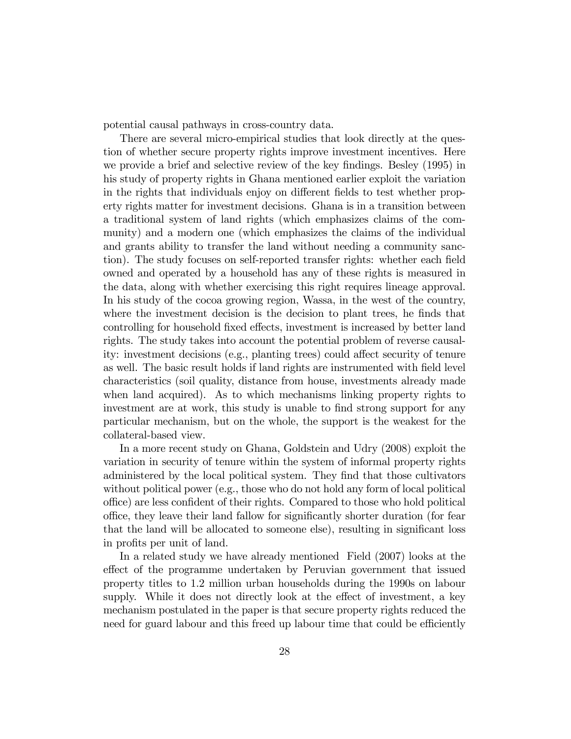potential causal pathways in cross-country data.

There are several micro-empirical studies that look directly at the question of whether secure property rights improve investment incentives. Here we provide a brief and selective review of the key findings. Besley (1995) in his study of property rights in Ghana mentioned earlier exploit the variation in the rights that individuals enjoy on different fields to test whether property rights matter for investment decisions. Ghana is in a transition between a traditional system of land rights (which emphasizes claims of the community) and a modern one (which emphasizes the claims of the individual and grants ability to transfer the land without needing a community sanction). The study focuses on self-reported transfer rights: whether each field owned and operated by a household has any of these rights is measured in the data, along with whether exercising this right requires lineage approval. In his study of the cocoa growing region, Wassa, in the west of the country, where the investment decision is the decision to plant trees, he finds that controlling for household fixed effects, investment is increased by better land rights. The study takes into account the potential problem of reverse causality: investment decisions (e.g., planting trees) could affect security of tenure as well. The basic result holds if land rights are instrumented with field level characteristics (soil quality, distance from house, investments already made when land acquired). As to which mechanisms linking property rights to investment are at work, this study is unable to find strong support for any particular mechanism, but on the whole, the support is the weakest for the collateral-based view.

In a more recent study on Ghana, Goldstein and Udry (2008) exploit the variation in security of tenure within the system of informal property rights administered by the local political system. They find that those cultivators without political power (e.g., those who do not hold any form of local political office) are less confident of their rights. Compared to those who hold political office, they leave their land fallow for significantly shorter duration (for fear that the land will be allocated to someone else), resulting in significant loss in profits per unit of land.

In a related study we have already mentioned Field (2007) looks at the effect of the programme undertaken by Peruvian government that issued property titles to 1.2 million urban households during the 1990s on labour supply. While it does not directly look at the effect of investment, a key mechanism postulated in the paper is that secure property rights reduced the need for guard labour and this freed up labour time that could be efficiently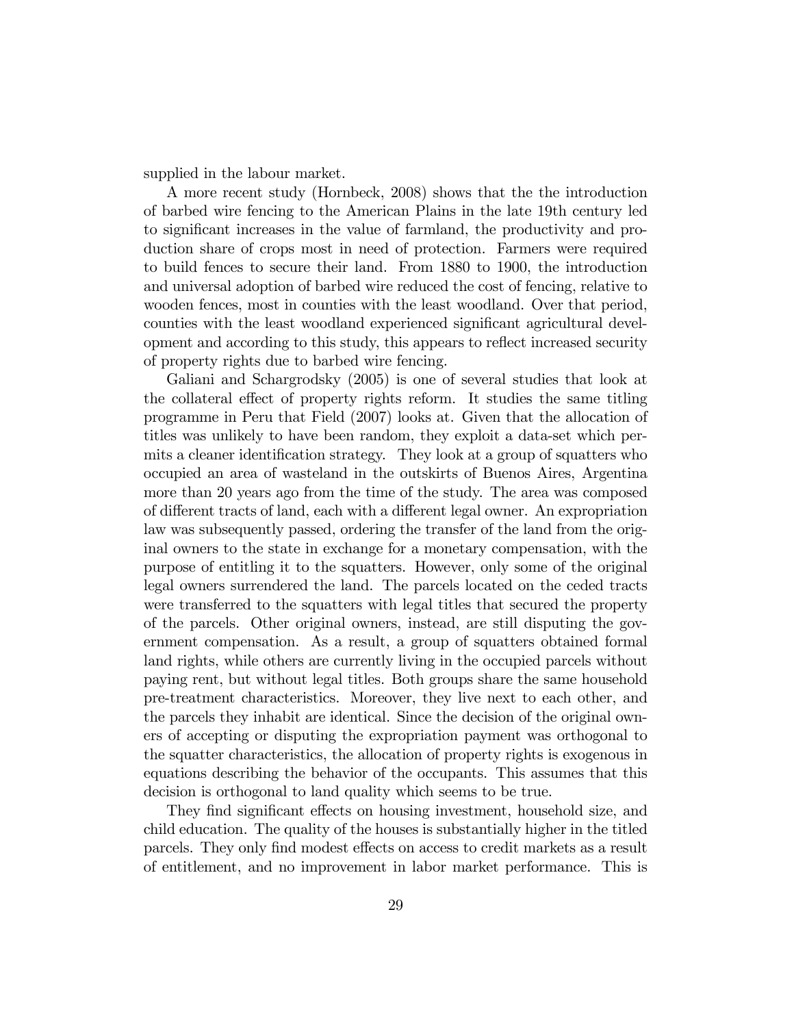supplied in the labour market.

A more recent study (Hornbeck, 2008) shows that the the introduction of barbed wire fencing to the American Plains in the late 19th century led to significant increases in the value of farmland, the productivity and production share of crops most in need of protection. Farmers were required to build fences to secure their land. From 1880 to 1900, the introduction and universal adoption of barbed wire reduced the cost of fencing, relative to wooden fences, most in counties with the least woodland. Over that period, counties with the least woodland experienced significant agricultural development and according to this study, this appears to reflect increased security of property rights due to barbed wire fencing.

Galiani and Schargrodsky (2005) is one of several studies that look at the collateral effect of property rights reform. It studies the same titling programme in Peru that Field (2007) looks at. Given that the allocation of titles was unlikely to have been random, they exploit a data-set which permits a cleaner identification strategy. They look at a group of squatters who occupied an area of wasteland in the outskirts of Buenos Aires, Argentina more than 20 years ago from the time of the study. The area was composed of different tracts of land, each with a different legal owner. An expropriation law was subsequently passed, ordering the transfer of the land from the original owners to the state in exchange for a monetary compensation, with the purpose of entitling it to the squatters. However, only some of the original legal owners surrendered the land. The parcels located on the ceded tracts were transferred to the squatters with legal titles that secured the property of the parcels. Other original owners, instead, are still disputing the government compensation. As a result, a group of squatters obtained formal land rights, while others are currently living in the occupied parcels without paying rent, but without legal titles. Both groups share the same household pre-treatment characteristics. Moreover, they live next to each other, and the parcels they inhabit are identical. Since the decision of the original owners of accepting or disputing the expropriation payment was orthogonal to the squatter characteristics, the allocation of property rights is exogenous in equations describing the behavior of the occupants. This assumes that this decision is orthogonal to land quality which seems to be true.

They find significant effects on housing investment, household size, and child education. The quality of the houses is substantially higher in the titled parcels. They only find modest effects on access to credit markets as a result of entitlement, and no improvement in labor market performance. This is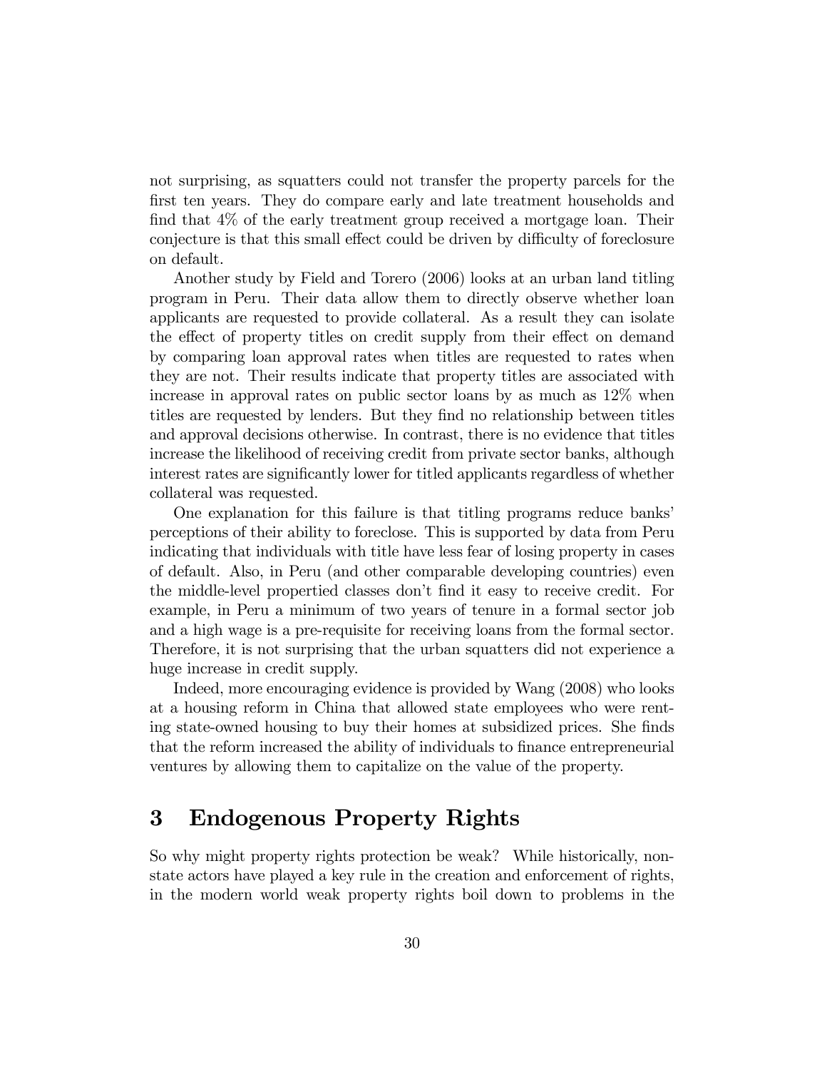not surprising, as squatters could not transfer the property parcels for the first ten years. They do compare early and late treatment households and find that 4% of the early treatment group received a mortgage loan. Their conjecture is that this small effect could be driven by difficulty of foreclosure on default.

Another study by Field and Torero (2006) looks at an urban land titling program in Peru. Their data allow them to directly observe whether loan applicants are requested to provide collateral. As a result they can isolate the effect of property titles on credit supply from their effect on demand by comparing loan approval rates when titles are requested to rates when they are not. Their results indicate that property titles are associated with increase in approval rates on public sector loans by as much as 12% when titles are requested by lenders. But they find no relationship between titles and approval decisions otherwise. In contrast, there is no evidence that titles increase the likelihood of receiving credit from private sector banks, although interest rates are significantly lower for titled applicants regardless of whether collateral was requested.

One explanation for this failure is that titling programs reduce banks' perceptions of their ability to foreclose. This is supported by data from Peru indicating that individuals with title have less fear of losing property in cases of default. Also, in Peru (and other comparable developing countries) even the middle-level propertied classes don't find it easy to receive credit. For example, in Peru a minimum of two years of tenure in a formal sector job and a high wage is a pre-requisite for receiving loans from the formal sector. Therefore, it is not surprising that the urban squatters did not experience a huge increase in credit supply.

Indeed, more encouraging evidence is provided by Wang (2008) who looks at a housing reform in China that allowed state employees who were renting state-owned housing to buy their homes at subsidized prices. She finds that the reform increased the ability of individuals to finance entrepreneurial ventures by allowing them to capitalize on the value of the property.

# 3 Endogenous Property Rights

So why might property rights protection be weak? While historically, non-state actors have played a key rule in the creation and enforcement of rights, in the modern world weak property rights boil down to problems in the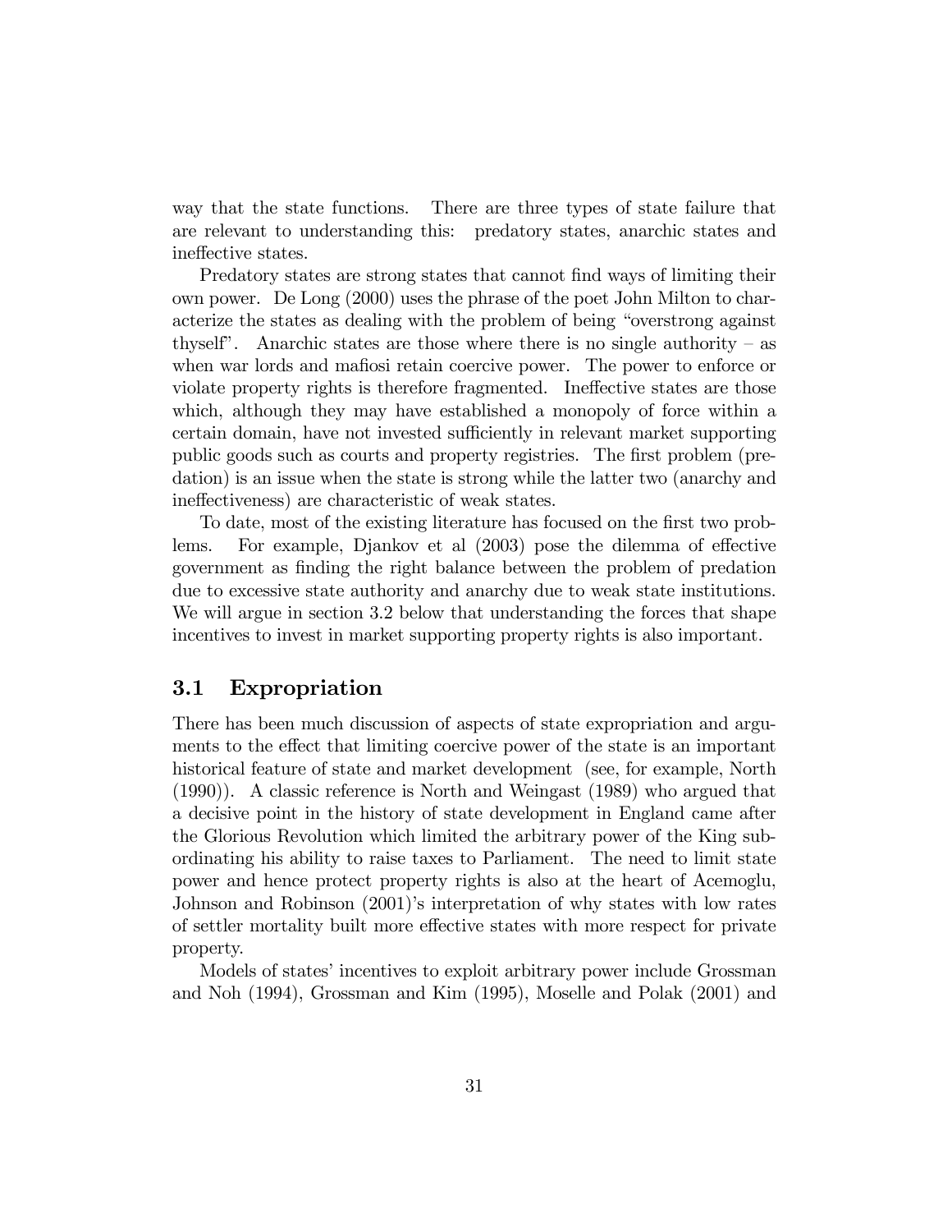way that the state functions. There are three types of state failure that are relevant to understanding this: predatory states, anarchic states and ineffective states.

Predatory states are strong states that cannot find ways of limiting their own power. De Long (2000) uses the phrase of the poet John Milton to characterize the states as dealing with the problem of being "overstrong against thyself". Anarchic states are those where there is no single authority – as when war lords and mafiosi retain coercive power. The power to enforce or violate property rights is therefore fragmented. Ineffective states are those which, although they may have established a monopoly of force within a certain domain, have not invested sufficiently in relevant market supporting public goods such as courts and property registries. The first problem (predation) is an issue when the state is strong while the latter two (anarchy and ineffectiveness) are characteristic of weak states.

To date, most of the existing literature has focused on the first two problems. For example, Djankov et al (2003) pose the dilemma of effective government as finding the right balance between the problem of predation due to excessive state authority and anarchy due to weak state institutions. We will argue in section 3.2 below that understanding the forces that shape incentives to invest in market supporting property rights is also important.

## 3.1 Expropriation

There has been much discussion of aspects of state expropriation and arguments to the effect that limiting coercive power of the state is an important historical feature of state and market development (see, for example, North (1990)). A classic reference is North and Weingast (1989) who argued that a decisive point in the history of state development in England came after the Glorious Revolution which limited the arbitrary power of the King subordinating his ability to raise taxes to Parliament. The need to limit state power and hence protect property rights is also at the heart of Acemoglu, Johnson and Robinson (2001)'s interpretation of why states with low rates of settler mortality built more effective states with more respect for private property.

Models of states' incentives to exploit arbitrary power include Grossman and Noh (1994), Grossman and Kim (1995), Moselle and Polak (2001) and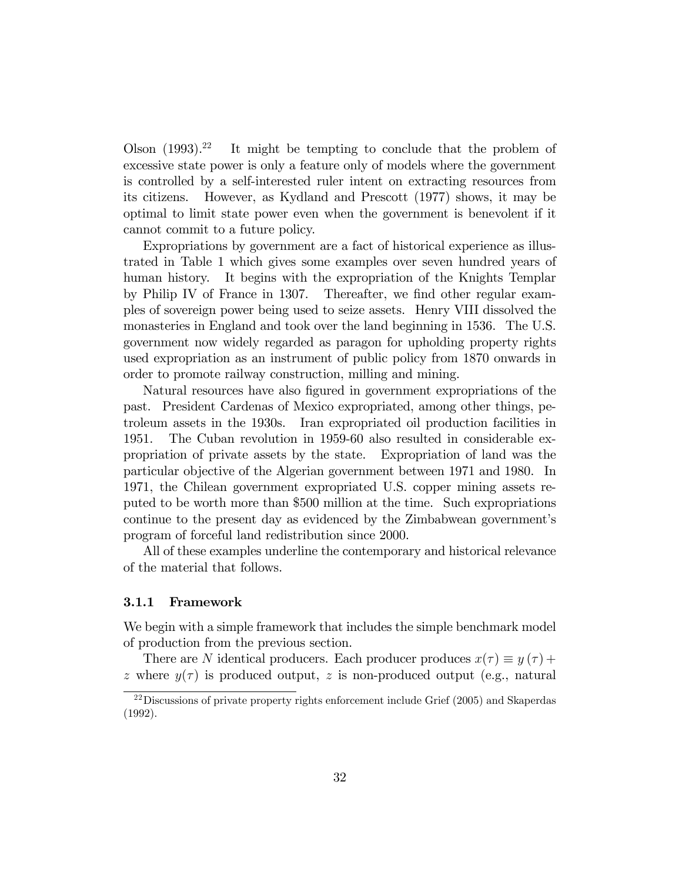Olson (1993).[22] It might be tempting to conclude that the problem of excessive state power is only a feature only of models where the government is controlled by a self-interested ruler intent on extracting resources from its citizens. However, as Kydland and Prescott (1977) shows, it may be optimal to limit state power even when the government is benevolent if it cannot commit to a future policy.

Expropriations by government are a fact of historical experience as illustrated in Table 1 which gives some examples over seven hundred years of human history. It begins with the expropriation of the Knights Templar by Philip IV of France in 1307. Thereafter, we find other regular examples of sovereign power being used to seize assets. Henry VIII dissolved the monasteries in England and took over the land beginning in 1536. The U.S. government now widely regarded as paragon for upholding property rights used expropriation as an instrument of public policy from 1870 onwards in order to promote railway construction, milling and mining.

Natural resources have also figured in government expropriations of the past. President Cardenas of Mexico expropriated, among other things, petroleum assets in the 1930s. Iran expropriated oil production facilities in 1951. The Cuban revolution in 1959-60 also resulted in considerable expropriation of private assets by the state. Expropriation of land was the particular objective of the Algerian government between 1971 and 1980. In 1971, the Chilean government expropriated U.S. copper mining assets reputed to be worth more than $500 million at the time. Such expropriations continue to the present day as evidenced by the Zimbabwean government's program of forceful land redistribution since 2000.

All of these examples underline the contemporary and historical relevance of the material that follows.

### 3.1.1 Framework

We begin with a simple framework that includes the simple benchmark model of production from the previous section.

There are $N$ identical producers. Each producer produces $x(\tau) \equiv y(\tau) + z$ where $y(\tau)$ is produced output, $z$ is non-produced output (e.g., natural

[22] Discussions of private property rights enforcement include Grief (2005) and Skaperdas (1992).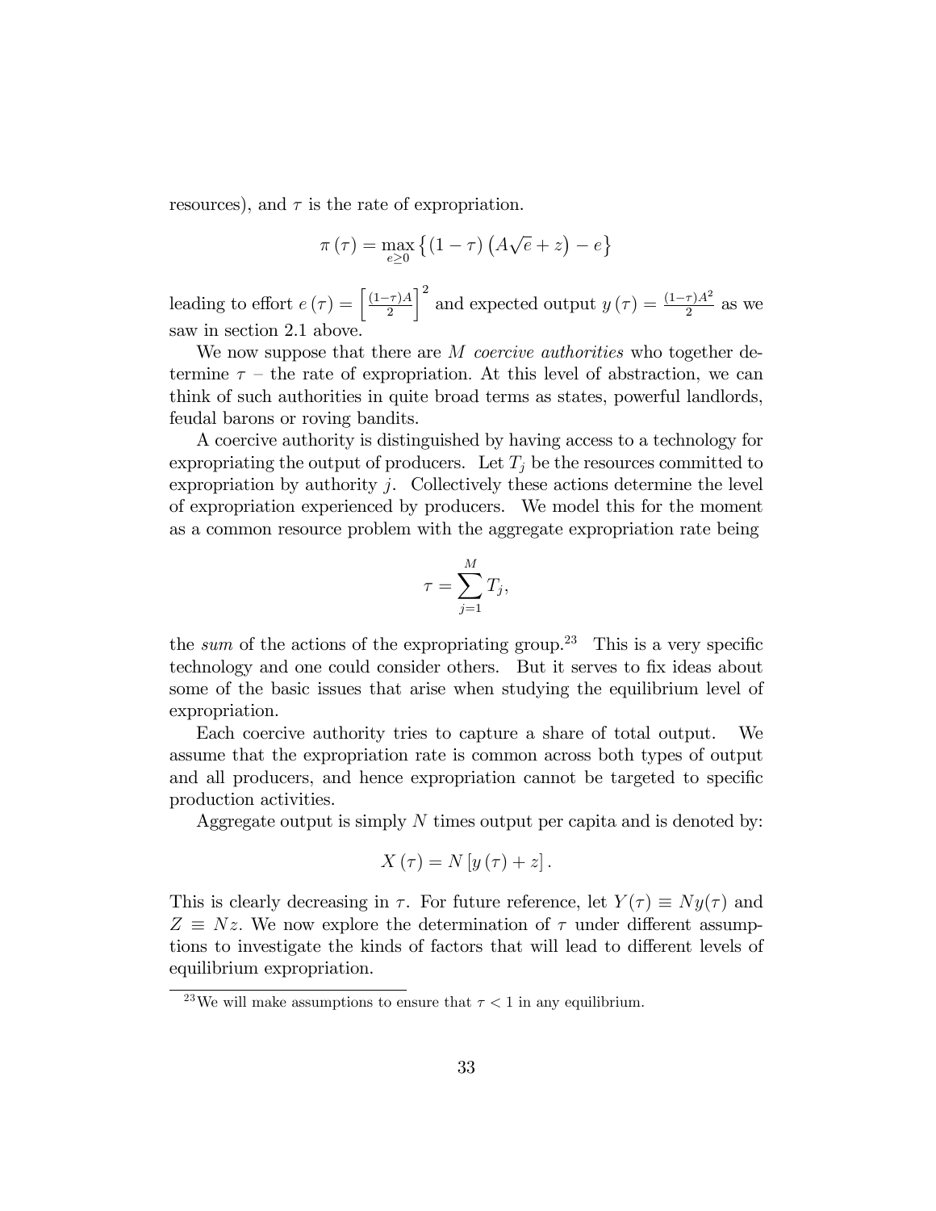resources), and $\tau$ is the rate of expropriation.

$$\pi(\tau) = \max_{e \geq 0} \left\{ (1-\tau)\left(A\sqrt{e} + z\right) - e \right\}$$

leading to effort $e(\tau) = \left[\frac{(1-\tau)A}{2}\right]^2$ and expected output $y(\tau) = \frac{(1-\tau)A^2}{2}$ as we saw in section 2.1 above.

We now suppose that there are $M$ *coercive authorities* who together determine $\tau$ – the rate of expropriation. At this level of abstraction, we can think of such authorities in quite broad terms as states, powerful landlords, feudal barons or roving bandits.

A coercive authority is distinguished by having access to a technology for expropriating the output of producers. Let $T_j$ be the resources committed to expropriation by authority $j$. Collectively these actions determine the level of expropriation experienced by producers. We model this for the moment as a common resource problem with the aggregate expropriation rate being

$$\tau = \sum_{j=1}^{M} T_j,$$

the *sum* of the actions of the expropriating group.[23] This is a very specific technology and one could consider others. But it serves to fix ideas about some of the basic issues that arise when studying the equilibrium level of expropriation.

Each coercive authority tries to capture a share of total output. We assume that the expropriation rate is common across both types of output and all producers, and hence expropriation cannot be targeted to specific production activities.

Aggregate output is simply $N$ times output per capita and is denoted by:

$$X(\tau) = N\left[y(\tau) + z\right].$$

This is clearly decreasing in $\tau$. For future reference, let $Y(\tau) \equiv Ny(\tau)$ and $Z \equiv Nz$. We now explore the determination of $\tau$ under different assumptions to investigate the kinds of factors that will lead to different levels of equilibrium expropriation.

[23] We will make assumptions to ensure that $\tau < 1$ in any equilibrium.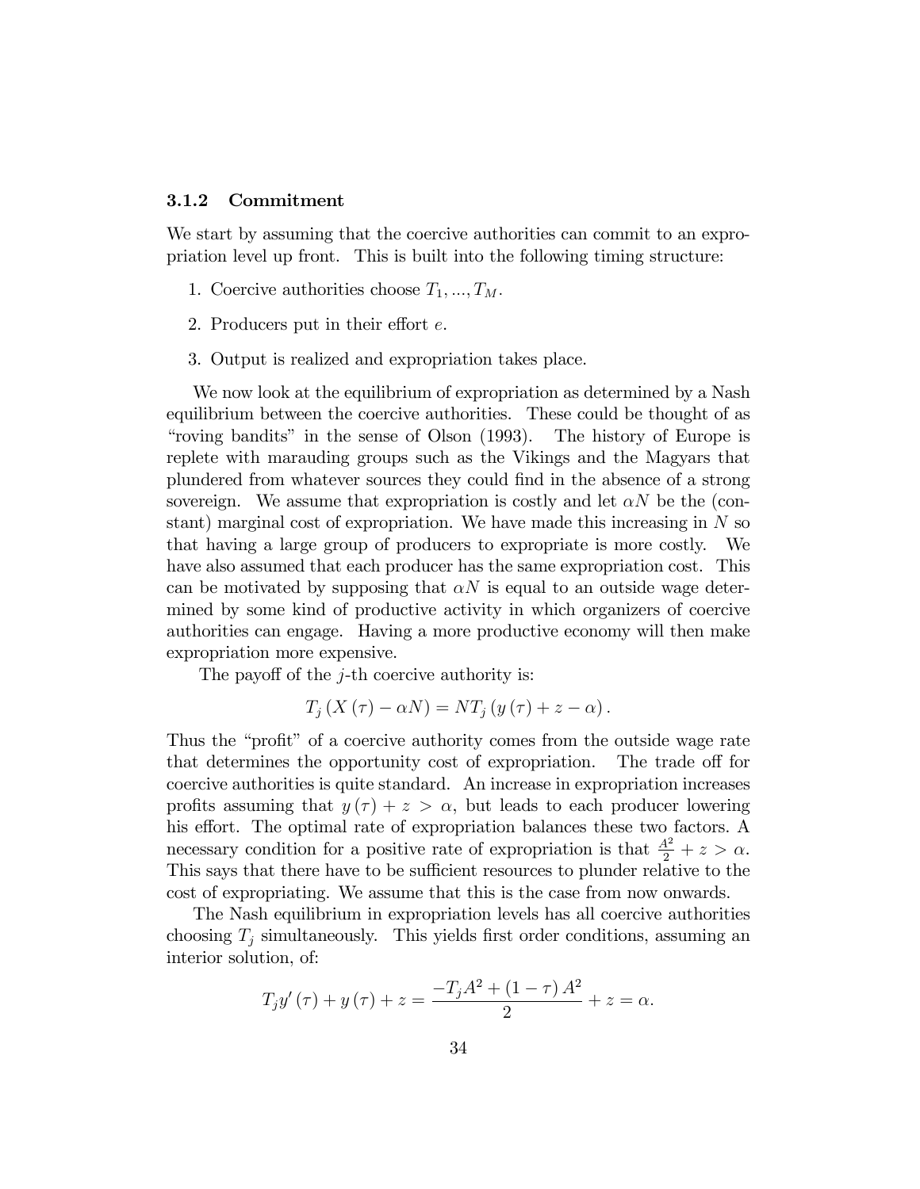### 3.1.2 Commitment

We start by assuming that the coercive authorities can commit to an expropriation level up front. This is built into the following timing structure:

1. Coercive authorities choose $T_1, ..., T_M$.
2. Producers put in their effort $e$.
3. Output is realized and expropriation takes place.

We now look at the equilibrium of expropriation as determined by a Nash equilibrium between the coercive authorities. These could be thought of as "roving bandits" in the sense of Olson (1993). The history of Europe is replete with marauding groups such as the Vikings and the Magyars that plundered from whatever sources they could find in the absence of a strong sovereign. We assume that expropriation is costly and let $\alpha N$ be the (constant) marginal cost of expropriation. We have made this increasing in $N$ so that having a large group of producers to expropriate is more costly. We have also assumed that each producer has the same expropriation cost. This can be motivated by supposing that $\alpha N$ is equal to an outside wage determined by some kind of productive activity in which organizers of coercive authorities can engage. Having a more productive economy will then make expropriation more expensive.

The payoff of the $j$-th coercive authority is:

$$T_j \left( X \left( \tau \right) - \alpha N \right) = NT_j \left( y \left( \tau \right) + z - \alpha \right).$$

Thus the "profit" of a coercive authority comes from the outside wage rate that determines the opportunity cost of expropriation. The trade off for coercive authorities is quite standard. An increase in expropriation increases profits assuming that $y(\tau) + z > \alpha$, but leads to each producer lowering his effort. The optimal rate of expropriation balances these two factors. A necessary condition for a positive rate of expropriation is that $\frac{A^2}{2} + z > \alpha$. This says that there have to be sufficient resources to plunder relative to the cost of expropriating. We assume that this is the case from now onwards.

The Nash equilibrium in expropriation levels has all coercive authorities choosing $T_j$ simultaneously. This yields first order conditions, assuming an interior solution, of:

$$T_j y' \left( \tau \right) + y \left( \tau \right) + z = \frac{-T_j A^2 + \left( 1 - \tau \right) A^2}{2} + z = \alpha.$$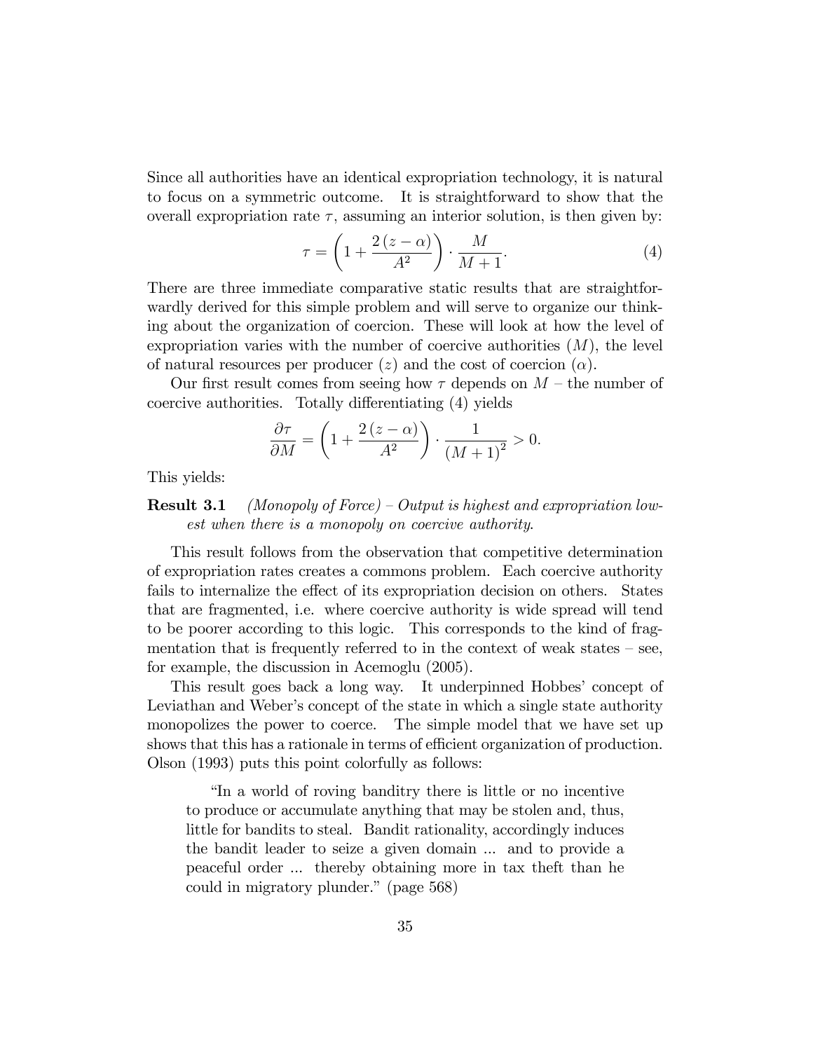Since all authorities have an identical expropriation technology, it is natural to focus on a symmetric outcome. It is straightforward to show that the overall expropriation rate $\tau$, assuming an interior solution, is then given by:

$$\tau = \left(1 + \frac{2\,(z - \alpha)}{A^2}\right) \cdot \frac{M}{M+1}. \tag{4}$$

There are three immediate comparative static results that are straightforwardly derived for this simple problem and will serve to organize our thinking about the organization of coercion. These will look at how the level of expropriation varies with the number of coercive authorities ($M$), the level of natural resources per producer ($z$) and the cost of coercion ($\alpha$).

Our first result comes from seeing how $\tau$ depends on $M$ – the number of coercive authorities. Totally differentiating (4) yields

$$\frac{\partial \tau}{\partial M} = \left(1 + \frac{2\,(z - \alpha)}{A^2}\right) \cdot \frac{1}{(M+1)^2} > 0.$$

This yields:

**Result 3.1** *(Monopoly of Force) – Output is highest and expropriation lowest when there is a monopoly on coercive authority.*

This result follows from the observation that competitive determination of expropriation rates creates a commons problem. Each coercive authority fails to internalize the effect of its expropriation decision on others. States that are fragmented, i.e. where coercive authority is wide spread will tend to be poorer according to this logic. This corresponds to the kind of fragmentation that is frequently referred to in the context of weak states – see, for example, the discussion in Acemoglu (2005).

This result goes back a long way. It underpinned Hobbes' concept of Leviathan and Weber's concept of the state in which a single state authority monopolizes the power to coerce. The simple model that we have set up shows that this has a rationale in terms of efficient organization of production. Olson (1993) puts this point colorfully as follows:

> "In a world of roving banditry there is little or no incentive to produce or accumulate anything that may be stolen and, thus, little for bandits to steal. Bandit rationality, accordingly induces the bandit leader to seize a given domain ... and to provide a peaceful order ... thereby obtaining more in tax theft than he could in migratory plunder." (page 568)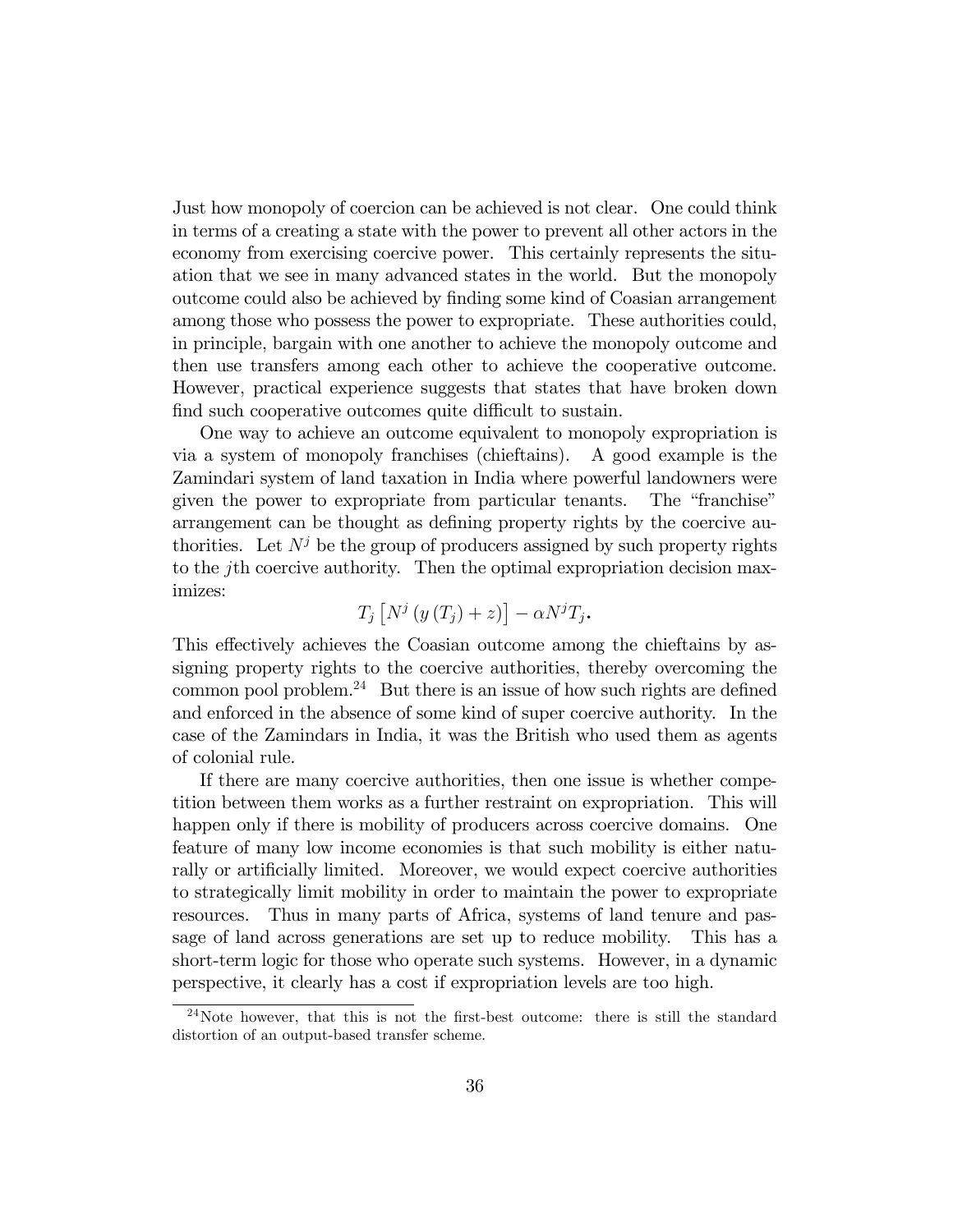Just how monopoly of coercion can be achieved is not clear. One could think in terms of a creating a state with the power to prevent all other actors in the economy from exercising coercive power. This certainly represents the situation that we see in many advanced states in the world. But the monopoly outcome could also be achieved by finding some kind of Coasian arrangement among those who possess the power to expropriate. These authorities could, in principle, bargain with one another to achieve the monopoly outcome and then use transfers among each other to achieve the cooperative outcome. However, practical experience suggests that states that have broken down find such cooperative outcomes quite difficult to sustain.

One way to achieve an outcome equivalent to monopoly expropriation is via a system of monopoly franchises (chieftains). A good example is the Zamindari system of land taxation in India where powerful landowners were given the power to expropriate from particular tenants. The "franchise" arrangement can be thought as defining property rights by the coercive authorities. Let $N^j$ be the group of producers assigned by such property rights to the $j$th coercive authority. Then the optimal expropriation decision maximizes:

$$T_j \left[ N^j \left( y \left( T_j \right) + z \right) \right] - \alpha N^j T_j.$$

This effectively achieves the Coasian outcome among the chieftains by assigning property rights to the coercive authorities, thereby overcoming the common pool problem.[24] But there is an issue of how such rights are defined and enforced in the absence of some kind of super coercive authority. In the case of the Zamindars in India, it was the British who used them as agents of colonial rule.

If there are many coercive authorities, then one issue is whether competition between them works as a further restraint on expropriation. This will happen only if there is mobility of producers across coercive domains. One feature of many low income economies is that such mobility is either naturally or artificially limited. Moreover, we would expect coercive authorities to strategically limit mobility in order to maintain the power to expropriate resources. Thus in many parts of Africa, systems of land tenure and passage of land across generations are set up to reduce mobility. This has a short-term logic for those who operate such systems. However, in a dynamic perspective, it clearly has a cost if expropriation levels are too high.

[24] Note however, that this is not the first-best outcome: there is still the standard distortion of an output-based transfer scheme.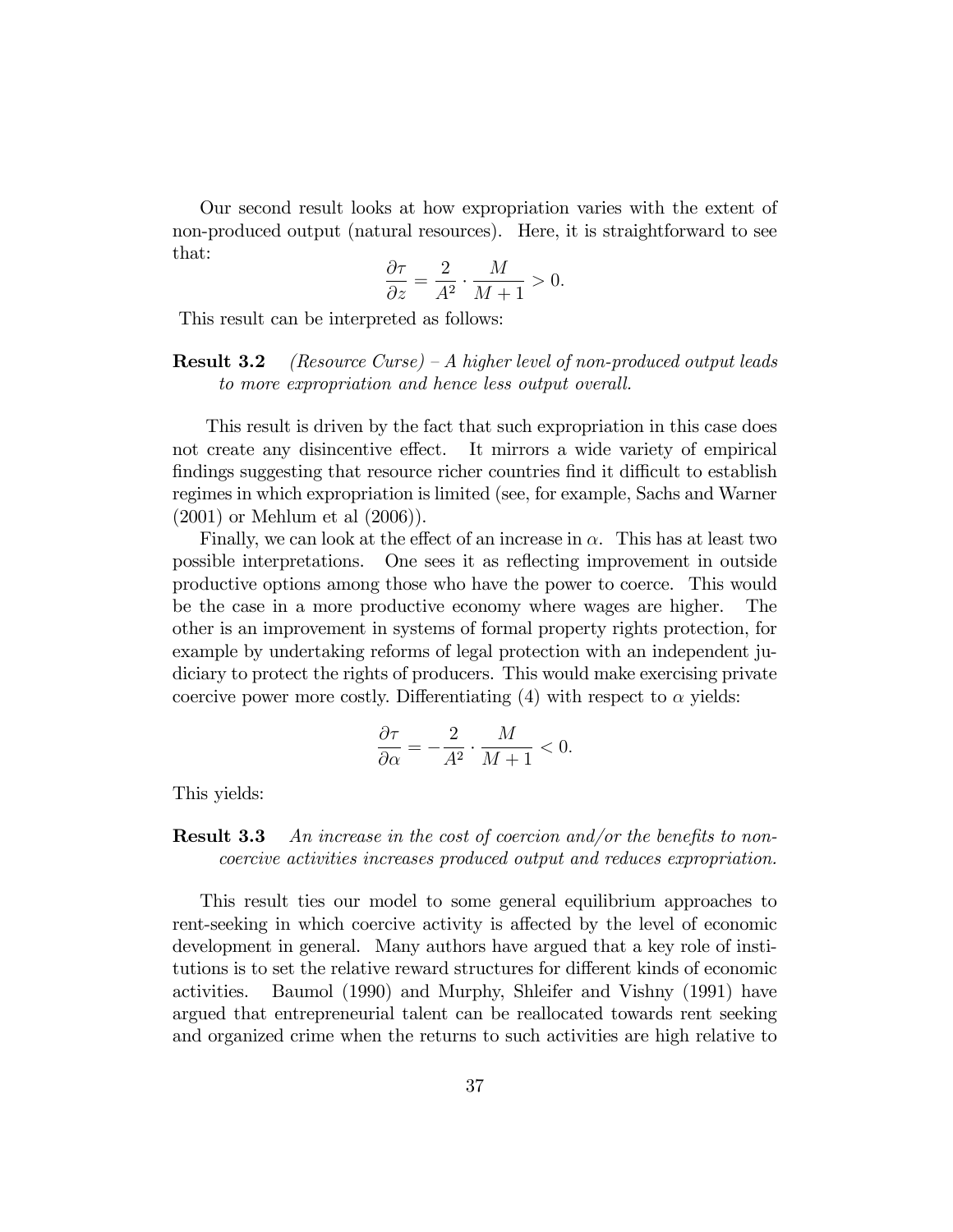Our second result looks at how expropriation varies with the extent of non-produced output (natural resources). Here, it is straightforward to see that:

$$\frac{\partial \tau}{\partial z} = \frac{2}{A^2} \cdot \frac{M}{M+1} > 0.$$

This result can be interpreted as follows:

**Result 3.2** *(Resource Curse) – A higher level of non-produced output leads to more expropriation and hence less output overall.*

This result is driven by the fact that such expropriation in this case does not create any disincentive effect. It mirrors a wide variety of empirical findings suggesting that resource richer countries find it difficult to establish regimes in which expropriation is limited (see, for example, Sachs and Warner (2001) or Mehlum et al (2006)).

Finally, we can look at the effect of an increase in $\alpha$. This has at least two possible interpretations. One sees it as reflecting improvement in outside productive options among those who have the power to coerce. This would be the case in a more productive economy where wages are higher. The other is an improvement in systems of formal property rights protection, for example by undertaking reforms of legal protection with an independent judiciary to protect the rights of producers. This would make exercising private coercive power more costly. Differentiating (4) with respect to $\alpha$ yields:

$$\frac{\partial \tau}{\partial \alpha} = -\frac{2}{A^2} \cdot \frac{M}{M+1} < 0.$$

This yields:

**Result 3.3** *An increase in the cost of coercion and/or the benefits to non-coercive activities increases produced output and reduces expropriation.*

This result ties our model to some general equilibrium approaches to rent-seeking in which coercive activity is affected by the level of economic development in general. Many authors have argued that a key role of institutions is to set the relative reward structures for different kinds of economic activities. Baumol (1990) and Murphy, Shleifer and Vishny (1991) have argued that entrepreneurial talent can be reallocated towards rent seeking and organized crime when the returns to such activities are high relative to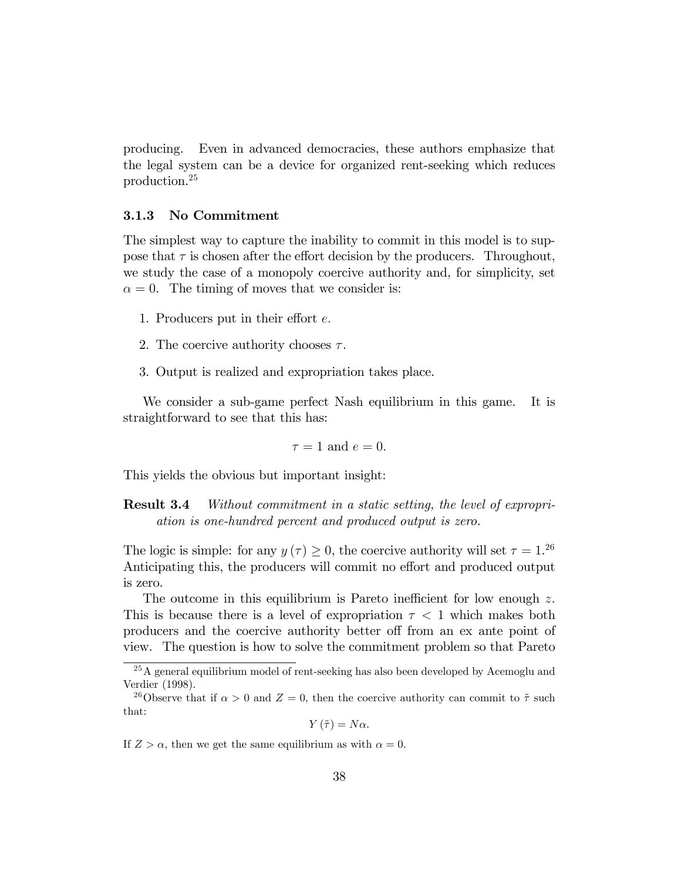producing. Even in advanced democracies, these authors emphasize that the legal system can be a device for organized rent-seeking which reduces production.[25]

### 3.1.3 No Commitment

The simplest way to capture the inability to commit in this model is to suppose that $\tau$ is chosen after the effort decision by the producers. Throughout, we study the case of a monopoly coercive authority and, for simplicity, set $\alpha = 0$. The timing of moves that we consider is:

1. Producers put in their effort $e$.
2. The coercive authority chooses $\tau$.
3. Output is realized and expropriation takes place.

We consider a sub-game perfect Nash equilibrium in this game. It is straightforward to see that this has:

$$\tau = 1 \text{ and } e = 0.$$

This yields the obvious but important insight:

**Result 3.4** *Without commitment in a static setting, the level of expropriation is one-hundred percent and produced output is zero.*

The logic is simple: for any $y(\tau) \geq 0$, the coercive authority will set $\tau = 1$.[26] Anticipating this, the producers will commit no effort and produced output is zero.

The outcome in this equilibrium is Pareto inefficient for low enough $z$. This is because there is a level of expropriation $\tau < 1$ which makes both producers and the coercive authority better off from an ex ante point of view. The question is how to solve the commitment problem so that Pareto

[25] A general equilibrium model of rent-seeking has also been developed by Acemoglu and Verdier (1998).

[26] Observe that if $\alpha > 0$ and $Z = 0$, then the coercive authority can commit to $\tilde{\tau}$ such that:

$$Y(\tilde{\tau}) = N\alpha.$$

If $Z > \alpha$, then we get the same equilibrium as with $\alpha = 0$.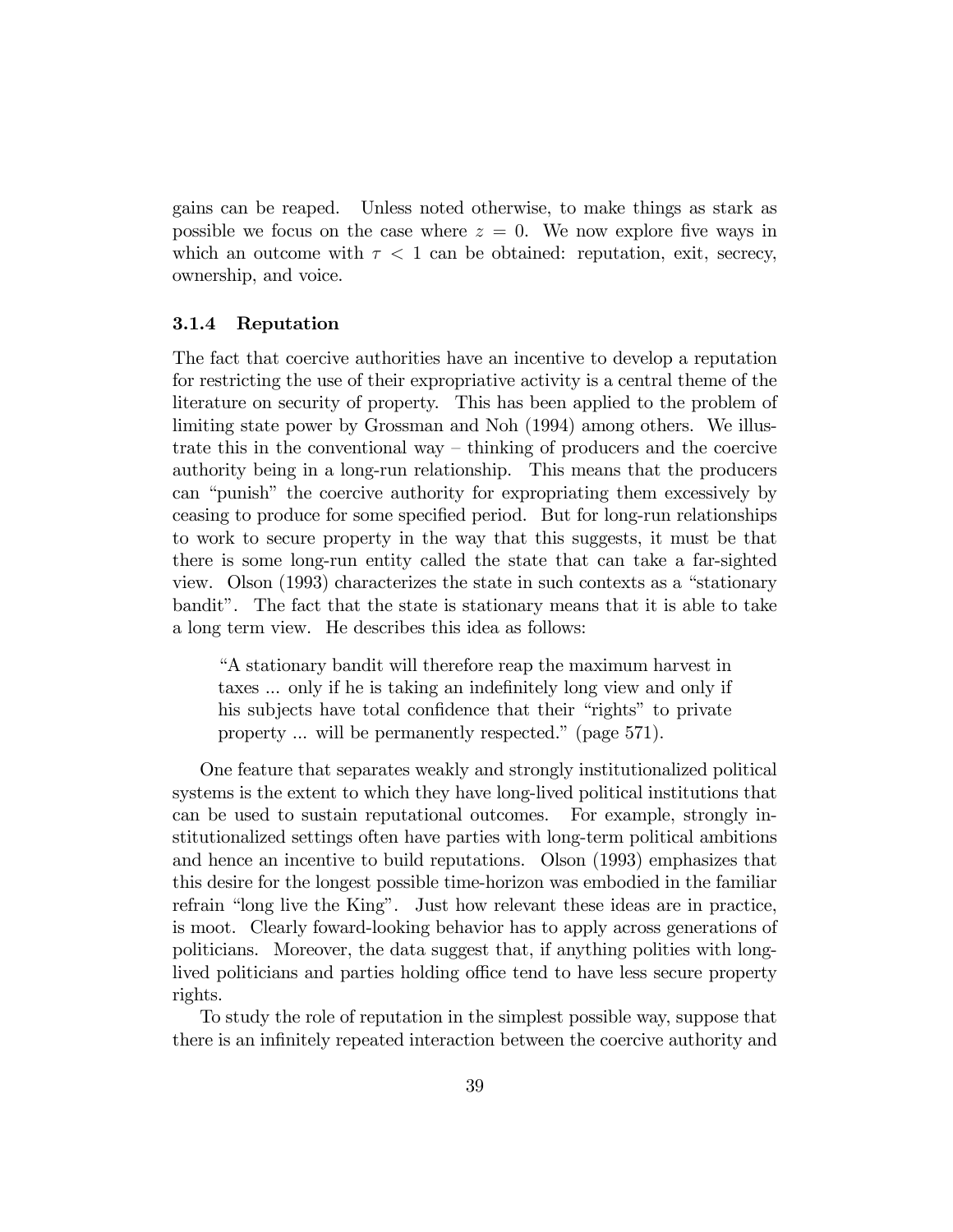gains can be reaped. Unless noted otherwise, to make things as stark as possible we focus on the case where $z = 0$. We now explore five ways in which an outcome with $\tau < 1$ can be obtained: reputation, exit, secrecy, ownership, and voice.

### 3.1.4 Reputation

The fact that coercive authorities have an incentive to develop a reputation for restricting the use of their expropriative activity is a central theme of the literature on security of property. This has been applied to the problem of limiting state power by Grossman and Noh (1994) among others. We illustrate this in the conventional way – thinking of producers and the coercive authority being in a long-run relationship. This means that the producers can "punish" the coercive authority for expropriating them excessively by ceasing to produce for some specified period. But for long-run relationships to work to secure property in the way that this suggests, it must be that there is some long-run entity called the state that can take a far-sighted view. Olson (1993) characterizes the state in such contexts as a "stationary bandit". The fact that the state is stationary means that it is able to take a long term view. He describes this idea as follows:

> "A stationary bandit will therefore reap the maximum harvest in taxes ... only if he is taking an indefinitely long view and only if his subjects have total confidence that their "rights" to private property ... will be permanently respected." (page 571).

One feature that separates weakly and strongly institutionalized political systems is the extent to which they have long-lived political institutions that can be used to sustain reputational outcomes. For example, strongly institutionalized settings often have parties with long-term political ambitions and hence an incentive to build reputations. Olson (1993) emphasizes that this desire for the longest possible time-horizon was embodied in the familiar refrain "long live the King". Just how relevant these ideas are in practice, is moot. Clearly foward-looking behavior has to apply across generations of politicians. Moreover, the data suggest that, if anything polities with long-lived politicians and parties holding office tend to have less secure property rights.

To study the role of reputation in the simplest possible way, suppose that there is an infinitely repeated interaction between the coercive authority and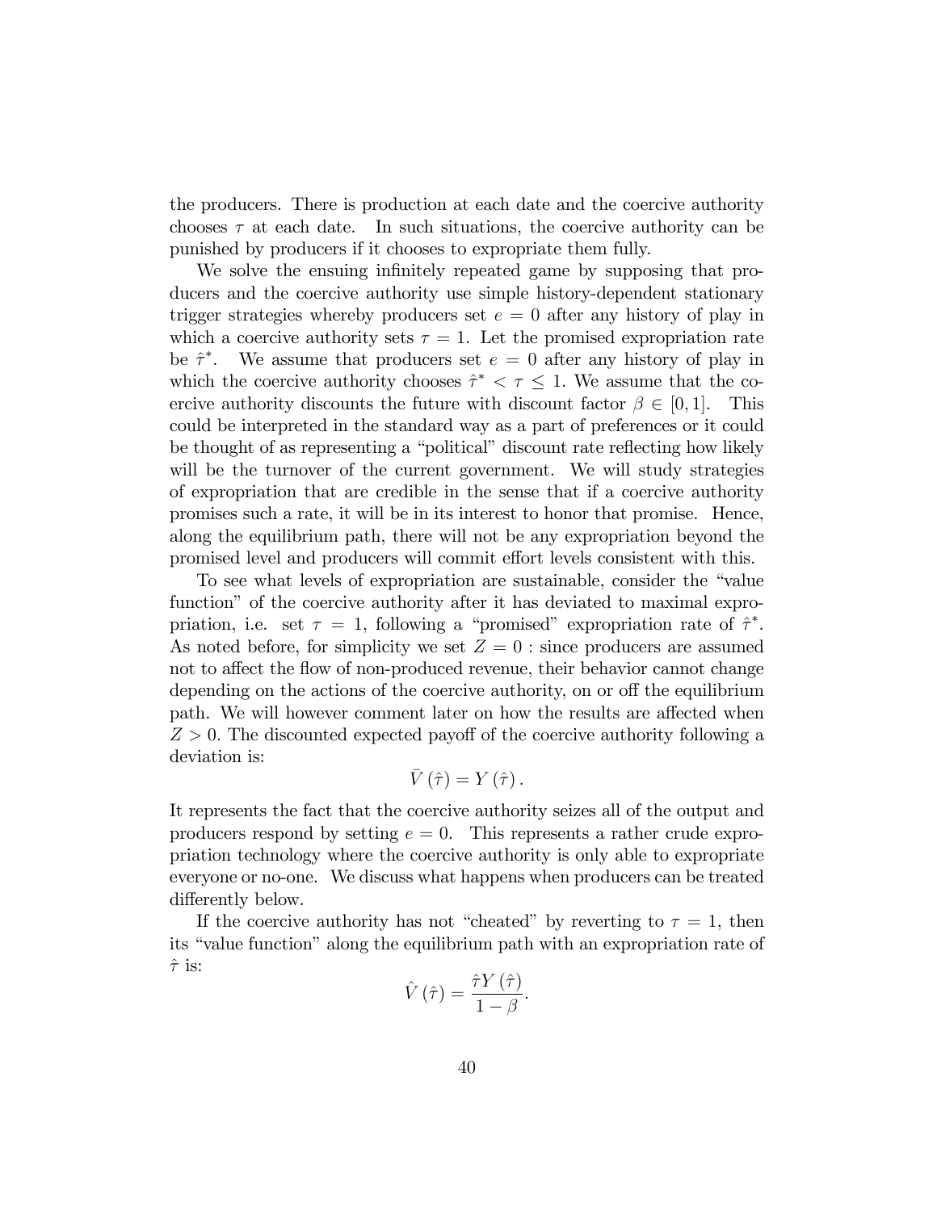the producers. There is production at each date and the coercive authority chooses $\tau$ at each date. In such situations, the coercive authority can be punished by producers if it chooses to expropriate them fully.

We solve the ensuing infinitely repeated game by supposing that producers and the coercive authority use simple history-dependent stationary trigger strategies whereby producers set $e = 0$ after any history of play in which a coercive authority sets $\tau = 1$. Let the promised expropriation rate be $\hat{\tau}^*$. We assume that producers set $e = 0$ after any history of play in which the coercive authority chooses $\hat{\tau}^* < \tau \leq 1$. We assume that the coercive authority discounts the future with discount factor $\beta \in [0, 1]$. This could be interpreted in the standard way as a part of preferences or it could be thought of as representing a "political" discount rate reflecting how likely will be the turnover of the current government. We will study strategies of expropriation that are credible in the sense that if a coercive authority promises such a rate, it will be in its interest to honor that promise. Hence, along the equilibrium path, there will not be any expropriation beyond the promised level and producers will commit effort levels consistent with this.

To see what levels of expropriation are sustainable, consider the "value function" of the coercive authority after it has deviated to maximal expropriation, i.e. set $\tau = 1$, following a "promised" expropriation rate of $\hat{\tau}^*$. As noted before, for simplicity we set $Z = 0$ : since producers are assumed not to affect the flow of non-produced revenue, their behavior cannot change depending on the actions of the coercive authority, on or off the equilibrium path. We will however comment later on how the results are affected when $Z > 0$. The discounted expected payoff of the coercive authority following a deviation is:

$$\bar{V}(\hat{\tau}) = Y(\hat{\tau}).$$

It represents the fact that the coercive authority seizes all of the output and producers respond by setting $e = 0$. This represents a rather crude expropriation technology where the coercive authority is only able to expropriate everyone or no-one. We discuss what happens when producers can be treated differently below.

If the coercive authority has not "cheated" by reverting to $\tau = 1$, then its "value function" along the equilibrium path with an expropriation rate of $\hat{\tau}$ is:

$$\hat{V}(\hat{\tau}) = \frac{\hat{\tau} Y(\hat{\tau})}{1 - \beta}.$$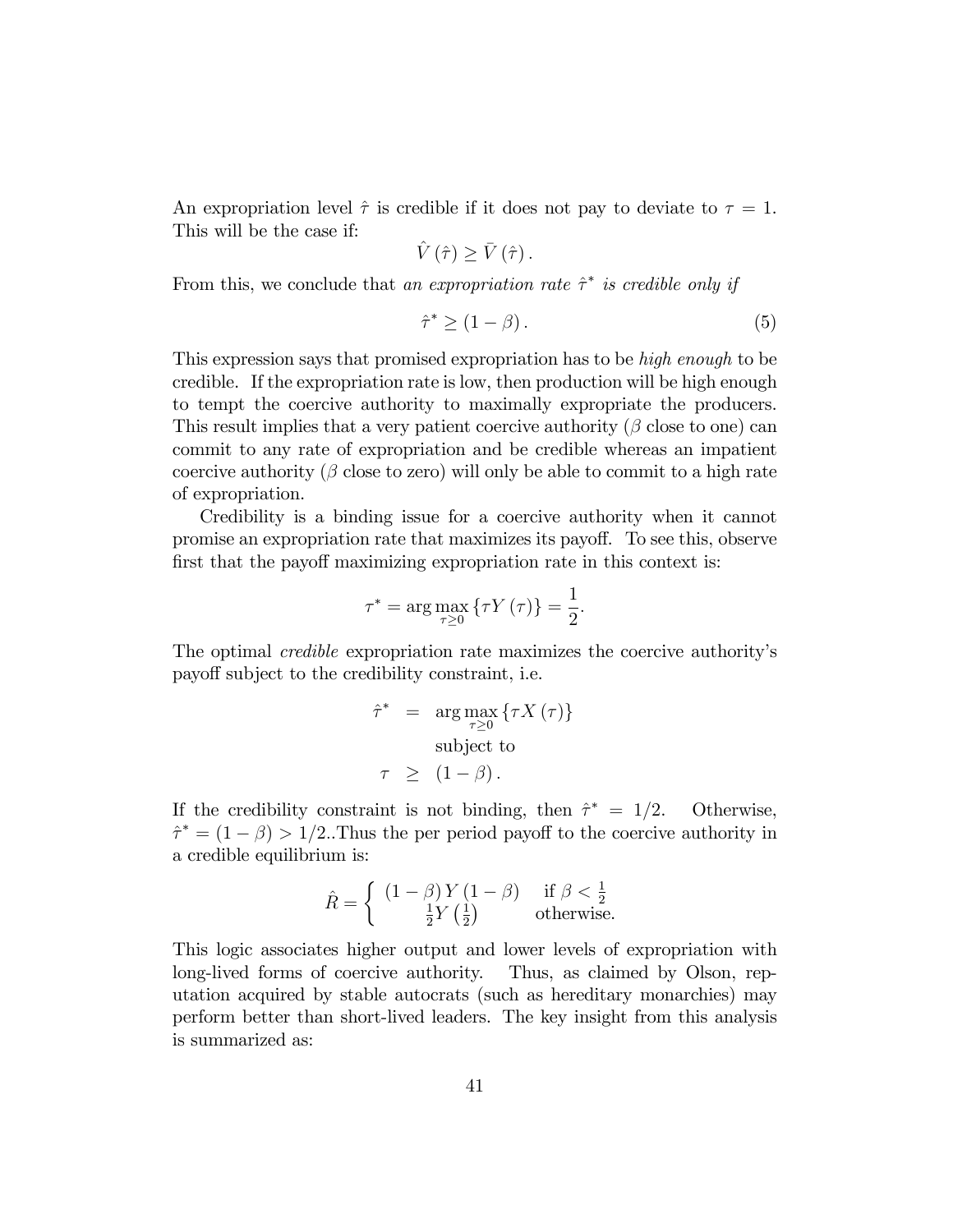An expropriation level $\hat{\tau}$ is credible if it does not pay to deviate to $\tau = 1$. This will be the case if:

$$\hat{V}(\hat{\tau}) \geq \bar{V}(\hat{\tau}).$$

From this, we conclude that *an expropriation rate* $\hat{\tau}^*$ *is credible only if*

$$\hat{\tau}^* \geq (1 - \beta). \tag{5}$$

This expression says that promised expropriation has to be *high enough* to be credible. If the expropriation rate is low, then production will be high enough to tempt the coercive authority to maximally expropriate the producers. This result implies that a very patient coercive authority ($\beta$ close to one) can commit to any rate of expropriation and be credible whereas an impatient coercive authority ($\beta$ close to zero) will only be able to commit to a high rate of expropriation.

Credibility is a binding issue for a coercive authority when it cannot promise an expropriation rate that maximizes its payoff. To see this, observe first that the payoff maximizing expropriation rate in this context is:

$$\tau^* = \arg\max_{\tau \geq 0} \{\tau Y(\tau)\} = \frac{1}{2}.$$

The optimal *credible* expropriation rate maximizes the coercive authority's payoff subject to the credibility constraint, i.e.

$$\begin{aligned} \hat{\tau}^* &= \arg\max_{\tau \geq 0} \{\tau X(\tau)\} \\ &\quad \text{subject to} \\ \tau &\geq (1 - \beta). \end{aligned}$$

If the credibility constraint is not binding, then $\hat{\tau}^* = 1/2$. Otherwise, $\hat{\tau}^* = (1 - \beta) > 1/2$..Thus the per period payoff to the coercive authority in a credible equilibrium is:

$$\hat{R} = \begin{cases} (1 - \beta) Y (1 - \beta) & \text{if } \beta < \frac{1}{2} \\ \frac{1}{2} Y \left(\frac{1}{2}\right) & \text{otherwise.} \end{cases}$$

This logic associates higher output and lower levels of expropriation with long-lived forms of coercive authority. Thus, as claimed by Olson, reputation acquired by stable autocrats (such as hereditary monarchies) may perform better than short-lived leaders. The key insight from this analysis is summarized as: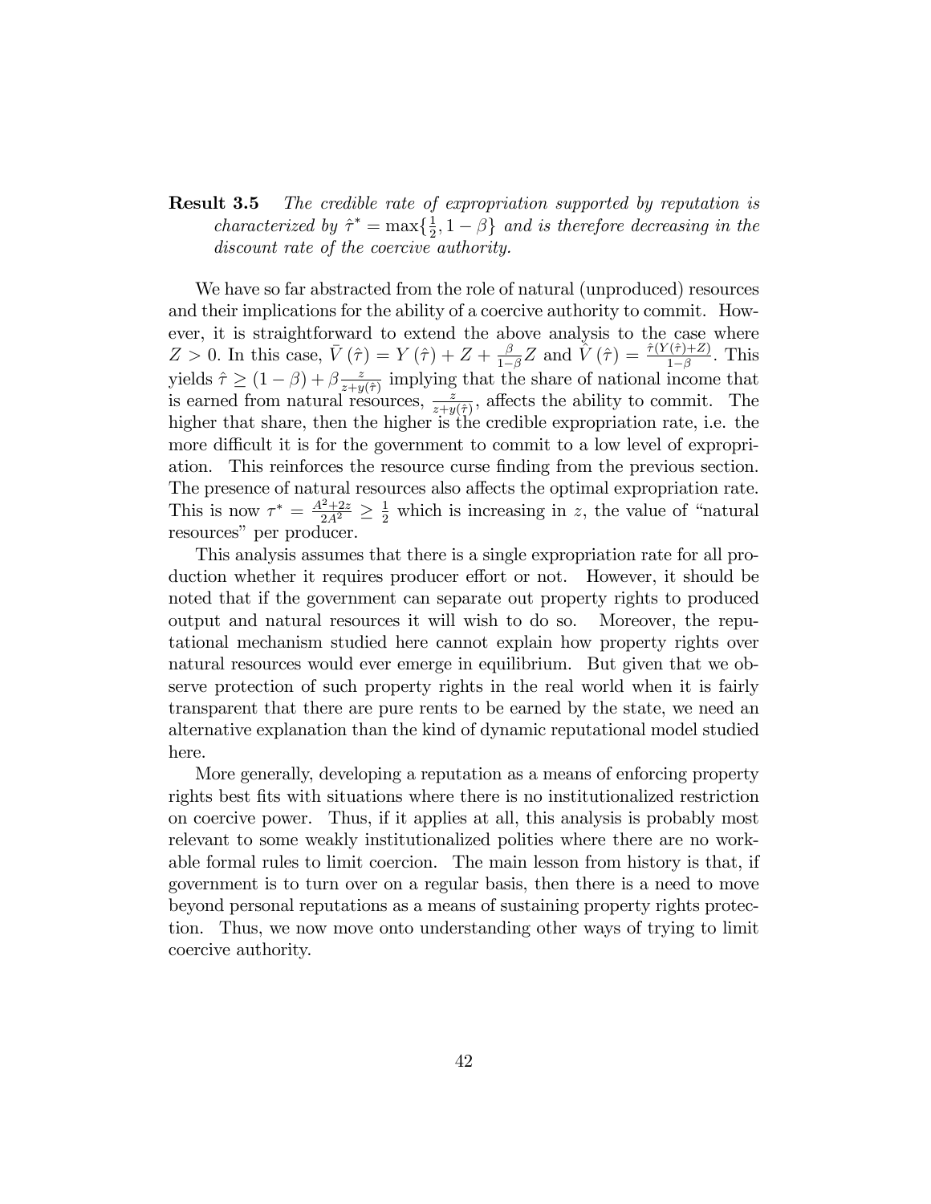**Result 3.5** *The credible rate of expropriation supported by reputation is characterized by $\hat{\tau}^* = \max\{\frac{1}{2}, 1-\beta\}$ and is therefore decreasing in the discount rate of the coercive authority.*

We have so far abstracted from the role of natural (unproduced) resources and their implications for the ability of a coercive authority to commit. However, it is straightforward to extend the above analysis to the case where $Z > 0$. In this case, $\bar{V}(\hat{\tau}) = Y(\hat{\tau}) + Z + \frac{\beta}{1-\beta}Z$ and $\hat{V}(\hat{\tau}) = \frac{\hat{\tau}(Y(\hat{\tau})+Z)}{1-\beta}$. This yields $\hat{\tau} \geq (1-\beta) + \beta\frac{z}{z+y(\hat{\tau})}$ implying that the share of national income that is earned from natural resources, $\frac{z}{z+y(\hat{\tau})}$, affects the ability to commit. The higher that share, then the higher is the credible expropriation rate, i.e. the more difficult it is for the government to commit to a low level of expropriation. This reinforces the resource curse finding from the previous section. The presence of natural resources also affects the optimal expropriation rate. This is now $\tau^* = \frac{A^2+2z}{2A^2} \geq \frac{1}{2}$ which is increasing in $z$, the value of "natural resources" per producer.

This analysis assumes that there is a single expropriation rate for all production whether it requires producer effort or not. However, it should be noted that if the government can separate out property rights to produced output and natural resources it will wish to do so. Moreover, the reputational mechanism studied here cannot explain how property rights over natural resources would ever emerge in equilibrium. But given that we observe protection of such property rights in the real world when it is fairly transparent that there are pure rents to be earned by the state, we need an alternative explanation than the kind of dynamic reputational model studied here.

More generally, developing a reputation as a means of enforcing property rights best fits with situations where there is no institutionalized restriction on coercive power. Thus, if it applies at all, this analysis is probably most relevant to some weakly institutionalized polities where there are no workable formal rules to limit coercion. The main lesson from history is that, if government is to turn over on a regular basis, then there is a need to move beyond personal reputations as a means of sustaining property rights protection. Thus, we now move onto understanding other ways of trying to limit coercive authority.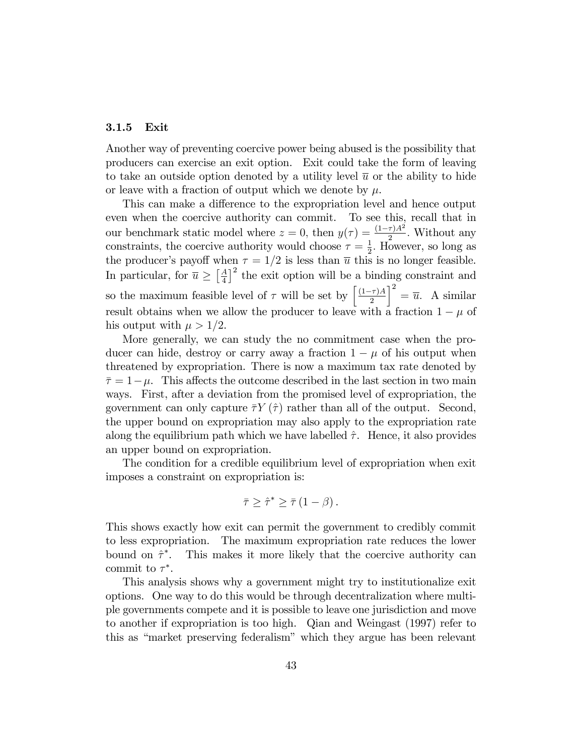### 3.1.5 Exit

Another way of preventing coercive power being abused is the possibility that producers can exercise an exit option. Exit could take the form of leaving to take an outside option denoted by a utility level $\overline{u}$ or the ability to hide or leave with a fraction of output which we denote by $\mu$.

This can make a difference to the expropriation level and hence output even when the coercive authority can commit. To see this, recall that in our benchmark static model where $z = 0$, then $y(\tau) = \frac{(1-\tau)A^2}{2}$. Without any constraints, the coercive authority would choose $\tau = \frac{1}{2}$. However, so long as the producer's payoff when $\tau = 1/2$ is less than $\overline{u}$ this is no longer feasible. In particular, for $\overline{u} \geq \left[\frac{A}{4}\right]^2$ the exit option will be a binding constraint and so the maximum feasible level of $\tau$ will be set by $\left[\frac{(1-\tau)A}{2}\right]^2 = \overline{u}$. A similar result obtains when we allow the producer to leave with a fraction $1 - \mu$ of his output with $\mu > 1/2$.

More generally, we can study the no commitment case when the producer can hide, destroy or carry away a fraction $1 - \mu$ of his output when threatened by expropriation. There is now a maximum tax rate denoted by $\bar{\tau} = 1 - \mu$. This affects the outcome described in the last section in two main ways. First, after a deviation from the promised level of expropriation, the government can only capture $\bar{\tau} Y(\hat{\tau})$ rather than all of the output. Second, the upper bound on expropriation may also apply to the expropriation rate along the equilibrium path which we have labelled $\hat{\tau}$. Hence, it also provides an upper bound on expropriation.

The condition for a credible equilibrium level of expropriation when exit imposes a constraint on expropriation is:

$$\bar{\tau} \geq \hat{\tau}^* \geq \bar{\tau}(1 - \beta).$$

This shows exactly how exit can permit the government to credibly commit to less expropriation. The maximum expropriation rate reduces the lower bound on $\hat{\tau}^*$. This makes it more likely that the coercive authority can commit to $\tau^*$.

This analysis shows why a government might try to institutionalize exit options. One way to do this would be through decentralization where multiple governments compete and it is possible to leave one jurisdiction and move to another if expropriation is too high. Qian and Weingast (1997) refer to this as "market preserving federalism" which they argue has been relevant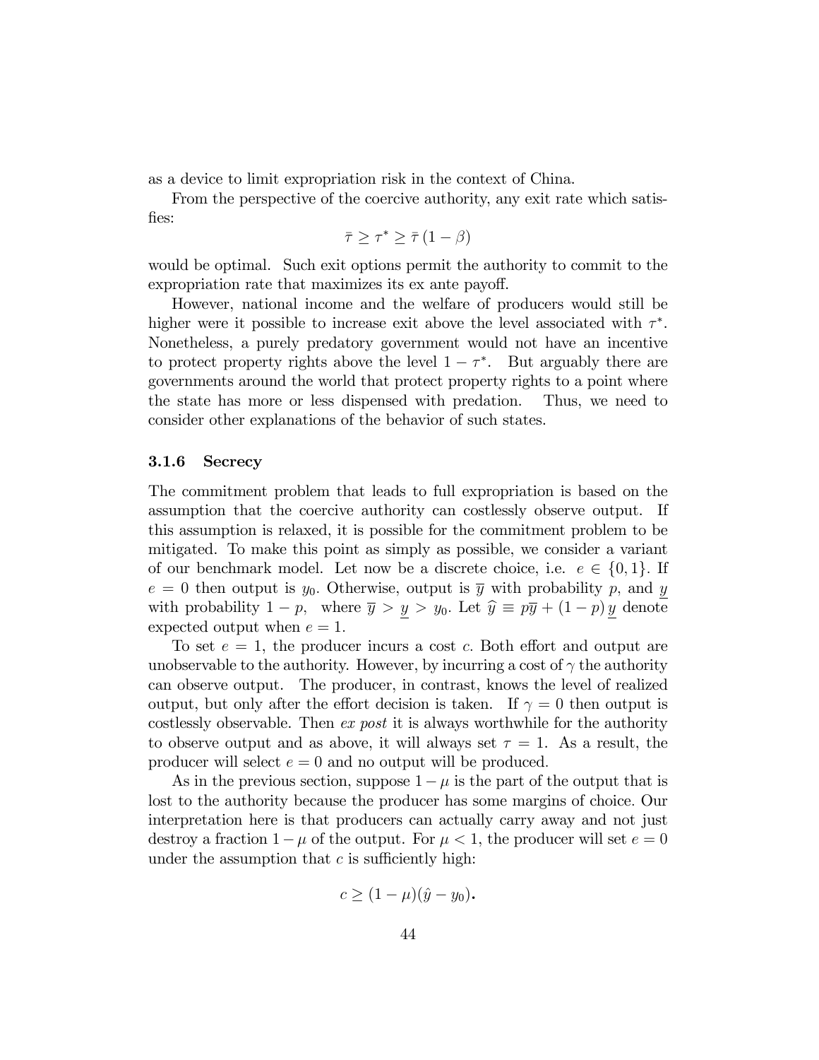as a device to limit expropriation risk in the context of China.

From the perspective of the coercive authority, any exit rate which satisfies:

$$\bar{\tau} \geq \tau^* \geq \bar{\tau}(1-\beta)$$

would be optimal. Such exit options permit the authority to commit to the expropriation rate that maximizes its ex ante payoff.

However, national income and the welfare of producers would still be higher were it possible to increase exit above the level associated with $\tau^*$. Nonetheless, a purely predatory government would not have an incentive to protect property rights above the level $1-\tau^*$. But arguably there are governments around the world that protect property rights to a point where the state has more or less dispensed with predation. Thus, we need to consider other explanations of the behavior of such states.

### 3.1.6 Secrecy

The commitment problem that leads to full expropriation is based on the assumption that the coercive authority can costlessly observe output. If this assumption is relaxed, it is possible for the commitment problem to be mitigated. To make this point as simply as possible, we consider a variant of our benchmark model. Let now be a discrete choice, i.e. $e \in \{0,1\}$. If $e=0$ then output is $y_0$. Otherwise, output is $\overline{y}$ with probability $p$, and $\underline{y}$ with probability $1-p$, where $\overline{y} > \underline{y} > y_0$. Let $\widehat{y} \equiv p\overline{y} + (1-p)\underline{y}$ denote expected output when $e=1$.

To set $e=1$, the producer incurs a cost $c$. Both effort and output are unobservable to the authority. However, by incurring a cost of $\gamma$ the authority can observe output. The producer, in contrast, knows the level of realized output, but only after the effort decision is taken. If $\gamma = 0$ then output is costlessly observable. Then *ex post* it is always worthwhile for the authority to observe output and as above, it will always set $\tau = 1$. As a result, the producer will select $e=0$ and no output will be produced.

As in the previous section, suppose $1-\mu$ is the part of the output that is lost to the authority because the producer has some margins of choice. Our interpretation here is that producers can actually carry away and not just destroy a fraction $1-\mu$ of the output. For $\mu < 1$, the producer will set $e=0$ under the assumption that $c$ is sufficiently high:

$$c \geq (1-\mu)(\hat{y} - y_0).$$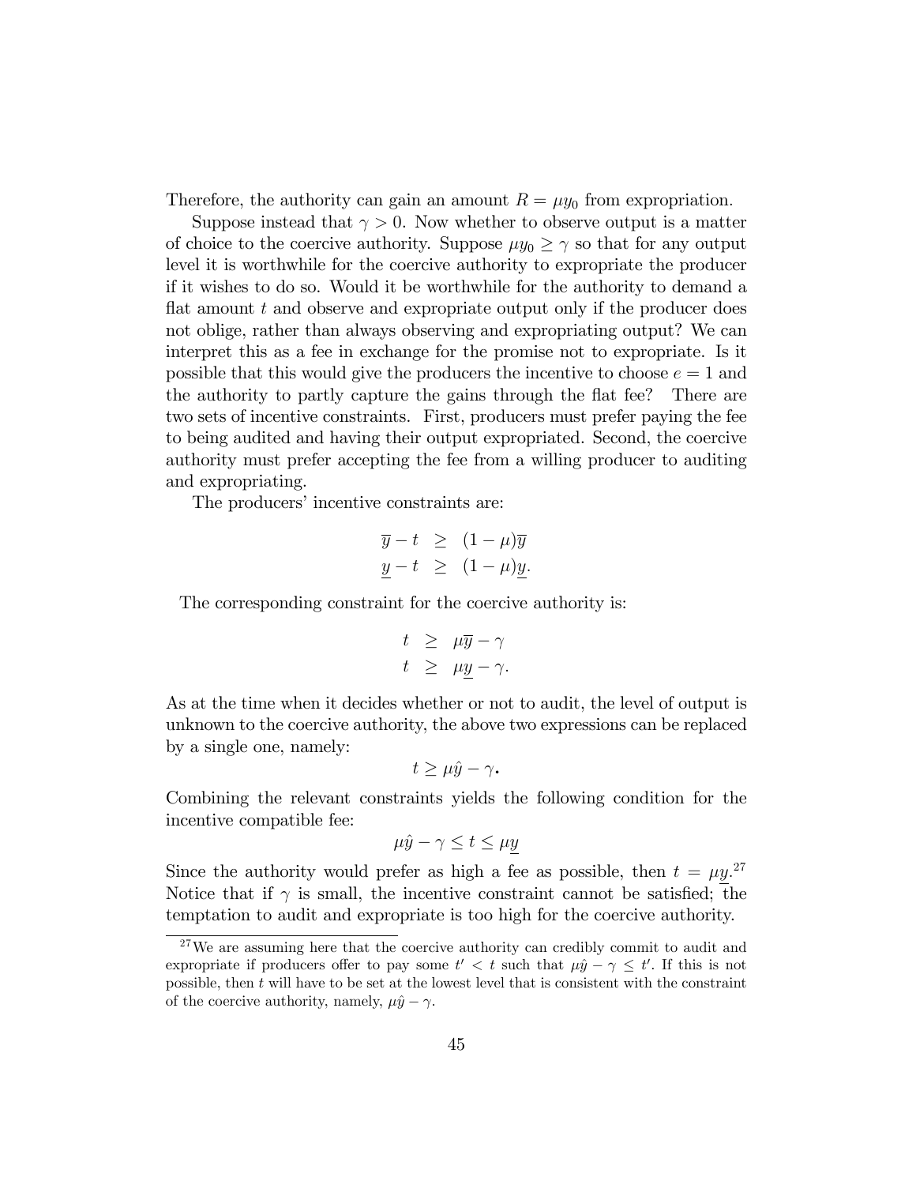Therefore, the authority can gain an amount $R = \mu y_0$ from expropriation.

Suppose instead that $\gamma > 0$. Now whether to observe output is a matter of choice to the coercive authority. Suppose $\mu y_0 \geq \gamma$ so that for any output level it is worthwhile for the coercive authority to expropriate the producer if it wishes to do so. Would it be worthwhile for the authority to demand a flat amount $t$ and observe and expropriate output only if the producer does not oblige, rather than always observing and expropriating output? We can interpret this as a fee in exchange for the promise not to expropriate. Is it possible that this would give the producers the incentive to choose $e = 1$ and the authority to partly capture the gains through the flat fee? There are two sets of incentive constraints. First, producers must prefer paying the fee to being audited and having their output expropriated. Second, the coercive authority must prefer accepting the fee from a willing producer to auditing and expropriating.

The producers' incentive constraints are:

$$\begin{aligned}
\overline{y} - t &\geq (1-\mu)\overline{y} \\
\underline{y} - t &\geq (1-\mu)\underline{y}.
\end{aligned}$$

The corresponding constraint for the coercive authority is:

$$\begin{aligned}
t &\geq \mu\overline{y} - \gamma \\
t &\geq \mu\underline{y} - \gamma.
\end{aligned}$$

As at the time when it decides whether or not to audit, the level of output is unknown to the coercive authority, the above two expressions can be replaced by a single one, namely:

$$t \geq \mu\hat{y} - \gamma.$$

Combining the relevant constraints yields the following condition for the incentive compatible fee:

$$\mu\hat{y} - \gamma \leq t \leq \mu\underline{y}$$

Since the authority would prefer as high a fee as possible, then $t = \mu\underline{y}$.[27] Notice that if $\gamma$ is small, the incentive constraint cannot be satisfied; the temptation to audit and expropriate is too high for the coercive authority.

[27] We are assuming here that the coercive authority can credibly commit to audit and expropriate if producers offer to pay some $t' < t$ such that $\mu\hat{y} - \gamma \leq t'$. If this is not possible, then $t$ will have to be set at the lowest level that is consistent with the constraint of the coercive authority, namely, $\mu\hat{y} - \gamma$.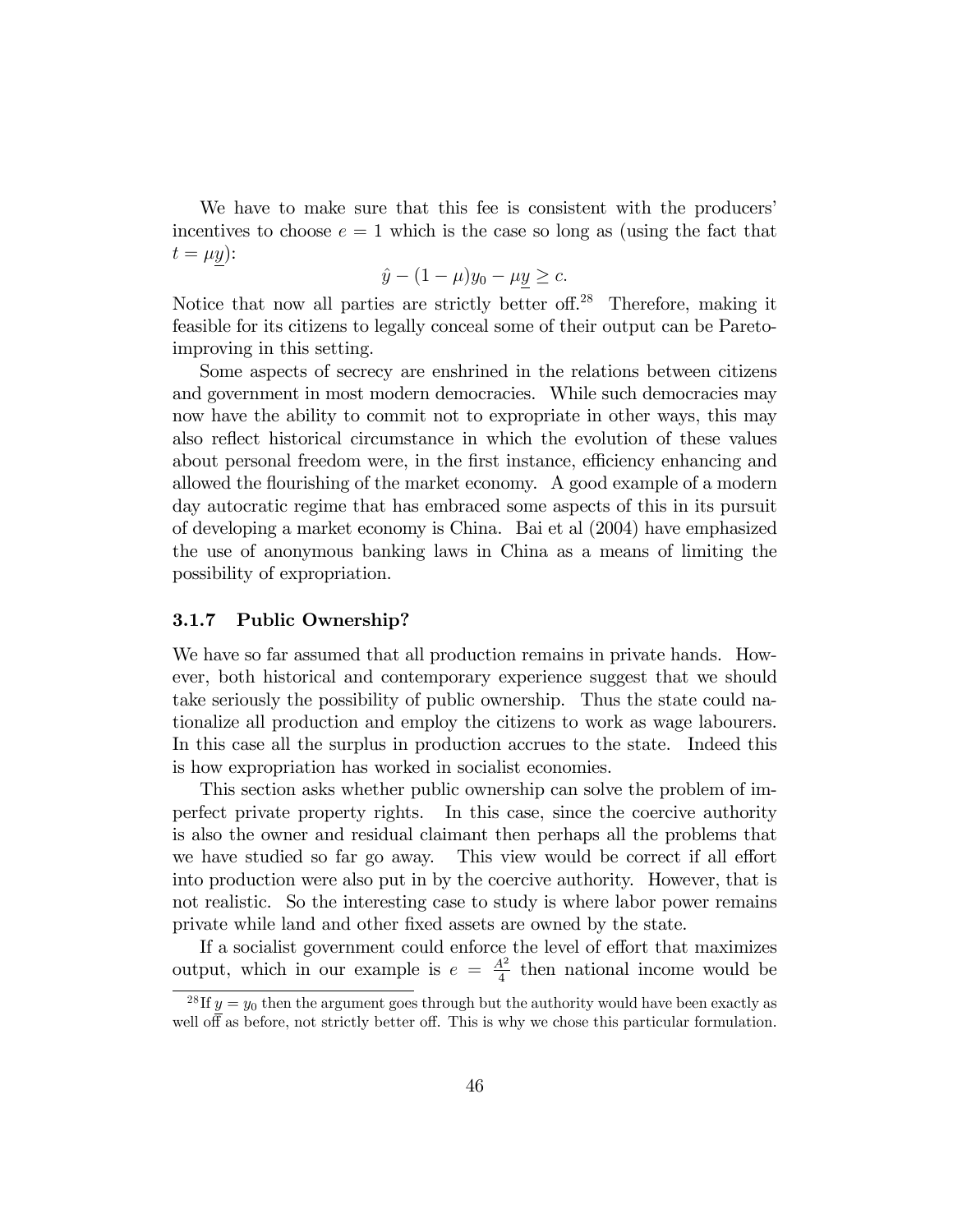We have to make sure that this fee is consistent with the producers' incentives to choose $e = 1$ which is the case so long as (using the fact that $t = \mu \underline{y}$):

$$\hat{y} - (1 - \mu) y_0 - \mu \underline{y} \geq c.$$

Notice that now all parties are strictly better off.[28] Therefore, making it feasible for its citizens to legally conceal some of their output can be Pareto-improving in this setting.

Some aspects of secrecy are enshrined in the relations between citizens and government in most modern democracies. While such democracies may now have the ability to commit not to expropriate in other ways, this may also reflect historical circumstance in which the evolution of these values about personal freedom were, in the first instance, efficiency enhancing and allowed the flourishing of the market economy. A good example of a modern day autocratic regime that has embraced some aspects of this in its pursuit of developing a market economy is China. Bai et al (2004) have emphasized the use of anonymous banking laws in China as a means of limiting the possibility of expropriation.

### 3.1.7 Public Ownership?

We have so far assumed that all production remains in private hands. However, both historical and contemporary experience suggest that we should take seriously the possibility of public ownership. Thus the state could nationalize all production and employ the citizens to work as wage labourers. In this case all the surplus in production accrues to the state. Indeed this is how expropriation has worked in socialist economies.

This section asks whether public ownership can solve the problem of imperfect private property rights. In this case, since the coercive authority is also the owner and residual claimant then perhaps all the problems that we have studied so far go away. This view would be correct if all effort into production were also put in by the coercive authority. However, that is not realistic. So the interesting case to study is where labor power remains private while land and other fixed assets are owned by the state.

If a socialist government could enforce the level of effort that maximizes output, which in our example is $e = \frac{A^2}{4}$ then national income would be

[28] If $\underline{y} = y_0$ then the argument goes through but the authority would have been exactly as well off as before, not strictly better off. This is why we chose this particular formulation.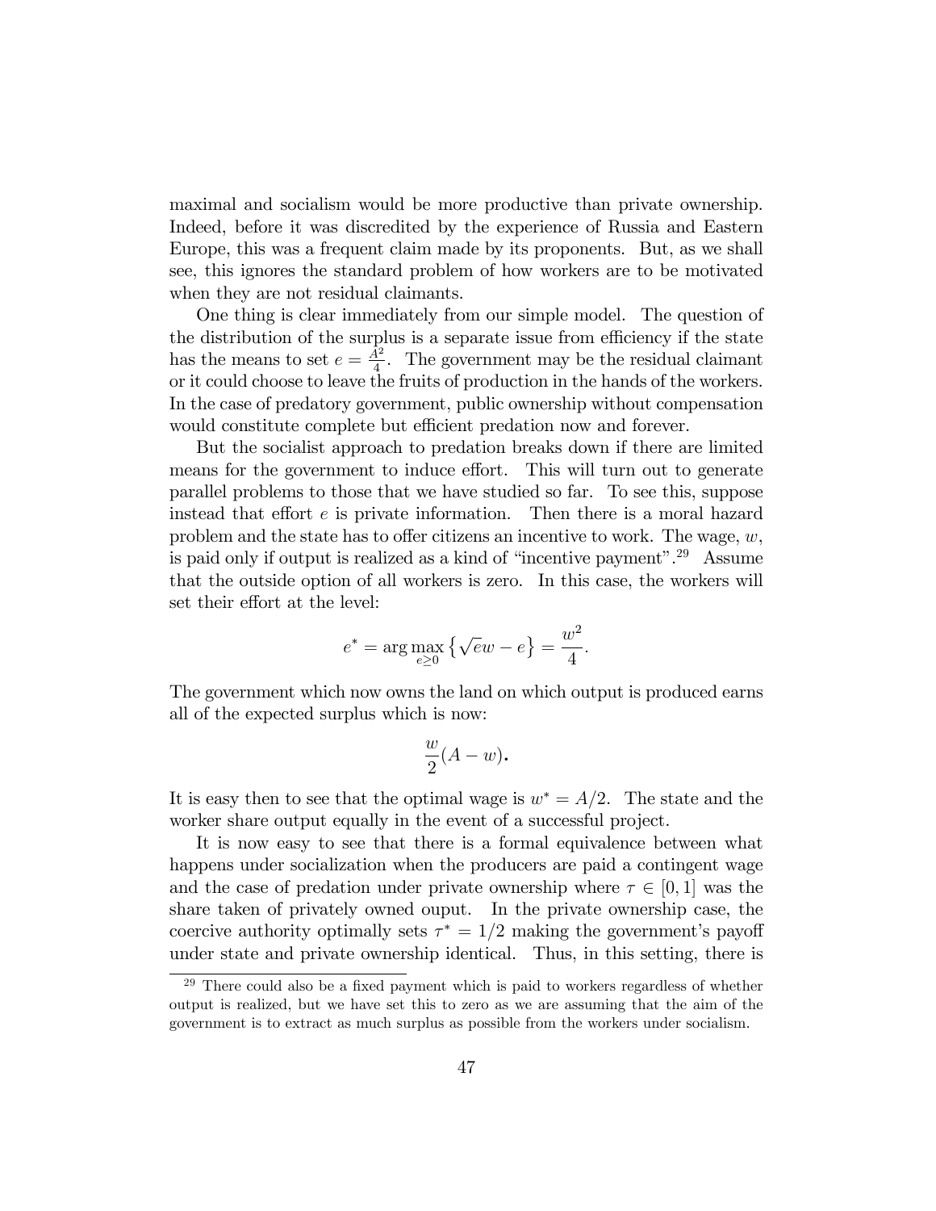maximal and socialism would be more productive than private ownership. Indeed, before it was discredited by the experience of Russia and Eastern Europe, this was a frequent claim made by its proponents. But, as we shall see, this ignores the standard problem of how workers are to be motivated when they are not residual claimants.

One thing is clear immediately from our simple model. The question of the distribution of the surplus is a separate issue from efficiency if the state has the means to set $e = \frac{A^2}{4}$. The government may be the residual claimant or it could choose to leave the fruits of production in the hands of the workers. In the case of predatory government, public ownership without compensation would constitute complete but efficient predation now and forever.

But the socialist approach to predation breaks down if there are limited means for the government to induce effort. This will turn out to generate parallel problems to those that we have studied so far. To see this, suppose instead that effort $e$ is private information. Then there is a moral hazard problem and the state has to offer citizens an incentive to work. The wage, $w$, is paid only if output is realized as a kind of "incentive payment".[29] Assume that the outside option of all workers is zero. In this case, the workers will set their effort at the level:

$$e^* = \arg\max_{e \geq 0} \left\{ \sqrt{e}w - e \right\} = \frac{w^2}{4}.$$

The government which now owns the land on which output is produced earns all of the expected surplus which is now:

$$\frac{w}{2}(A - w).$$

It is easy then to see that the optimal wage is $w^* = A/2$. The state and the worker share output equally in the event of a successful project.

It is now easy to see that there is a formal equivalence between what happens under socialization when the producers are paid a contingent wage and the case of predation under private ownership where $\tau \in [0, 1]$ was the share taken of privately owned ouput. In the private ownership case, the coercive authority optimally sets $\tau^* = 1/2$ making the government's payoff under state and private ownership identical. Thus, in this setting, there is

[29] There could also be a fixed payment which is paid to workers regardless of whether output is realized, but we have set this to zero as we are assuming that the aim of the government is to extract as much surplus as possible from the workers under socialism.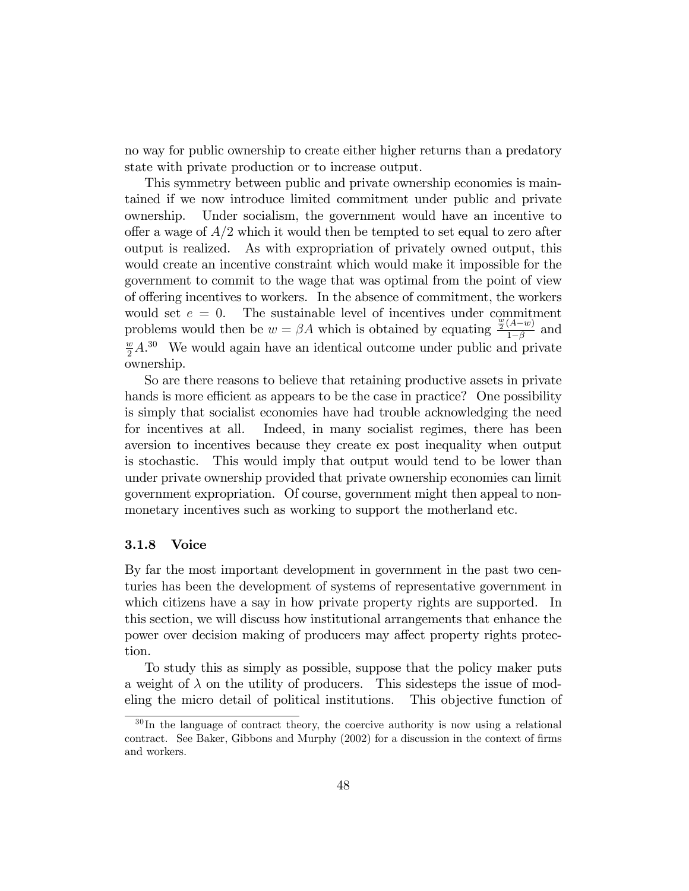no way for public ownership to create either higher returns than a predatory state with private production or to increase output.

This symmetry between public and private ownership economies is maintained if we now introduce limited commitment under public and private ownership. Under socialism, the government would have an incentive to offer a wage of $A/2$ which it would then be tempted to set equal to zero after output is realized. As with expropriation of privately owned output, this would create an incentive constraint which would make it impossible for the government to commit to the wage that was optimal from the point of view of offering incentives to workers. In the absence of commitment, the workers would set $e = 0$. The sustainable level of incentives under commitment problems would then be $w = \beta A$ which is obtained by equating $\frac{\frac{w}{2}(A-w)}{1-\beta}$ and $\frac{w}{2}A$.[30] We would again have an identical outcome under public and private ownership.

So are there reasons to believe that retaining productive assets in private hands is more efficient as appears to be the case in practice? One possibility is simply that socialist economies have had trouble acknowledging the need for incentives at all. Indeed, in many socialist regimes, there has been aversion to incentives because they create ex post inequality when output is stochastic. This would imply that output would tend to be lower than under private ownership provided that private ownership economies can limit government expropriation. Of course, government might then appeal to non-monetary incentives such as working to support the motherland etc.

### 3.1.8 Voice

By far the most important development in government in the past two centuries has been the development of systems of representative government in which citizens have a say in how private property rights are supported. In this section, we will discuss how institutional arrangements that enhance the power over decision making of producers may affect property rights protection.

To study this as simply as possible, suppose that the policy maker puts a weight of $\lambda$ on the utility of producers. This sidesteps the issue of modeling the micro detail of political institutions. This objective function of

[30] In the language of contract theory, the coercive authority is now using a relational contract. See Baker, Gibbons and Murphy (2002) for a discussion in the context of firms and workers.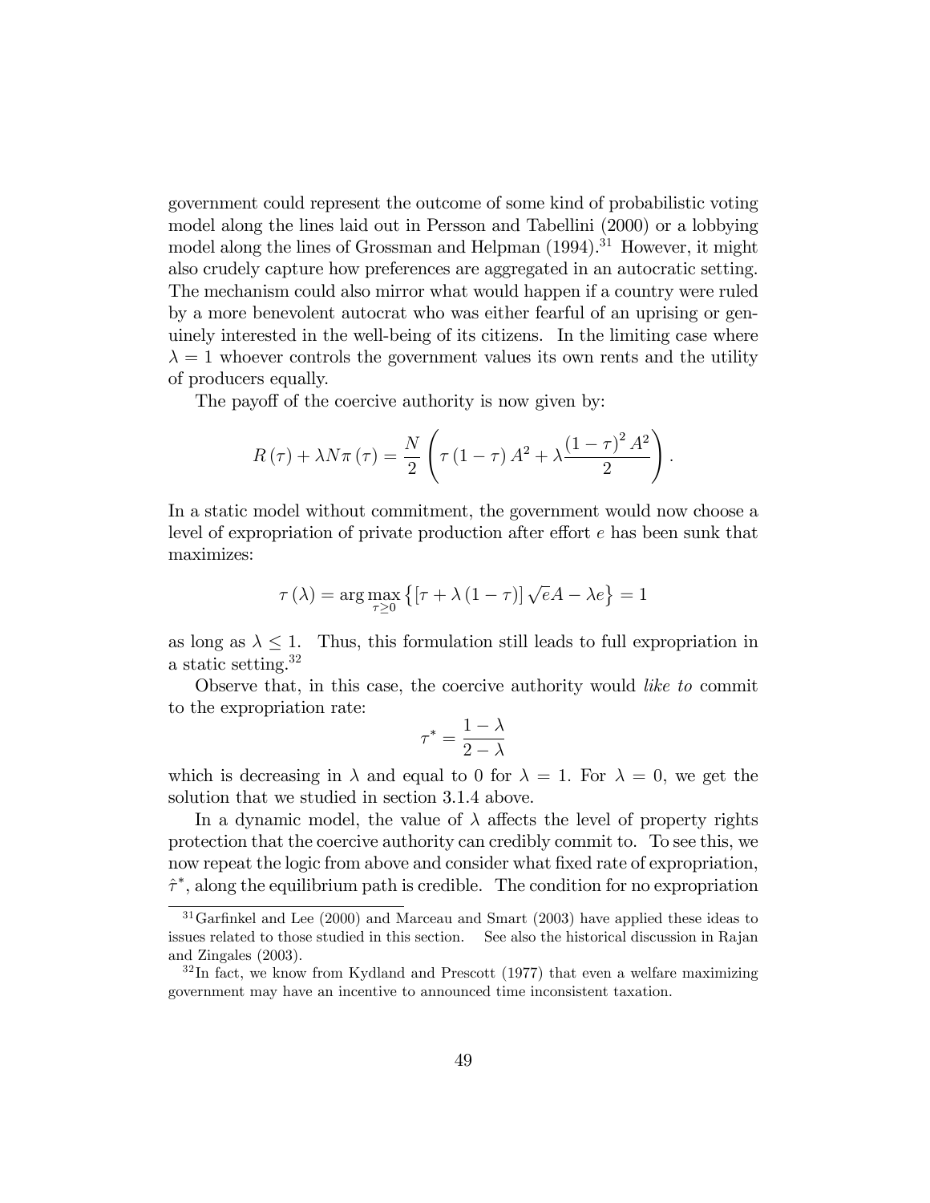government could represent the outcome of some kind of probabilistic voting model along the lines laid out in Persson and Tabellini (2000) or a lobbying model along the lines of Grossman and Helpman (1994).[31] However, it might also crudely capture how preferences are aggregated in an autocratic setting. The mechanism could also mirror what would happen if a country were ruled by a more benevolent autocrat who was either fearful of an uprising or genuinely interested in the well-being of its citizens. In the limiting case where $\lambda = 1$ whoever controls the government values its own rents and the utility of producers equally.

The payoff of the coercive authority is now given by:

$$R(\tau) + \lambda N \pi(\tau) = \frac{N}{2}\left(\tau(1-\tau)A^2 + \lambda \frac{(1-\tau)^2 A^2}{2}\right).$$

In a static model without commitment, the government would now choose a level of expropriation of private production after effort $e$ has been sunk that maximizes:

$$\tau(\lambda) = \arg\max_{\tau \geq 0}\left\{[\tau + \lambda(1-\tau)]\sqrt{e}A - \lambda e\right\} = 1$$

as long as $\lambda \leq 1$. Thus, this formulation still leads to full expropriation in a static setting.[32]

Observe that, in this case, the coercive authority would *like to* commit to the expropriation rate:

$$\tau^* = \frac{1-\lambda}{2-\lambda}$$

which is decreasing in $\lambda$ and equal to 0 for $\lambda = 1$. For $\lambda = 0$, we get the solution that we studied in section 3.1.4 above.

In a dynamic model, the value of $\lambda$ affects the level of property rights protection that the coercive authority can credibly commit to. To see this, we now repeat the logic from above and consider what fixed rate of expropriation, $\hat{\tau}^*$, along the equilibrium path is credible. The condition for no expropriation

---

[31] Garfinkel and Lee (2000) and Marceau and Smart (2003) have applied these ideas to issues related to those studied in this section. See also the historical discussion in Rajan and Zingales (2003).

[32] In fact, we know from Kydland and Prescott (1977) that even a welfare maximizing government may have an incentive to announced time inconsistent taxation.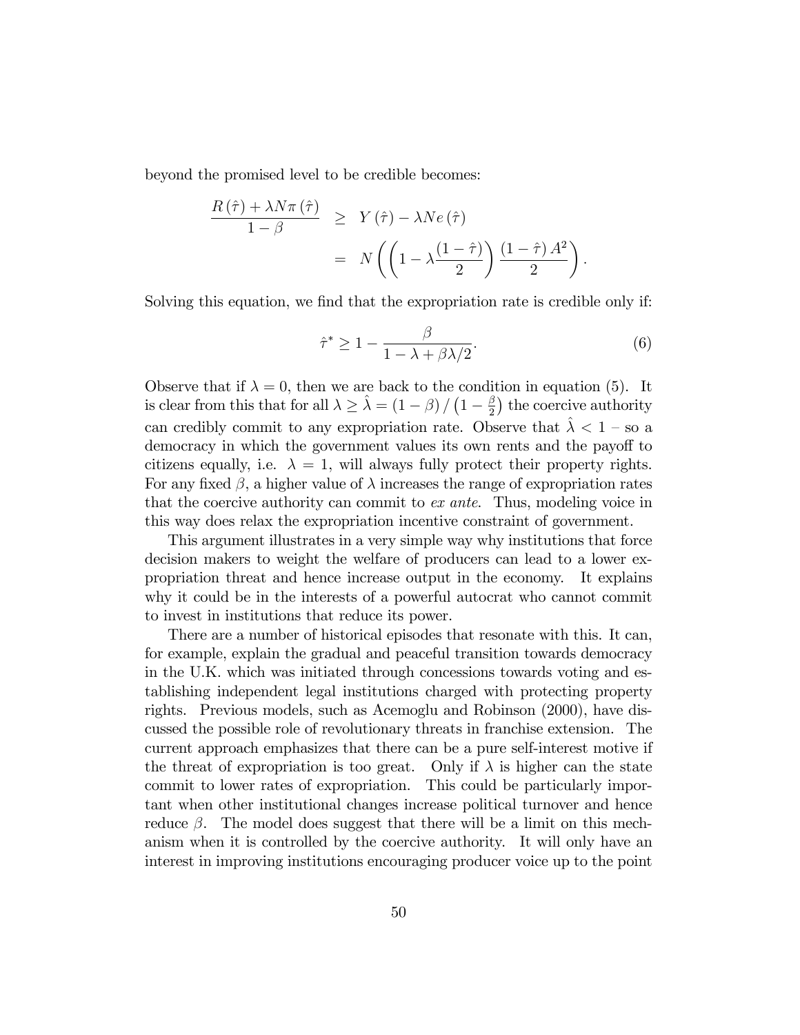beyond the promised level to be credible becomes:

$$\frac{R(\hat{\tau}) + \lambda N \pi(\hat{\tau})}{1-\beta} \geq Y(\hat{\tau}) - \lambda N e(\hat{\tau})$$
$$= N\left(\left(1 - \lambda \frac{(1-\hat{\tau})}{2}\right) \frac{(1-\hat{\tau}) A^2}{2}\right).$$

Solving this equation, we find that the expropriation rate is credible only if:

$$\hat{\tau}^* \geq 1 - \frac{\beta}{1 - \lambda + \beta\lambda/2}. \tag{6}$$

Observe that if $\lambda = 0$, then we are back to the condition in equation (5). It is clear from this that for all $\lambda \geq \hat{\lambda} = (1-\beta)/\left(1 - \frac{\beta}{2}\right)$ the coercive authority can credibly commit to any expropriation rate. Observe that $\hat{\lambda} < 1$ – so a democracy in which the government values its own rents and the payoff to citizens equally, i.e. $\lambda = 1$, will always fully protect their property rights. For any fixed $\beta$, a higher value of $\lambda$ increases the range of expropriation rates that the coercive authority can commit to *ex ante*. Thus, modeling voice in this way does relax the expropriation incentive constraint of government.

This argument illustrates in a very simple way why institutions that force decision makers to weight the welfare of producers can lead to a lower expropriation threat and hence increase output in the economy. It explains why it could be in the interests of a powerful autocrat who cannot commit to invest in institutions that reduce its power.

There are a number of historical episodes that resonate with this. It can, for example, explain the gradual and peaceful transition towards democracy in the U.K. which was initiated through concessions towards voting and establishing independent legal institutions charged with protecting property rights. Previous models, such as Acemoglu and Robinson (2000), have discussed the possible role of revolutionary threats in franchise extension. The current approach emphasizes that there can be a pure self-interest motive if the threat of expropriation is too great. Only if $\lambda$ is higher can the state commit to lower rates of expropriation. This could be particularly important when other institutional changes increase political turnover and hence reduce $\beta$. The model does suggest that there will be a limit on this mechanism when it is controlled by the coercive authority. It will only have an interest in improving institutions encouraging producer voice up to the point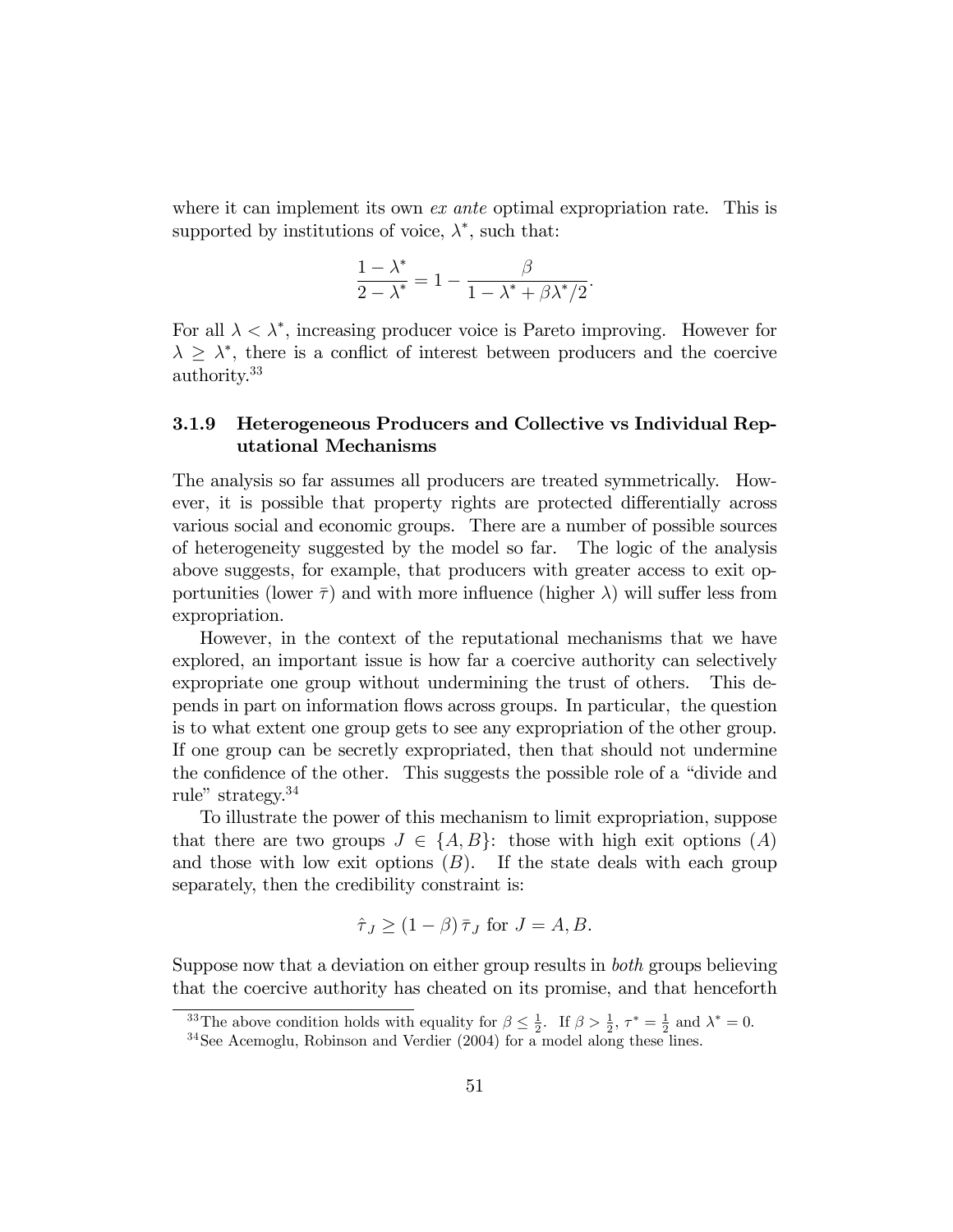where it can implement its own *ex ante* optimal expropriation rate. This is supported by institutions of voice, $\lambda^*$, such that:

$$\frac{1-\lambda^*}{2-\lambda^*} = 1 - \frac{\beta}{1-\lambda^* + \beta\lambda^*/2}.$$

For all $\lambda < \lambda^*$, increasing producer voice is Pareto improving. However for $\lambda \geq \lambda^*$, there is a conflict of interest between producers and the coercive authority.[33]

### 3.1.9 Heterogeneous Producers and Collective vs Individual Reputational Mechanisms

The analysis so far assumes all producers are treated symmetrically. However, it is possible that property rights are protected differentially across various social and economic groups. There are a number of possible sources of heterogeneity suggested by the model so far. The logic of the analysis above suggests, for example, that producers with greater access to exit opportunities (lower $\bar{\tau}$) and with more influence (higher $\lambda$) will suffer less from expropriation.

However, in the context of the reputational mechanisms that we have explored, an important issue is how far a coercive authority can selectively expropriate one group without undermining the trust of others. This depends in part on information flows across groups. In particular, the question is to what extent one group gets to see any expropriation of the other group. If one group can be secretly expropriated, then that should not undermine the confidence of the other. This suggests the possible role of a "divide and rule" strategy.[34]

To illustrate the power of this mechanism to limit expropriation, suppose that there are two groups $J \in \{A, B\}$: those with high exit options ($A$) and those with low exit options ($B$). If the state deals with each group separately, then the credibility constraint is:

$$\hat{\tau}_J \geq (1-\beta)\,\bar{\tau}_J \text{ for } J = A, B.$$

Suppose now that a deviation on either group results in *both* groups believing that the coercive authority has cheated on its promise, and that henceforth

[33] The above condition holds with equality for $\beta \leq \frac{1}{2}$. If $\beta > \frac{1}{2}$, $\tau^* = \frac{1}{2}$ and $\lambda^* = 0$.

[34] See Acemoglu, Robinson and Verdier (2004) for a model along these lines.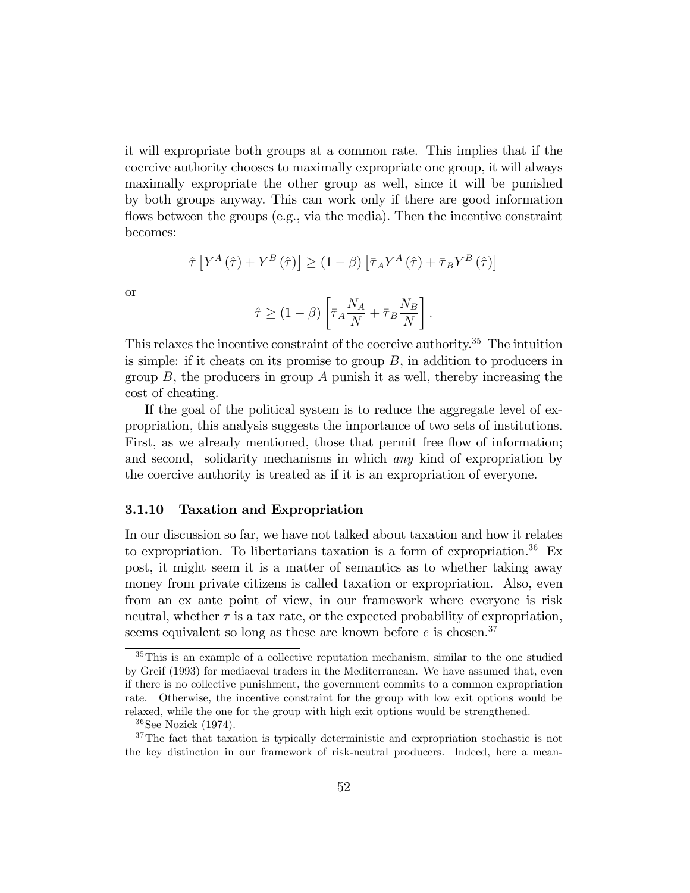it will expropriate both groups at a common rate. This implies that if the coercive authority chooses to maximally expropriate one group, it will always maximally expropriate the other group as well, since it will be punished by both groups anyway. This can work only if there are good information flows between the groups (e.g., via the media). Then the incentive constraint becomes:

$$\hat{\tau}\left[Y^{A}\left(\hat{\tau}\right)+Y^{B}\left(\hat{\tau}\right)\right] \geq (1-\beta)\left[\bar{\tau}_{A}Y^{A}\left(\hat{\tau}\right)+\bar{\tau}_{B}Y^{B}\left(\hat{\tau}\right)\right]$$

or

$$\hat{\tau} \geq (1-\beta)\left[\bar{\tau}_{A}\frac{N_{A}}{N}+\bar{\tau}_{B}\frac{N_{B}}{N}\right].$$

This relaxes the incentive constraint of the coercive authority.[35] The intuition is simple: if it cheats on its promise to group $B$, in addition to producers in group $B$, the producers in group $A$ punish it as well, thereby increasing the cost of cheating.

If the goal of the political system is to reduce the aggregate level of expropriation, this analysis suggests the importance of two sets of institutions. First, as we already mentioned, those that permit free flow of information; and second, solidarity mechanisms in which *any* kind of expropriation by the coercive authority is treated as if it is an expropriation of everyone.

### 3.1.10 Taxation and Expropriation

In our discussion so far, we have not talked about taxation and how it relates to expropriation. To libertarians taxation is a form of expropriation.[36] Ex post, it might seem it is a matter of semantics as to whether taking away money from private citizens is called taxation or expropriation. Also, even from an ex ante point of view, in our framework where everyone is risk neutral, whether $\tau$ is a tax rate, or the expected probability of expropriation, seems equivalent so long as these are known before $e$ is chosen.[37]

---

[35] This is an example of a collective reputation mechanism, similar to the one studied by Greif (1993) for mediaeval traders in the Mediterranean. We have assumed that, even if there is no collective punishment, the government commits to a common expropriation rate. Otherwise, the incentive constraint for the group with low exit options would be relaxed, while the one for the group with high exit options would be strengthened.

[36] See Nozick (1974).

[37] The fact that taxation is typically deterministic and expropriation stochastic is not the key distinction in our framework of risk-neutral producers. Indeed, here a mean-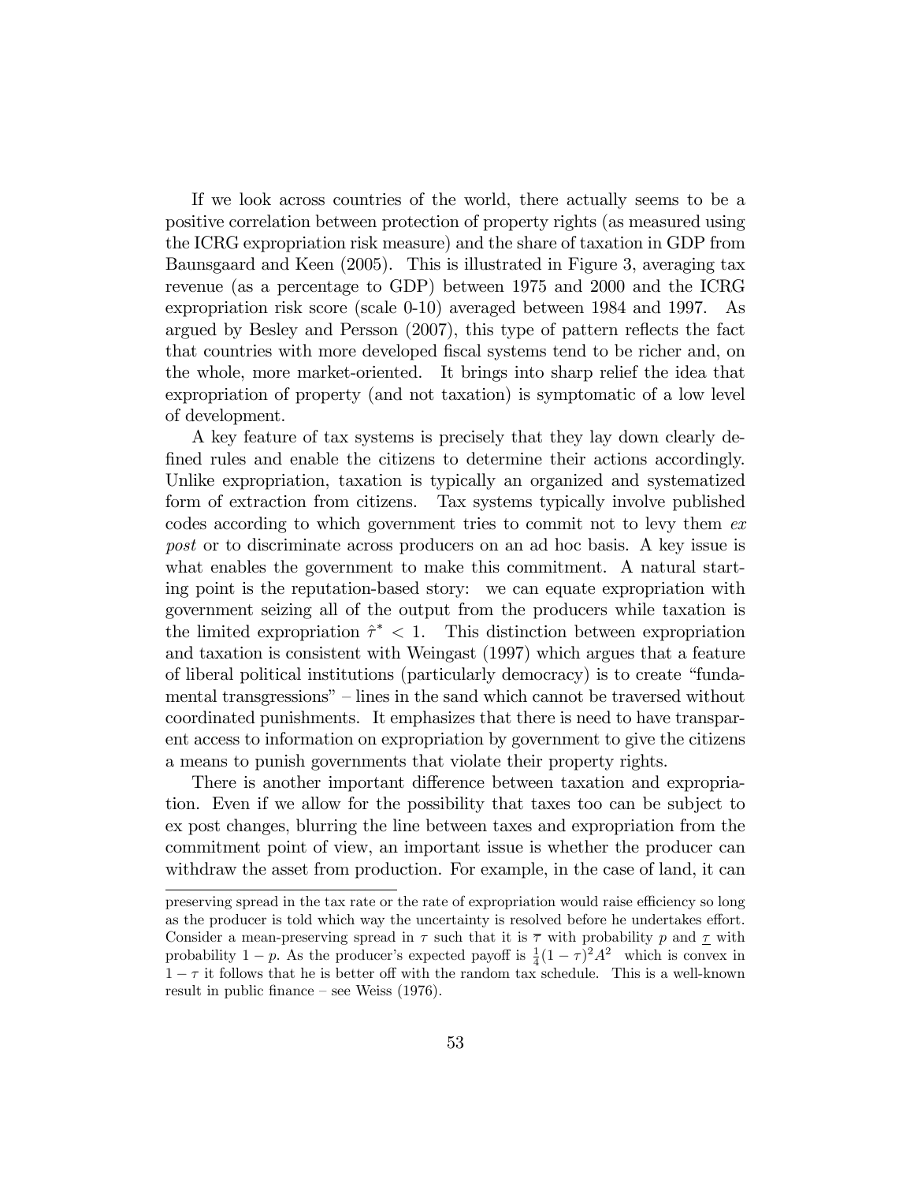If we look across countries of the world, there actually seems to be a positive correlation between protection of property rights (as measured using the ICRG expropriation risk measure) and the share of taxation in GDP from Baunsgaard and Keen (2005). This is illustrated in Figure 3, averaging tax revenue (as a percentage to GDP) between 1975 and 2000 and the ICRG expropriation risk score (scale 0-10) averaged between 1984 and 1997. As argued by Besley and Persson (2007), this type of pattern reflects the fact that countries with more developed fiscal systems tend to be richer and, on the whole, more market-oriented. It brings into sharp relief the idea that expropriation of property (and not taxation) is symptomatic of a low level of development.

A key feature of tax systems is precisely that they lay down clearly defined rules and enable the citizens to determine their actions accordingly. Unlike expropriation, taxation is typically an organized and systematized form of extraction from citizens. Tax systems typically involve published codes according to which government tries to commit not to levy them *ex post* or to discriminate across producers on an ad hoc basis. A key issue is what enables the government to make this commitment. A natural starting point is the reputation-based story: we can equate expropriation with government seizing all of the output from the producers while taxation is the limited expropriation $\hat{\tau}^* < 1$. This distinction between expropriation and taxation is consistent with Weingast (1997) which argues that a feature of liberal political institutions (particularly democracy) is to create "fundamental transgressions" – lines in the sand which cannot be traversed without coordinated punishments. It emphasizes that there is need to have transparent access to information on expropriation by government to give the citizens a means to punish governments that violate their property rights.

There is another important difference between taxation and expropriation. Even if we allow for the possibility that taxes too can be subject to ex post changes, blurring the line between taxes and expropriation from the commitment point of view, an important issue is whether the producer can withdraw the asset from production. For example, in the case of land, it can

preserving spread in the tax rate or the rate of expropriation would raise efficiency so long as the producer is told which way the uncertainty is resolved before he undertakes effort. Consider a mean-preserving spread in $\tau$ such that it is $\overline{\tau}$ with probability $p$ and $\underline{\tau}$ with probability $1-p$. As the producer's expected payoff is $\frac{1}{4}(1-\tau)^2 A^2$ which is convex in $1-\tau$ it follows that he is better off with the random tax schedule. This is a well-known result in public finance – see Weiss (1976).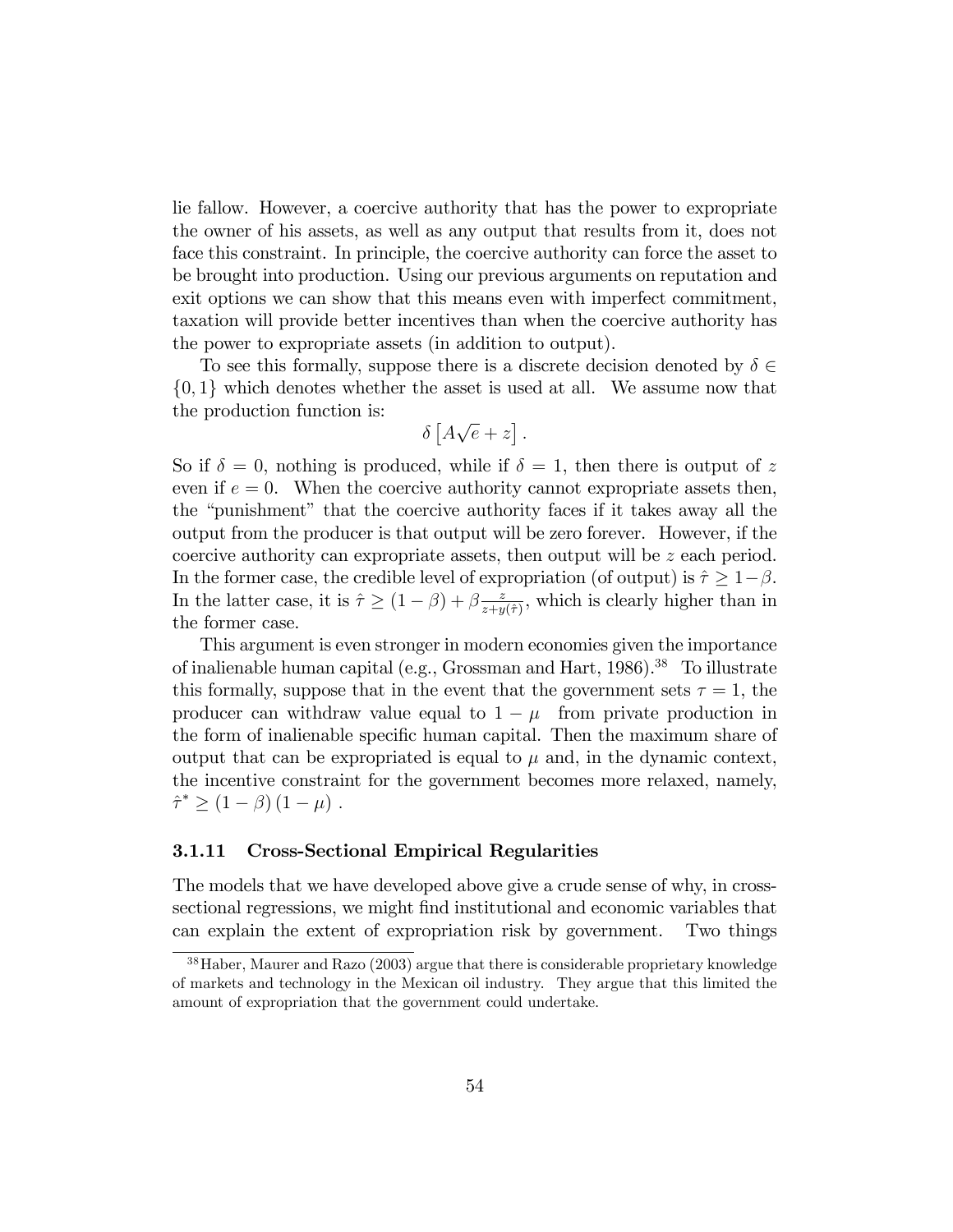lie fallow. However, a coercive authority that has the power to expropriate the owner of his assets, as well as any output that results from it, does not face this constraint. In principle, the coercive authority can force the asset to be brought into production. Using our previous arguments on reputation and exit options we can show that this means even with imperfect commitment, taxation will provide better incentives than when the coercive authority has the power to expropriate assets (in addition to output).

To see this formally, suppose there is a discrete decision denoted by $\delta \in \{0, 1\}$ which denotes whether the asset is used at all. We assume now that the production function is:

$$\delta \left[ A\sqrt{e} + z \right].$$

So if $\delta = 0$, nothing is produced, while if $\delta = 1$, then there is output of $z$ even if $e = 0$. When the coercive authority cannot expropriate assets then, the "punishment" that the coercive authority faces if it takes away all the output from the producer is that output will be zero forever. However, if the coercive authority can expropriate assets, then output will be $z$ each period. In the former case, the credible level of expropriation (of output) is $\hat{\tau} \geq 1 - \beta$. In the latter case, it is $\hat{\tau} \geq (1 - \beta) + \beta \frac{z}{z + y(\hat{\tau})}$, which is clearly higher than in the former case.

This argument is even stronger in modern economies given the importance of inalienable human capital (e.g., Grossman and Hart, 1986).[38] To illustrate this formally, suppose that in the event that the government sets $\tau = 1$, the producer can withdraw value equal to $1 - \mu$ from private production in the form of inalienable specific human capital. Then the maximum share of output that can be expropriated is equal to $\mu$ and, in the dynamic context, the incentive constraint for the government becomes more relaxed, namely, $\hat{\tau}^* \geq (1 - \beta)(1 - \mu)$.

### 3.1.11 Cross-Sectional Empirical Regularities

The models that we have developed above give a crude sense of why, in cross-sectional regressions, we might find institutional and economic variables that can explain the extent of expropriation risk by government. Two things

[38] Haber, Maurer and Razo (2003) argue that there is considerable proprietary knowledge of markets and technology in the Mexican oil industry. They argue that this limited the amount of expropriation that the government could undertake.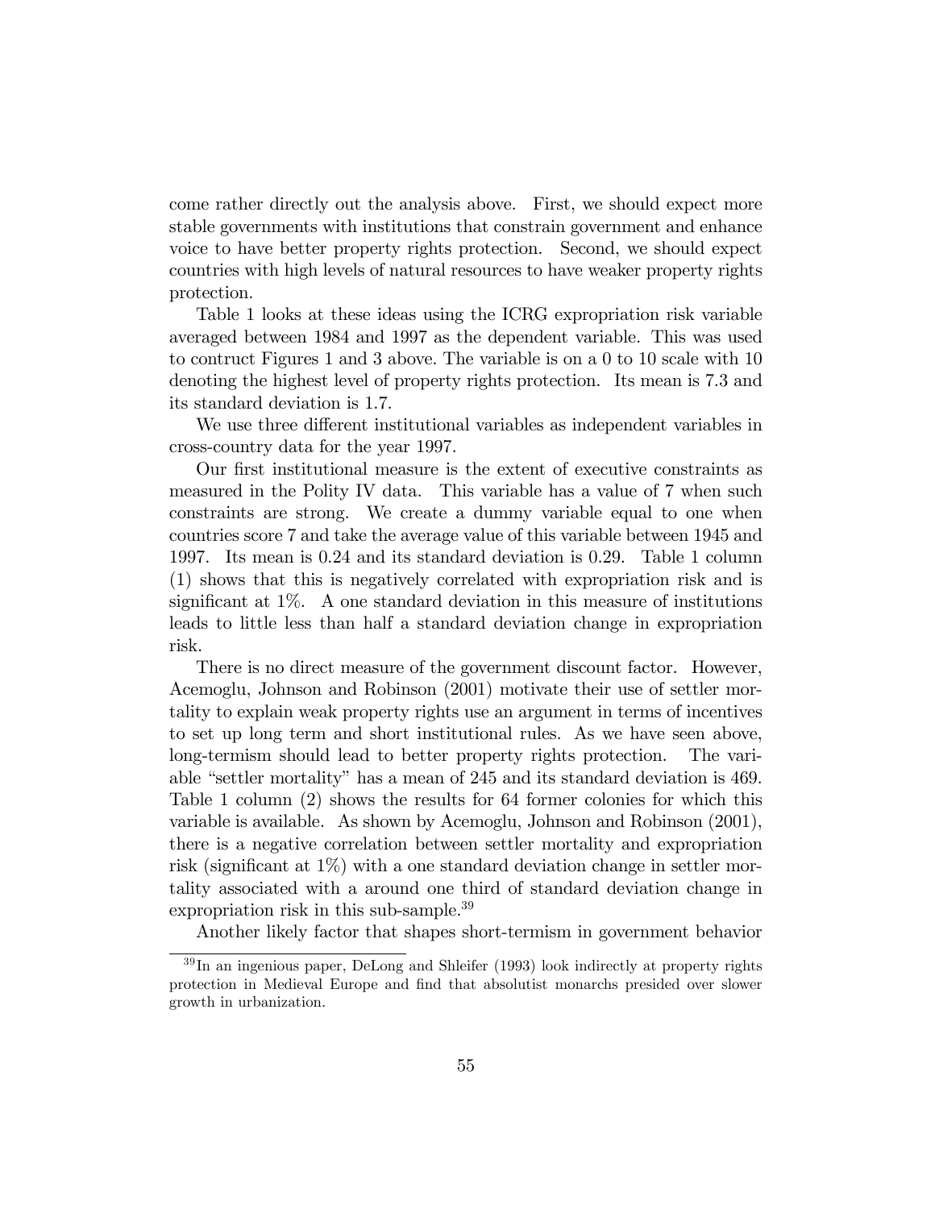come rather directly out the analysis above. First, we should expect more stable governments with institutions that constrain government and enhance voice to have better property rights protection. Second, we should expect countries with high levels of natural resources to have weaker property rights protection.

Table 1 looks at these ideas using the ICRG expropriation risk variable averaged between 1984 and 1997 as the dependent variable. This was used to contruct Figures 1 and 3 above. The variable is on a 0 to 10 scale with 10 denoting the highest level of property rights protection. Its mean is 7.3 and its standard deviation is 1.7.

We use three different institutional variables as independent variables in cross-country data for the year 1997.

Our first institutional measure is the extent of executive constraints as measured in the Polity IV data. This variable has a value of 7 when such constraints are strong. We create a dummy variable equal to one when countries score 7 and take the average value of this variable between 1945 and 1997. Its mean is 0.24 and its standard deviation is 0.29. Table 1 column (1) shows that this is negatively correlated with expropriation risk and is significant at 1%. A one standard deviation in this measure of institutions leads to little less than half a standard deviation change in expropriation risk.

There is no direct measure of the government discount factor. However, Acemoglu, Johnson and Robinson (2001) motivate their use of settler mortality to explain weak property rights use an argument in terms of incentives to set up long term and short institutional rules. As we have seen above, long-termism should lead to better property rights protection. The variable "settler mortality" has a mean of 245 and its standard deviation is 469. Table 1 column (2) shows the results for 64 former colonies for which this variable is available. As shown by Acemoglu, Johnson and Robinson (2001), there is a negative correlation between settler mortality and expropriation risk (significant at 1%) with a one standard deviation change in settler mortality associated with a around one third of standard deviation change in expropriation risk in this sub-sample.[39]

Another likely factor that shapes short-termism in government behavior

[39] In an ingenious paper, DeLong and Shleifer (1993) look indirectly at property rights protection in Medieval Europe and find that absolutist monarchs presided over slower growth in urbanization.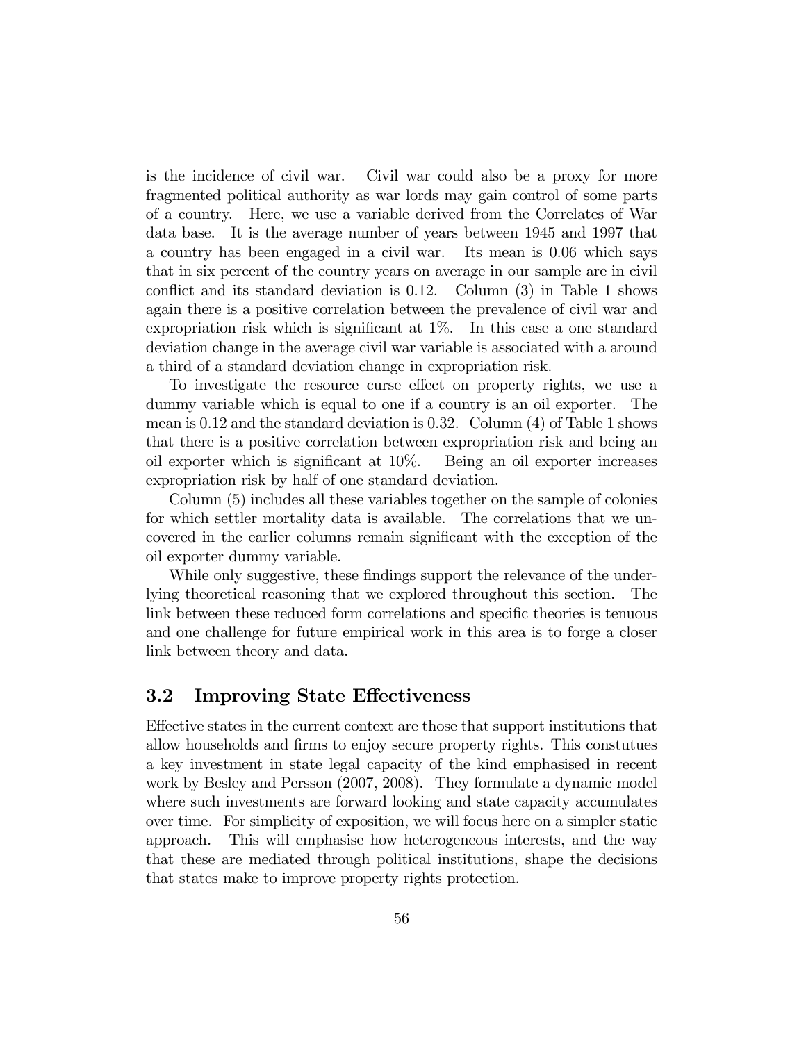is the incidence of civil war. Civil war could also be a proxy for more fragmented political authority as war lords may gain control of some parts of a country. Here, we use a variable derived from the Correlates of War data base. It is the average number of years between 1945 and 1997 that a country has been engaged in a civil war. Its mean is 0.06 which says that in six percent of the country years on average in our sample are in civil conflict and its standard deviation is 0.12. Column (3) in Table 1 shows again there is a positive correlation between the prevalence of civil war and expropriation risk which is significant at 1%. In this case a one standard deviation change in the average civil war variable is associated with a around a third of a standard deviation change in expropriation risk.

To investigate the resource curse effect on property rights, we use a dummy variable which is equal to one if a country is an oil exporter. The mean is 0.12 and the standard deviation is 0.32. Column (4) of Table 1 shows that there is a positive correlation between expropriation risk and being an oil exporter which is significant at 10%. Being an oil exporter increases expropriation risk by half of one standard deviation.

Column (5) includes all these variables together on the sample of colonies for which settler mortality data is available. The correlations that we uncovered in the earlier columns remain significant with the exception of the oil exporter dummy variable.

While only suggestive, these findings support the relevance of the underlying theoretical reasoning that we explored throughout this section. The link between these reduced form correlations and specific theories is tenuous and one challenge for future empirical work in this area is to forge a closer link between theory and data.

## 3.2 Improving State Effectiveness

Effective states in the current context are those that support institutions that allow households and firms to enjoy secure property rights. This constutues a key investment in state legal capacity of the kind emphasised in recent work by Besley and Persson (2007, 2008). They formulate a dynamic model where such investments are forward looking and state capacity accumulates over time. For simplicity of exposition, we will focus here on a simpler static approach. This will emphasise how heterogeneous interests, and the way that these are mediated through political institutions, shape the decisions that states make to improve property rights protection.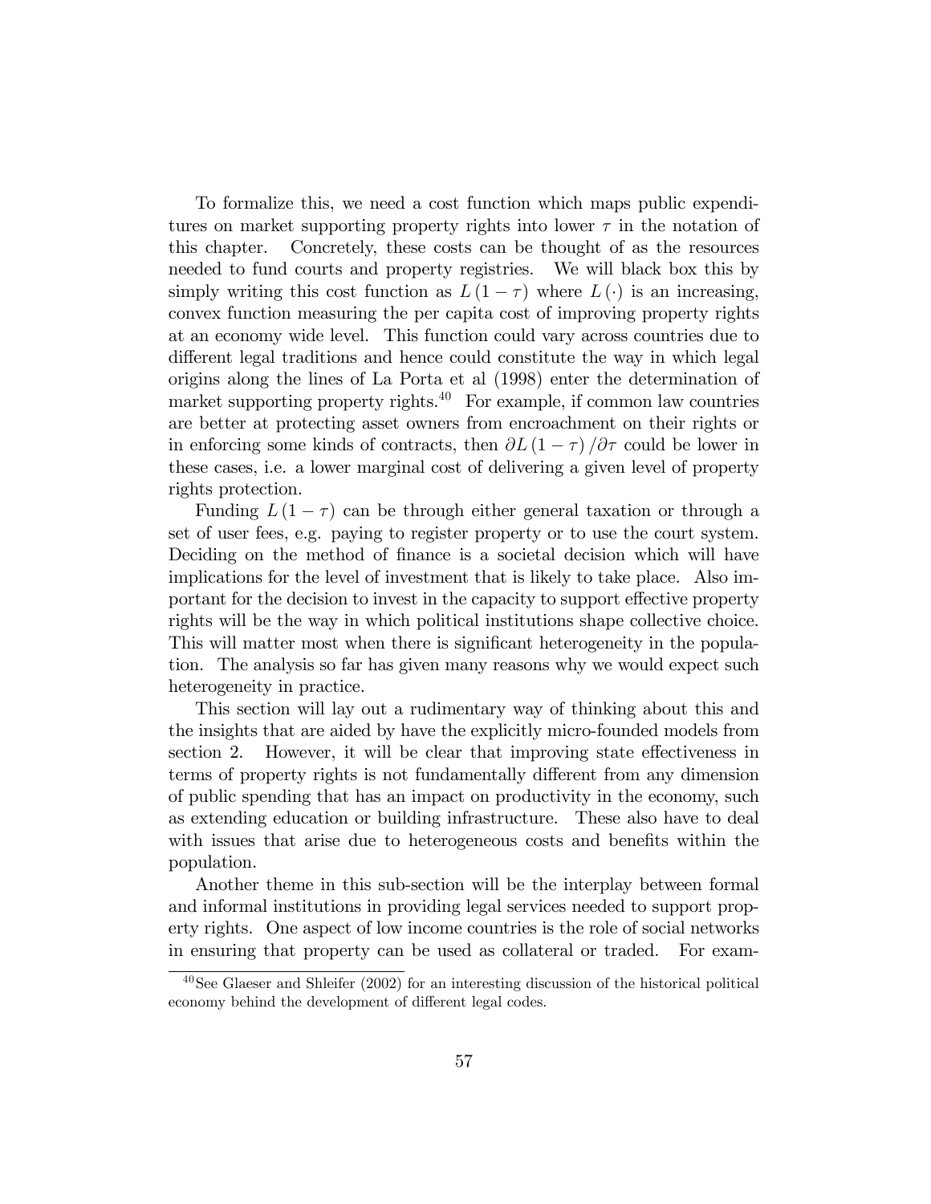To formalize this, we need a cost function which maps public expenditures on market supporting property rights into lower $\tau$ in the notation of this chapter. Concretely, these costs can be thought of as the resources needed to fund courts and property registries. We will black box this by simply writing this cost function as $L(1-\tau)$ where $L(\cdot)$ is an increasing, convex function measuring the per capita cost of improving property rights at an economy wide level. This function could vary across countries due to different legal traditions and hence could constitute the way in which legal origins along the lines of La Porta et al (1998) enter the determination of market supporting property rights.[40] For example, if common law countries are better at protecting asset owners from encroachment on their rights or in enforcing some kinds of contracts, then $\partial L(1-\tau)/\partial\tau$ could be lower in these cases, i.e. a lower marginal cost of delivering a given level of property rights protection.

Funding $L(1-\tau)$ can be through either general taxation or through a set of user fees, e.g. paying to register property or to use the court system. Deciding on the method of finance is a societal decision which will have implications for the level of investment that is likely to take place. Also important for the decision to invest in the capacity to support effective property rights will be the way in which political institutions shape collective choice. This will matter most when there is significant heterogeneity in the population. The analysis so far has given many reasons why we would expect such heterogeneity in practice.

This section will lay out a rudimentary way of thinking about this and the insights that are aided by have the explicitly micro-founded models from section 2. However, it will be clear that improving state effectiveness in terms of property rights is not fundamentally different from any dimension of public spending that has an impact on productivity in the economy, such as extending education or building infrastructure. These also have to deal with issues that arise due to heterogeneous costs and benefits within the population.

Another theme in this sub-section will be the interplay between formal and informal institutions in providing legal services needed to support property rights. One aspect of low income countries is the role of social networks in ensuring that property can be used as collateral or traded. For exam-

[40] See Glaeser and Shleifer (2002) for an interesting discussion of the historical political economy behind the development of different legal codes.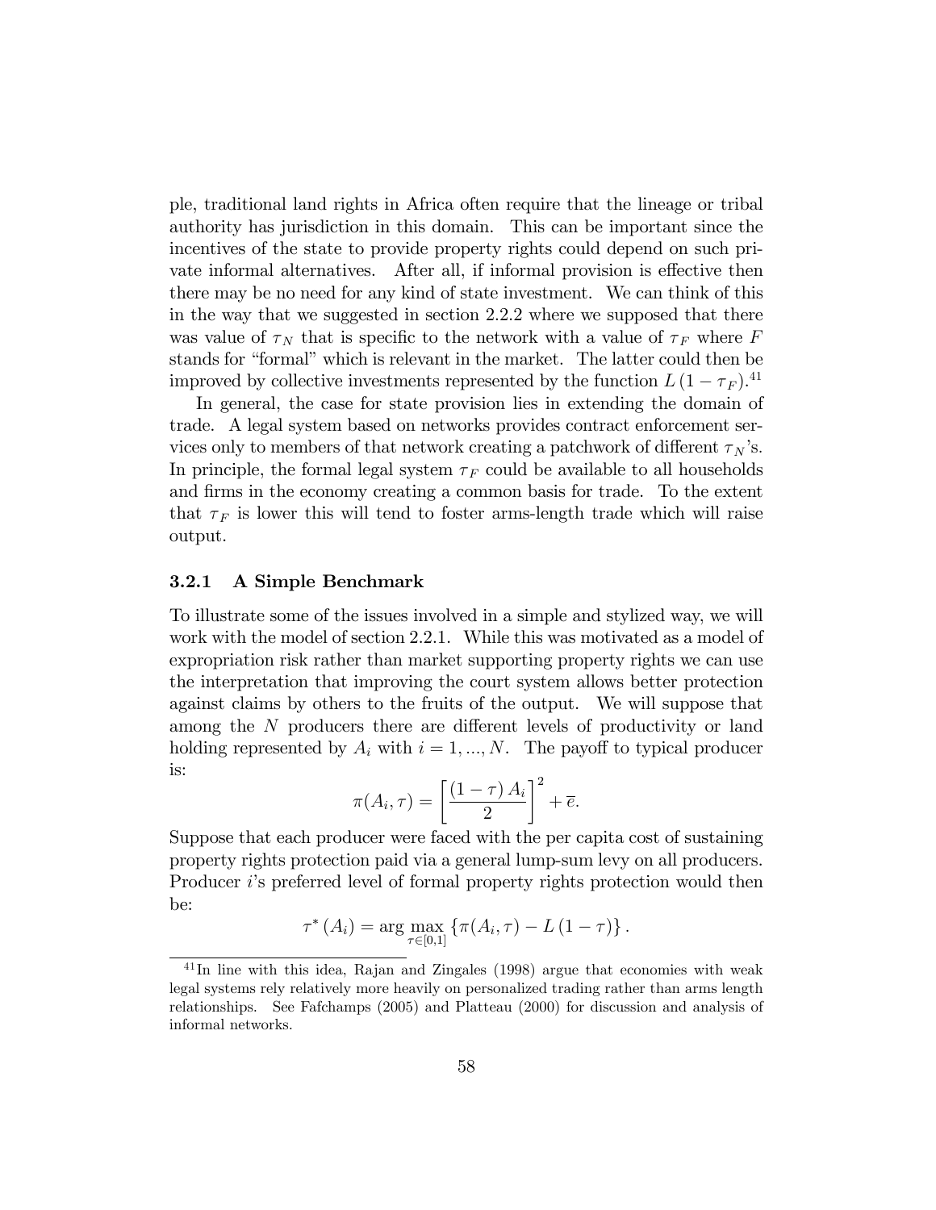ple, traditional land rights in Africa often require that the lineage or tribal authority has jurisdiction in this domain. This can be important since the incentives of the state to provide property rights could depend on such private informal alternatives. After all, if informal provision is effective then there may be no need for any kind of state investment. We can think of this in the way that we suggested in section 2.2.2 where we supposed that there was value of $\tau_N$ that is specific to the network with a value of $\tau_F$ where $F$ stands for "formal" which is relevant in the market. The latter could then be improved by collective investments represented by the function $L(1-\tau_F)$.[41]

In general, the case for state provision lies in extending the domain of trade. A legal system based on networks provides contract enforcement services only to members of that network creating a patchwork of different $\tau_N$'s. In principle, the formal legal system $\tau_F$ could be available to all households and firms in the economy creating a common basis for trade. To the extent that $\tau_F$ is lower this will tend to foster arms-length trade which will raise output.

### 3.2.1 A Simple Benchmark

To illustrate some of the issues involved in a simple and stylized way, we will work with the model of section 2.2.1. While this was motivated as a model of expropriation risk rather than market supporting property rights we can use the interpretation that improving the court system allows better protection against claims by others to the fruits of the output. We will suppose that among the $N$ producers there are different levels of productivity or land holding represented by $A_i$ with $i = 1, ..., N$. The payoff to typical producer is:

$$\pi(A_i, \tau) = \left[\frac{(1-\tau) A_i}{2}\right]^2 + \overline{e}.$$

Suppose that each producer were faced with the per capita cost of sustaining property rights protection paid via a general lump-sum levy on all producers. Producer $i$'s preferred level of formal property rights protection would then be:

$$\tau^*(A_i) = \arg\max_{\tau \in [0,1]} \left\{\pi(A_i, \tau) - L(1-\tau)\right\}.$$

[41] In line with this idea, Rajan and Zingales (1998) argue that economies with weak legal systems rely relatively more heavily on personalized trading rather than arms length relationships. See Fafchamps (2005) and Platteau (2000) for discussion and analysis of informal networks.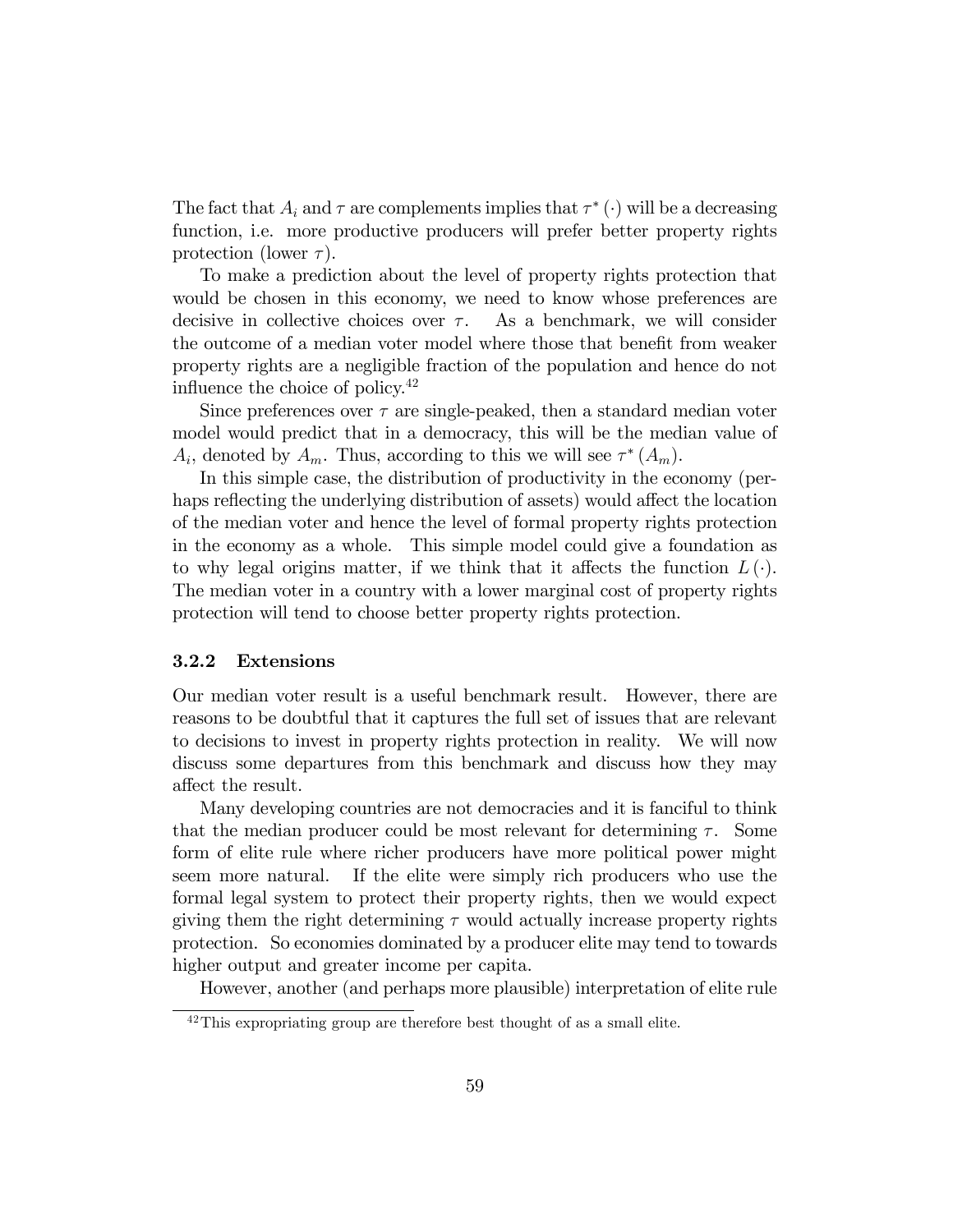The fact that $A_i$ and $\tau$ are complements implies that $\tau^*(\cdot)$ will be a decreasing function, i.e. more productive producers will prefer better property rights protection (lower $\tau$).

To make a prediction about the level of property rights protection that would be chosen in this economy, we need to know whose preferences are decisive in collective choices over $\tau$. As a benchmark, we will consider the outcome of a median voter model where those that benefit from weaker property rights are a negligible fraction of the population and hence do not influence the choice of policy.[42]

Since preferences over $\tau$ are single-peaked, then a standard median voter model would predict that in a democracy, this will be the median value of $A_i$, denoted by $A_m$. Thus, according to this we will see $\tau^*(A_m)$.

In this simple case, the distribution of productivity in the economy (perhaps reflecting the underlying distribution of assets) would affect the location of the median voter and hence the level of formal property rights protection in the economy as a whole. This simple model could give a foundation as to why legal origins matter, if we think that it affects the function $L(\cdot)$. The median voter in a country with a lower marginal cost of property rights protection will tend to choose better property rights protection.

### 3.2.2 Extensions

Our median voter result is a useful benchmark result. However, there are reasons to be doubtful that it captures the full set of issues that are relevant to decisions to invest in property rights protection in reality. We will now discuss some departures from this benchmark and discuss how they may affect the result.

Many developing countries are not democracies and it is fanciful to think that the median producer could be most relevant for determining $\tau$. Some form of elite rule where richer producers have more political power might seem more natural. If the elite were simply rich producers who use the formal legal system to protect their property rights, then we would expect giving them the right determining $\tau$ would actually increase property rights protection. So economies dominated by a producer elite may tend to towards higher output and greater income per capita.

However, another (and perhaps more plausible) interpretation of elite rule

[42] This expropriating group are therefore best thought of as a small elite.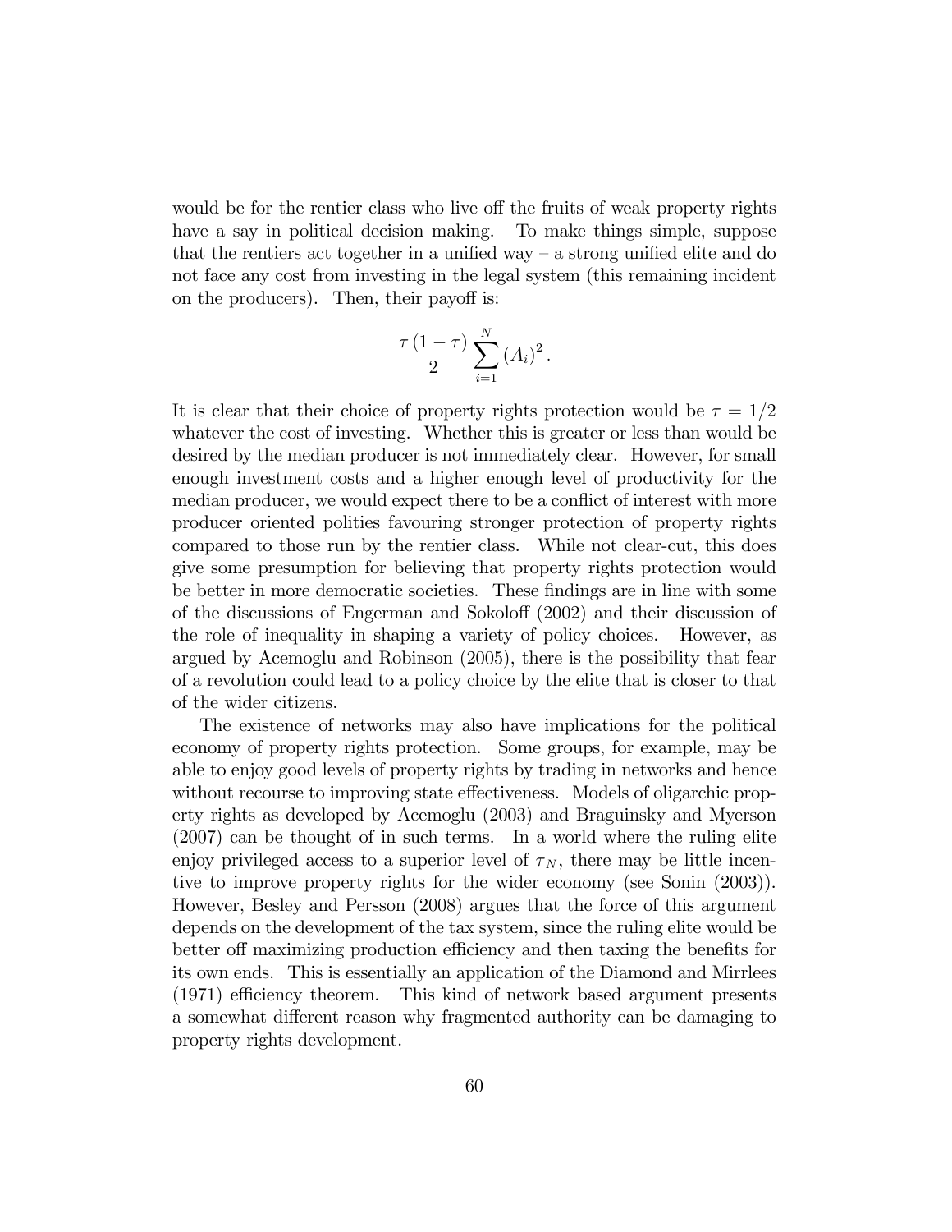would be for the rentier class who live off the fruits of weak property rights have a say in political decision making. To make things simple, suppose that the rentiers act together in a unified way – a strong unified elite and do not face any cost from investing in the legal system (this remaining incident on the producers). Then, their payoff is:

$$\frac{\tau(1-\tau)}{2}\sum_{i=1}^{N}(A_i)^2.$$

It is clear that their choice of property rights protection would be $\tau = 1/2$ whatever the cost of investing. Whether this is greater or less than would be desired by the median producer is not immediately clear. However, for small enough investment costs and a higher enough level of productivity for the median producer, we would expect there to be a conflict of interest with more producer oriented polities favouring stronger protection of property rights compared to those run by the rentier class. While not clear-cut, this does give some presumption for believing that property rights protection would be better in more democratic societies. These findings are in line with some of the discussions of Engerman and Sokoloff (2002) and their discussion of the role of inequality in shaping a variety of policy choices. However, as argued by Acemoglu and Robinson (2005), there is the possibility that fear of a revolution could lead to a policy choice by the elite that is closer to that of the wider citizens.

The existence of networks may also have implications for the political economy of property rights protection. Some groups, for example, may be able to enjoy good levels of property rights by trading in networks and hence without recourse to improving state effectiveness. Models of oligarchic property rights as developed by Acemoglu (2003) and Braguinsky and Myerson (2007) can be thought of in such terms. In a world where the ruling elite enjoy privileged access to a superior level of $\tau_N$, there may be little incentive to improve property rights for the wider economy (see Sonin (2003)). However, Besley and Persson (2008) argues that the force of this argument depends on the development of the tax system, since the ruling elite would be better off maximizing production efficiency and then taxing the benefits for its own ends. This is essentially an application of the Diamond and Mirrlees (1971) efficiency theorem. This kind of network based argument presents a somewhat different reason why fragmented authority can be damaging to property rights development.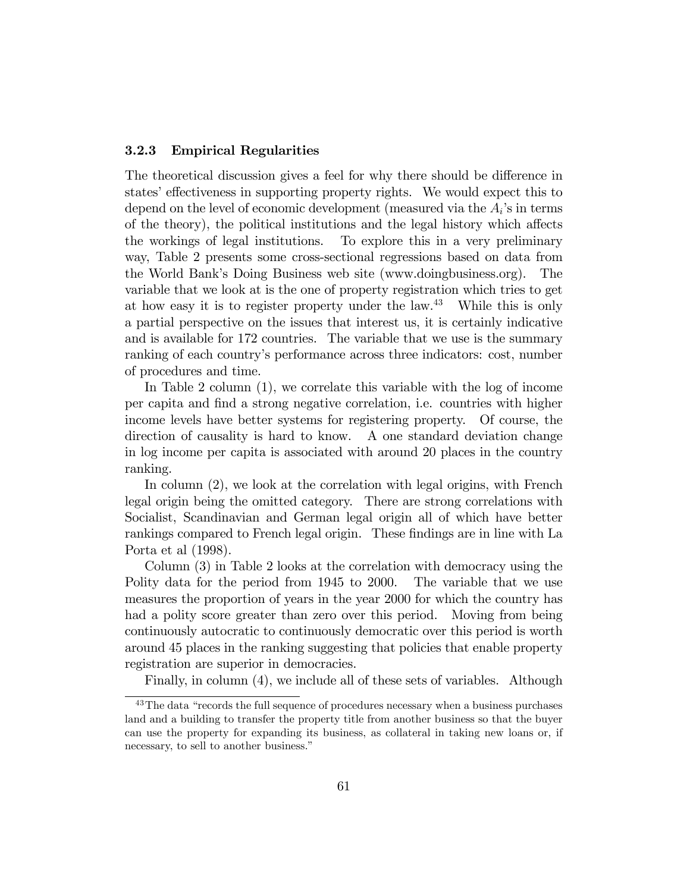### 3.2.3 Empirical Regularities

The theoretical discussion gives a feel for why there should be difference in states' effectiveness in supporting property rights. We would expect this to depend on the level of economic development (measured via the $A_i$'s in terms of the theory), the political institutions and the legal history which affects the workings of legal institutions. To explore this in a very preliminary way, Table 2 presents some cross-sectional regressions based on data from the World Bank's Doing Business web site (www.doingbusiness.org). The variable that we look at is the one of property registration which tries to get at how easy it is to register property under the law.[43] While this is only a partial perspective on the issues that interest us, it is certainly indicative and is available for 172 countries. The variable that we use is the summary ranking of each country's performance across three indicators: cost, number of procedures and time.

In Table 2 column (1), we correlate this variable with the log of income per capita and find a strong negative correlation, i.e. countries with higher income levels have better systems for registering property. Of course, the direction of causality is hard to know. A one standard deviation change in log income per capita is associated with around 20 places in the country ranking.

In column (2), we look at the correlation with legal origins, with French legal origin being the omitted category. There are strong correlations with Socialist, Scandinavian and German legal origin all of which have better rankings compared to French legal origin. These findings are in line with La Porta et al (1998).

Column (3) in Table 2 looks at the correlation with democracy using the Polity data for the period from 1945 to 2000. The variable that we use measures the proportion of years in the year 2000 for which the country has had a polity score greater than zero over this period. Moving from being continuously autocratic to continuously democratic over this period is worth around 45 places in the ranking suggesting that policies that enable property registration are superior in democracies.

Finally, in column (4), we include all of these sets of variables. Although

[43] The data "records the full sequence of procedures necessary when a business purchases land and a building to transfer the property title from another business so that the buyer can use the property for expanding its business, as collateral in taking new loans or, if necessary, to sell to another business."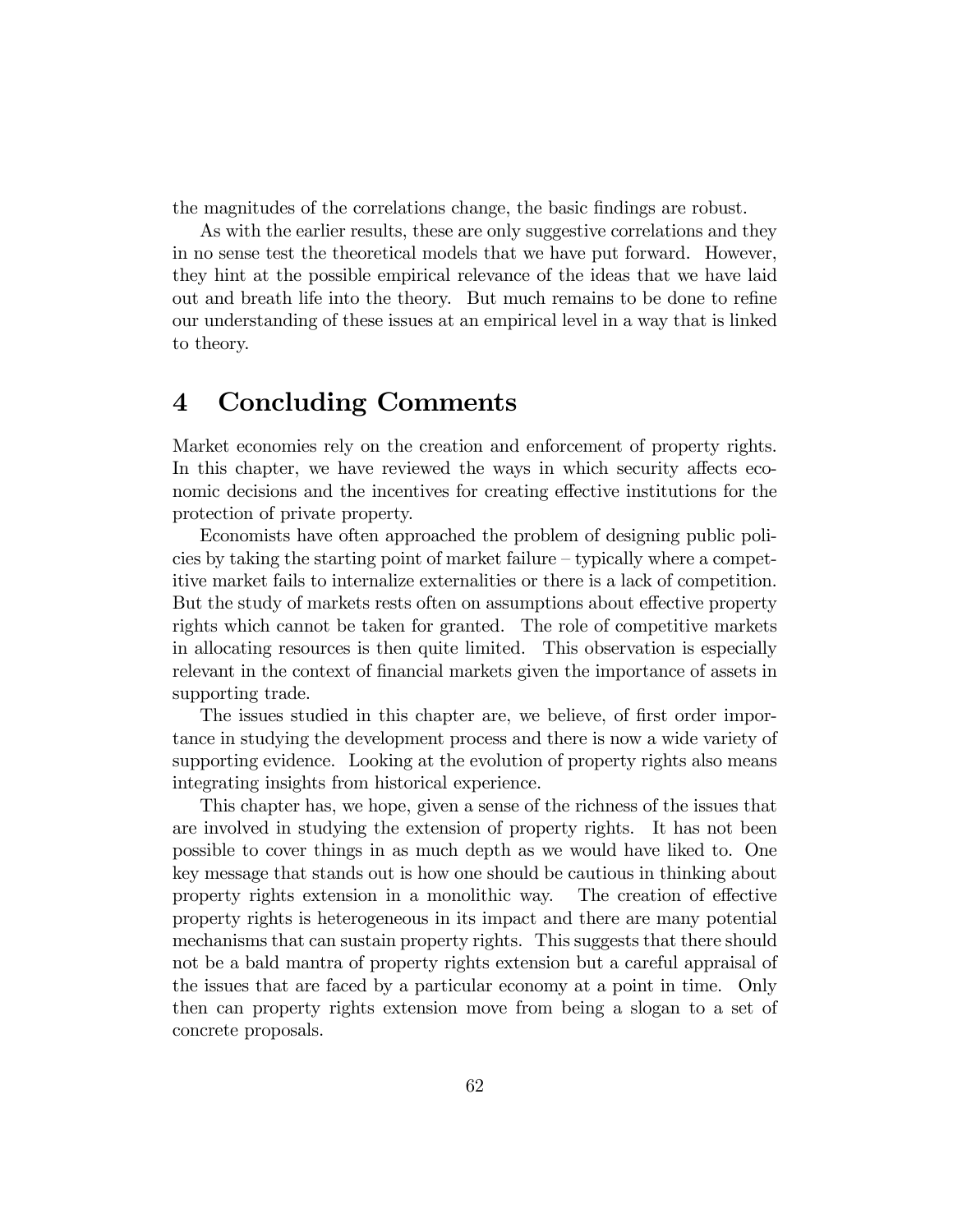the magnitudes of the correlations change, the basic findings are robust.

As with the earlier results, these are only suggestive correlations and they in no sense test the theoretical models that we have put forward. However, they hint at the possible empirical relevance of the ideas that we have laid out and breath life into the theory. But much remains to be done to refine our understanding of these issues at an empirical level in a way that is linked to theory.

# 4 Concluding Comments

Market economies rely on the creation and enforcement of property rights. In this chapter, we have reviewed the ways in which security affects economic decisions and the incentives for creating effective institutions for the protection of private property.

Economists have often approached the problem of designing public policies by taking the starting point of market failure – typically where a competitive market fails to internalize externalities or there is a lack of competition. But the study of markets rests often on assumptions about effective property rights which cannot be taken for granted. The role of competitive markets in allocating resources is then quite limited. This observation is especially relevant in the context of financial markets given the importance of assets in supporting trade.

The issues studied in this chapter are, we believe, of first order importance in studying the development process and there is now a wide variety of supporting evidence. Looking at the evolution of property rights also means integrating insights from historical experience.

This chapter has, we hope, given a sense of the richness of the issues that are involved in studying the extension of property rights. It has not been possible to cover things in as much depth as we would have liked to. One key message that stands out is how one should be cautious in thinking about property rights extension in a monolithic way. The creation of effective property rights is heterogeneous in its impact and there are many potential mechanisms that can sustain property rights. This suggests that there should not be a bald mantra of property rights extension but a careful appraisal of the issues that are faced by a particular economy at a point in time. Only then can property rights extension move from being a slogan to a set of concrete proposals.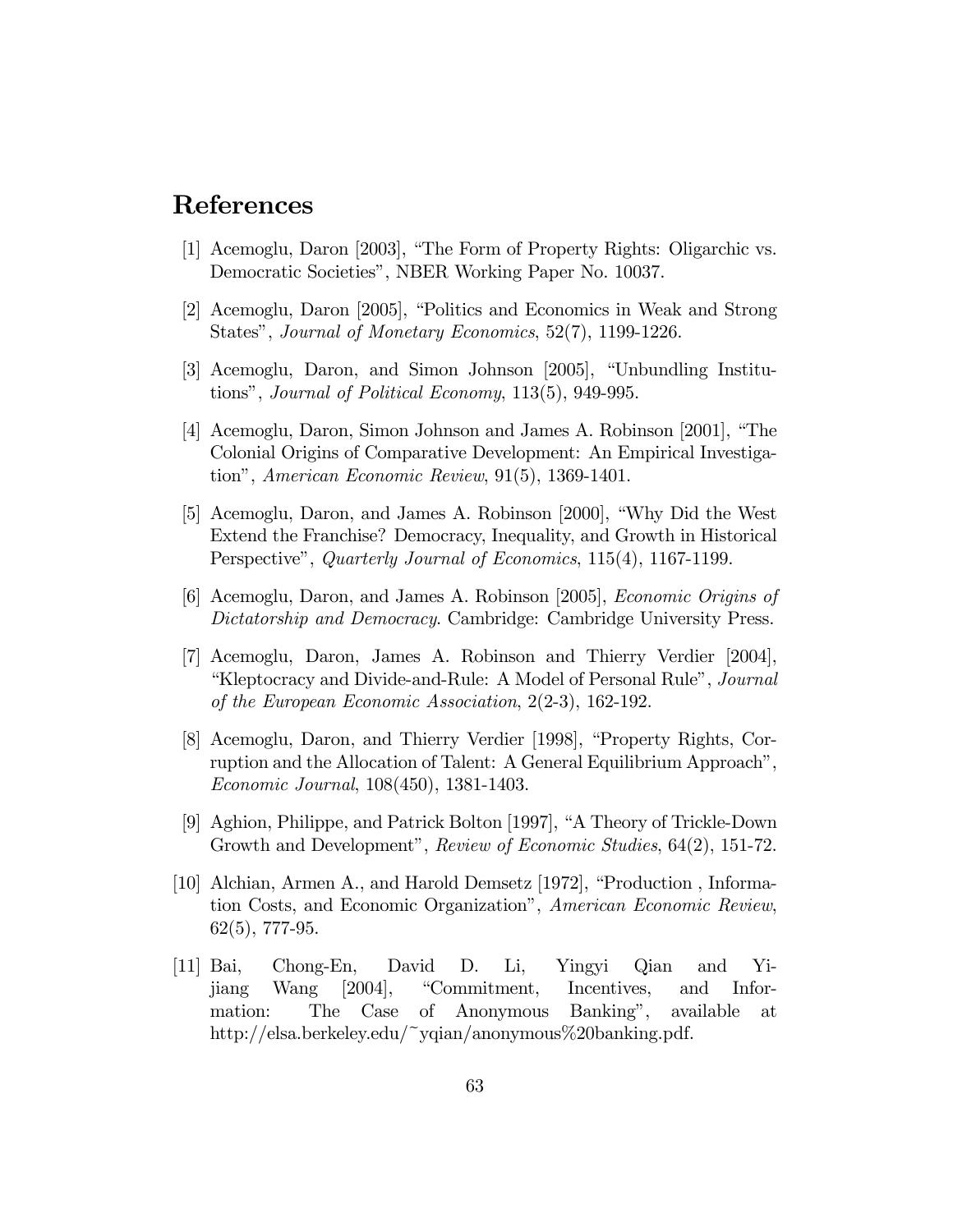# References

[1] Acemoglu, Daron [2003], "The Form of Property Rights: Oligarchic vs. Democratic Societies", NBER Working Paper No. 10037.

[2] Acemoglu, Daron [2005], "Politics and Economics in Weak and Strong States", *Journal of Monetary Economics*, 52(7), 1199-1226.

[3] Acemoglu, Daron, and Simon Johnson [2005], "Unbundling Institutions", *Journal of Political Economy*, 113(5), 949-995.

[4] Acemoglu, Daron, Simon Johnson and James A. Robinson [2001], "The Colonial Origins of Comparative Development: An Empirical Investigation", *American Economic Review*, 91(5), 1369-1401.

[5] Acemoglu, Daron, and James A. Robinson [2000], "Why Did the West Extend the Franchise? Democracy, Inequality, and Growth in Historical Perspective", *Quarterly Journal of Economics*, 115(4), 1167-1199.

[6] Acemoglu, Daron, and James A. Robinson [2005], *Economic Origins of Dictatorship and Democracy*. Cambridge: Cambridge University Press.

[7] Acemoglu, Daron, James A. Robinson and Thierry Verdier [2004], "Kleptocracy and Divide-and-Rule: A Model of Personal Rule", *Journal of the European Economic Association*, 2(2-3), 162-192.

[8] Acemoglu, Daron, and Thierry Verdier [1998], "Property Rights, Corruption and the Allocation of Talent: A General Equilibrium Approach", *Economic Journal*, 108(450), 1381-1403.

[9] Aghion, Philippe, and Patrick Bolton [1997], "A Theory of Trickle-Down Growth and Development", *Review of Economic Studies*, 64(2), 151-72.

[10] Alchian, Armen A., and Harold Demsetz [1972], "Production , Information Costs, and Economic Organization", *American Economic Review*, 62(5), 777-95.

[11] Bai, Chong-En, David D. Li, Yingyi Qian and Yijiang Wang [2004], "Commitment, Incentives, and Information: The Case of Anonymous Banking", available at http://elsa.berkeley.edu/~yqian/anonymous%20banking.pdf.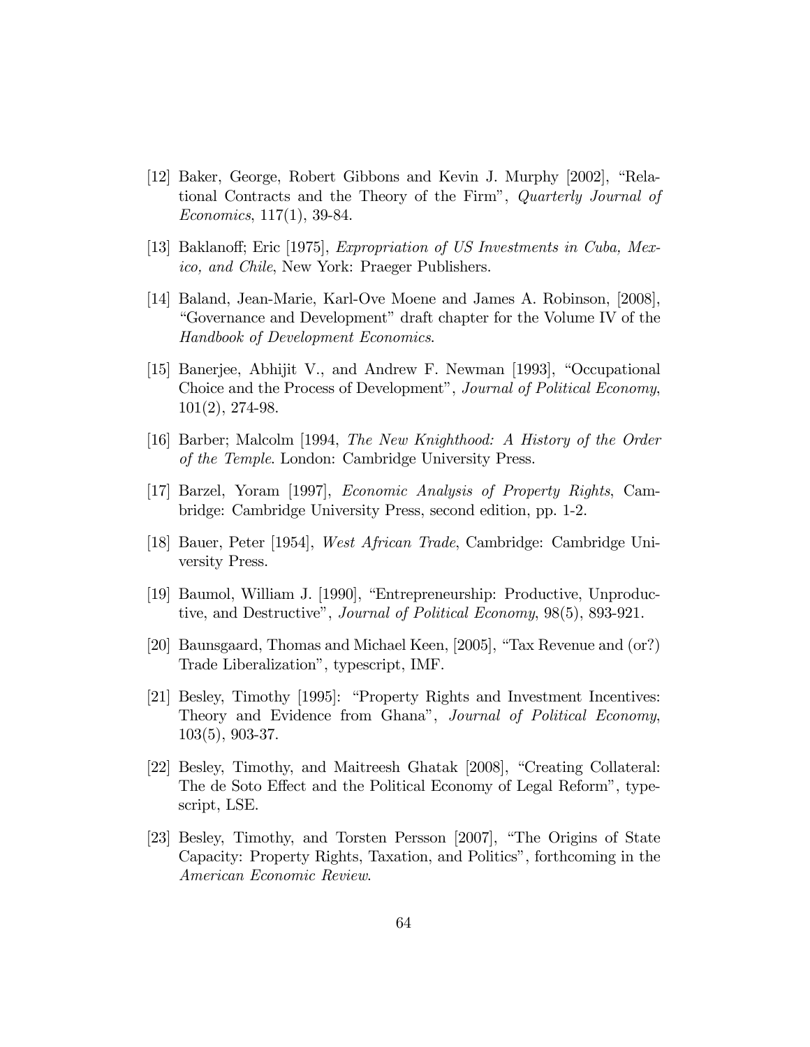[12] Baker, George, Robert Gibbons and Kevin J. Murphy [2002], "Relational Contracts and the Theory of the Firm", *Quarterly Journal of Economics*, 117(1), 39-84.

[13] Baklanoff; Eric [1975], *Expropriation of US Investments in Cuba, Mexico, and Chile*, New York: Praeger Publishers.

[14] Baland, Jean-Marie, Karl-Ove Moene and James A. Robinson, [2008], "Governance and Development" draft chapter for the Volume IV of the *Handbook of Development Economics*.

[15] Banerjee, Abhijit V., and Andrew F. Newman [1993], "Occupational Choice and the Process of Development", *Journal of Political Economy*, 101(2), 274-98.

[16] Barber; Malcolm [1994, *The New Knighthood: A History of the Order of the Temple*. London: Cambridge University Press.

[17] Barzel, Yoram [1997], *Economic Analysis of Property Rights*, Cambridge: Cambridge University Press, second edition, pp. 1-2.

[18] Bauer, Peter [1954], *West African Trade*, Cambridge: Cambridge University Press.

[19] Baumol, William J. [1990], "Entrepreneurship: Productive, Unproductive, and Destructive", *Journal of Political Economy*, 98(5), 893-921.

[20] Baunsgaard, Thomas and Michael Keen, [2005], "Tax Revenue and (or?) Trade Liberalization", typescript, IMF.

[21] Besley, Timothy [1995]: "Property Rights and Investment Incentives: Theory and Evidence from Ghana", *Journal of Political Economy*, 103(5), 903-37.

[22] Besley, Timothy, and Maitreesh Ghatak [2008], "Creating Collateral: The de Soto Effect and the Political Economy of Legal Reform", typescript, LSE.

[23] Besley, Timothy, and Torsten Persson [2007], "The Origins of State Capacity: Property Rights, Taxation, and Politics", forthcoming in the *American Economic Review*.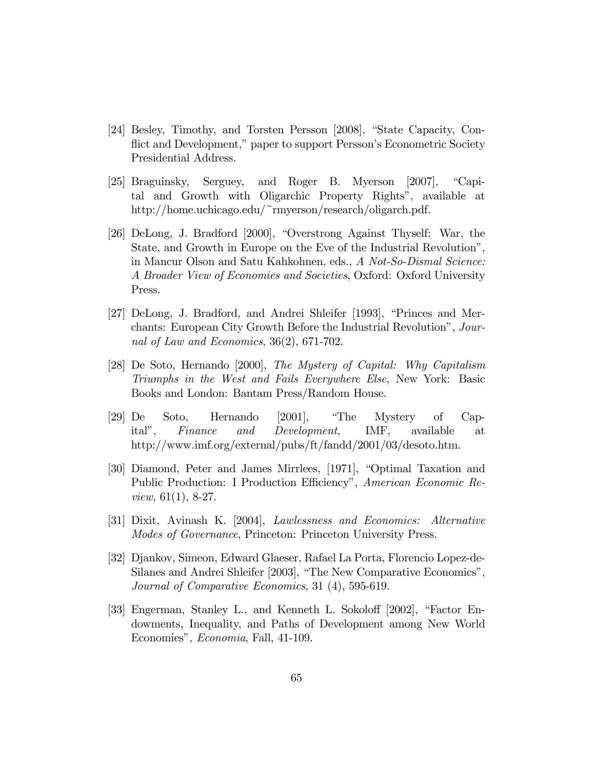[24] Besley, Timothy, and Torsten Persson [2008], "State Capacity, Conflict and Development," paper to support Persson's Econometric Society Presidential Address.

[25] Braguinsky, Serguey, and Roger B. Myerson [2007], "Capital and Growth with Oligarchic Property Rights", available at http://home.uchicago.edu/~rmyerson/research/oligarch.pdf.

[26] DeLong, J. Bradford [2000], "Overstrong Against Thyself: War, the State, and Growth in Europe on the Eve of the Industrial Revolution", in Mancur Olson and Satu Kahkohnen, eds., *A Not-So-Dismal Science: A Broader View of Economies and Societies*, Oxford: Oxford University Press.

[27] DeLong, J. Bradford, and Andrei Shleifer [1993], "Princes and Merchants: European City Growth Before the Industrial Revolution", *Journal of Law and Economics*, 36(2), 671-702.

[28] De Soto, Hernando [2000], *The Mystery of Capital: Why Capitalism Triumphs in the West and Fails Everywhere Else,* New York: Basic Books and London: Bantam Press/Random House.

[29] De Soto, Hernando [2001], "The Mystery of Capital", *Finance and Development*, IMF, available at http://www.imf.org/external/pubs/ft/fandd/2001/03/desoto.htm.

[30] Diamond, Peter and James Mirrlees, [1971], "Optimal Taxation and Public Production: I Production Efficiency", *American Economic Review,* 61(1), 8-27.

[31] Dixit, Avinash K. [2004], *Lawlessness and Economics: Alternative Modes of Governance*, Princeton: Princeton University Press.

[32] Djankov, Simeon, Edward Glaeser, Rafael La Porta, Florencio Lopez-de-Silanes and Andrei Shleifer [2003], "The New Comparative Economics", *Journal of Comparative Economics*, 31 (4), 595-619.

[33] Engerman, Stanley L., and Kenneth L. Sokoloff [2002], "Factor Endowments, Inequality, and Paths of Development among New World Economies", *Economia*, Fall, 41-109.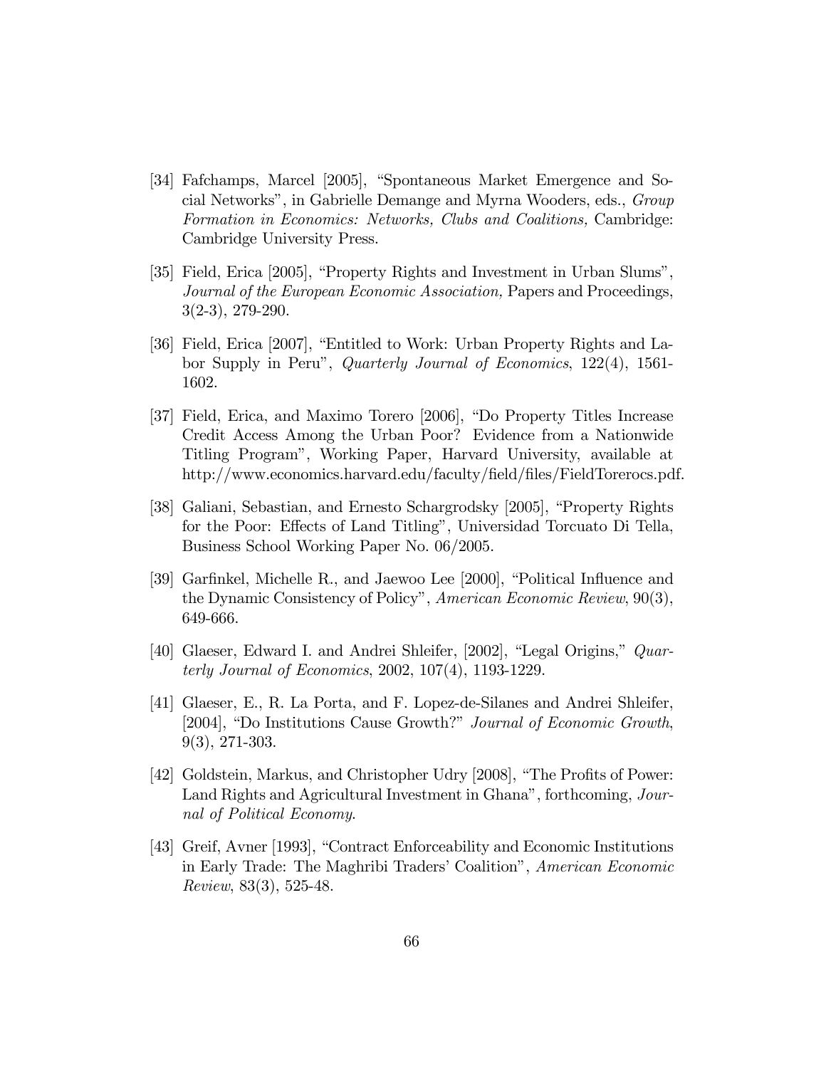[34] Fafchamps, Marcel [2005], "Spontaneous Market Emergence and Social Networks", in Gabrielle Demange and Myrna Wooders, eds., *Group Formation in Economics: Networks, Clubs and Coalitions,* Cambridge: Cambridge University Press.

[35] Field, Erica [2005], "Property Rights and Investment in Urban Slums", *Journal of the European Economic Association,* Papers and Proceedings, 3(2-3), 279-290.

[36] Field, Erica [2007], "Entitled to Work: Urban Property Rights and Labor Supply in Peru", *Quarterly Journal of Economics*, 122(4), 1561-1602.

[37] Field, Erica, and Maximo Torero [2006], "Do Property Titles Increase Credit Access Among the Urban Poor? Evidence from a Nationwide Titling Program", Working Paper, Harvard University, available at http://www.economics.harvard.edu/faculty/field/files/FieldTorerocs.pdf.

[38] Galiani, Sebastian, and Ernesto Schargrodsky [2005], "Property Rights for the Poor: Effects of Land Titling", Universidad Torcuato Di Tella, Business School Working Paper No. 06/2005.

[39] Garfinkel, Michelle R., and Jaewoo Lee [2000], "Political Influence and the Dynamic Consistency of Policy", *American Economic Review*, 90(3), 649-666.

[40] Glaeser, Edward I. and Andrei Shleifer, [2002], "Legal Origins," *Quarterly Journal of Economics*, 2002, 107(4), 1193-1229.

[41] Glaeser, E., R. La Porta, and F. Lopez-de-Silanes and Andrei Shleifer, [2004], "Do Institutions Cause Growth?" *Journal of Economic Growth*, 9(3), 271-303.

[42] Goldstein, Markus, and Christopher Udry [2008], "The Profits of Power: Land Rights and Agricultural Investment in Ghana", forthcoming, *Journal of Political Economy.*

[43] Greif, Avner [1993], "Contract Enforceability and Economic Institutions in Early Trade: The Maghribi Traders' Coalition", *American Economic Review*, 83(3), 525-48.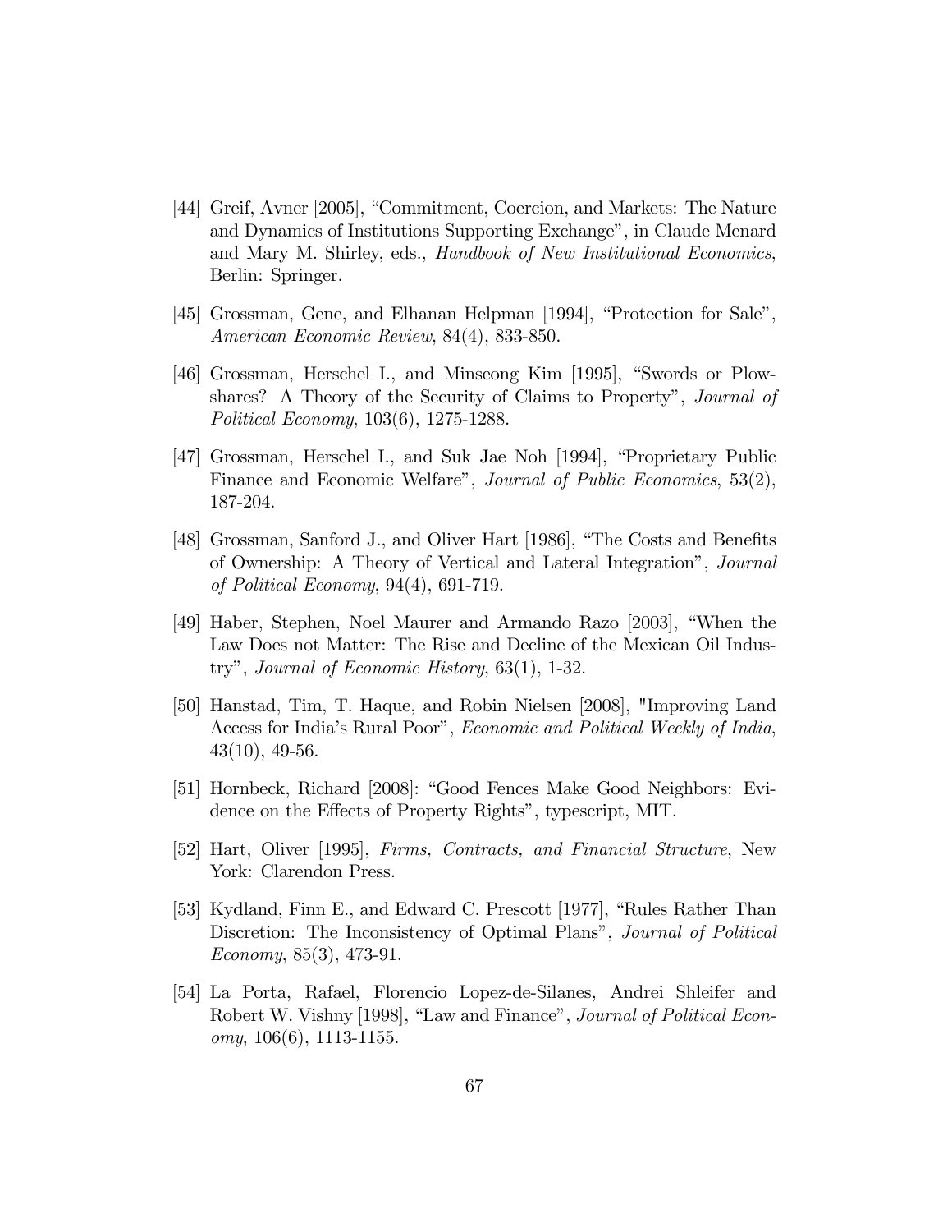[44] Greif, Avner [2005], "Commitment, Coercion, and Markets: The Nature and Dynamics of Institutions Supporting Exchange", in Claude Menard and Mary M. Shirley, eds., *Handbook of New Institutional Economics*, Berlin: Springer.

[45] Grossman, Gene, and Elhanan Helpman [1994], "Protection for Sale", *American Economic Review*, 84(4), 833-850.

[46] Grossman, Herschel I., and Minseong Kim [1995], "Swords or Plowshares? A Theory of the Security of Claims to Property", *Journal of Political Economy*, 103(6), 1275-1288.

[47] Grossman, Herschel I., and Suk Jae Noh [1994], "Proprietary Public Finance and Economic Welfare", *Journal of Public Economics*, 53(2), 187-204.

[48] Grossman, Sanford J., and Oliver Hart [1986], "The Costs and Benefits of Ownership: A Theory of Vertical and Lateral Integration", *Journal of Political Economy*, 94(4), 691-719.

[49] Haber, Stephen, Noel Maurer and Armando Razo [2003], "When the Law Does not Matter: The Rise and Decline of the Mexican Oil Industry", *Journal of Economic History*, 63(1), 1-32.

[50] Hanstad, Tim, T. Haque, and Robin Nielsen [2008], "Improving Land Access for India's Rural Poor", *Economic and Political Weekly of India*, 43(10), 49-56.

[51] Hornbeck, Richard [2008]: "Good Fences Make Good Neighbors: Evidence on the Effects of Property Rights", typescript, MIT.

[52] Hart, Oliver [1995], *Firms, Contracts, and Financial Structure*, New York: Clarendon Press.

[53] Kydland, Finn E., and Edward C. Prescott [1977], "Rules Rather Than Discretion: The Inconsistency of Optimal Plans", *Journal of Political Economy*, 85(3), 473-91.

[54] La Porta, Rafael, Florencio Lopez-de-Silanes, Andrei Shleifer and Robert W. Vishny [1998], "Law and Finance", *Journal of Political Economy*, 106(6), 1113-1155.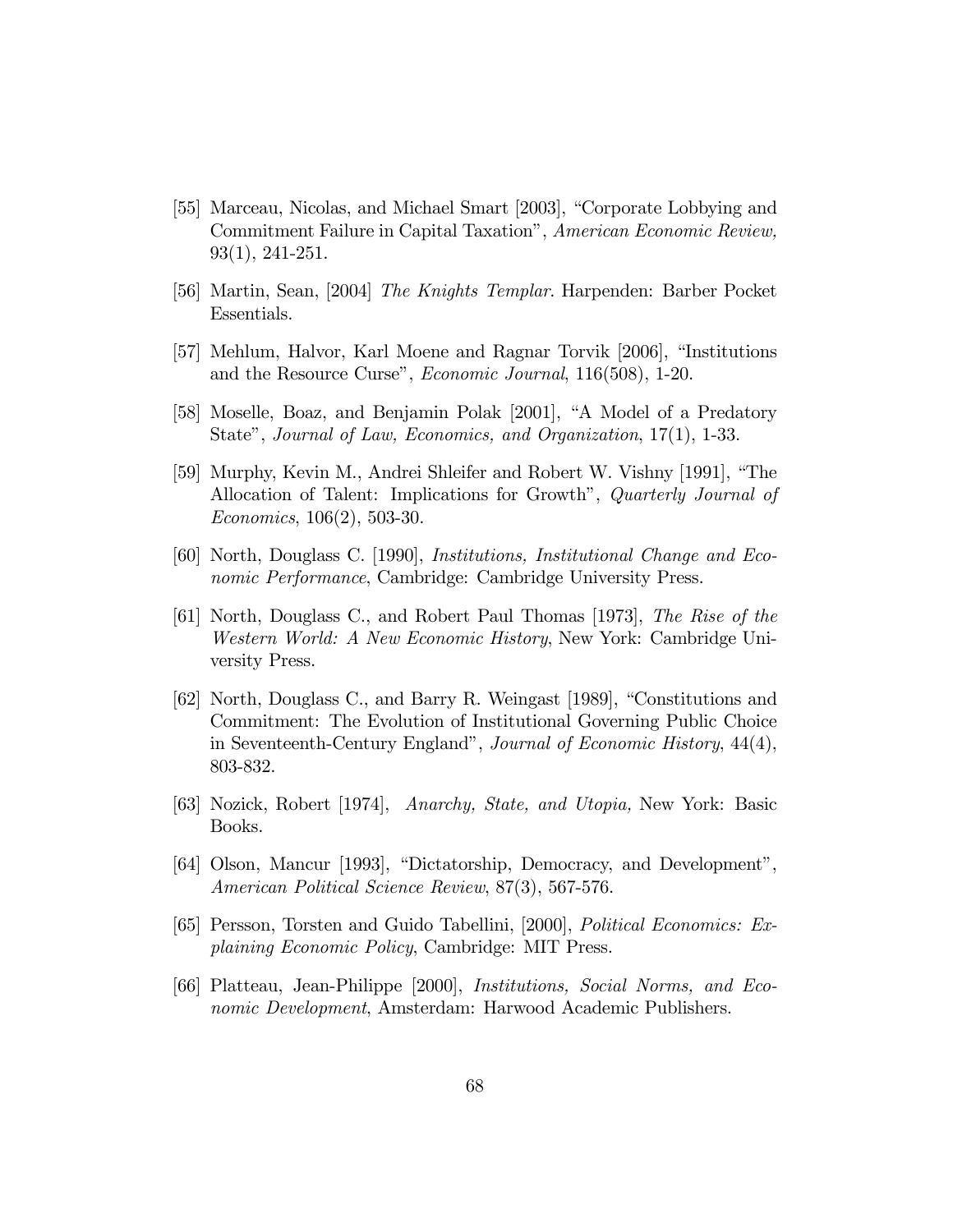[55] Marceau, Nicolas, and Michael Smart [2003], "Corporate Lobbying and Commitment Failure in Capital Taxation", *American Economic Review,* 93(1), 241-251.

[56] Martin, Sean, [2004] *The Knights Templar.* Harpenden: Barber Pocket Essentials.

[57] Mehlum, Halvor, Karl Moene and Ragnar Torvik [2006], "Institutions and the Resource Curse", *Economic Journal*, 116(508), 1-20.

[58] Moselle, Boaz, and Benjamin Polak [2001], "A Model of a Predatory State", *Journal of Law, Economics, and Organization*, 17(1), 1-33.

[59] Murphy, Kevin M., Andrei Shleifer and Robert W. Vishny [1991], "The Allocation of Talent: Implications for Growth", *Quarterly Journal of Economics*, 106(2), 503-30.

[60] North, Douglass C. [1990], *Institutions, Institutional Change and Economic Performance*, Cambridge: Cambridge University Press.

[61] North, Douglass C., and Robert Paul Thomas [1973], *The Rise of the Western World: A New Economic History*, New York: Cambridge University Press.

[62] North, Douglass C., and Barry R. Weingast [1989], "Constitutions and Commitment: The Evolution of Institutional Governing Public Choice in Seventeenth-Century England", *Journal of Economic History*, 44(4), 803-832.

[63] Nozick, Robert [1974], *Anarchy, State, and Utopia,* New York: Basic Books.

[64] Olson, Mancur [1993], "Dictatorship, Democracy, and Development", *American Political Science Review*, 87(3), 567-576.

[65] Persson, Torsten and Guido Tabellini, [2000], *Political Economics: Explaining Economic Policy*, Cambridge: MIT Press.

[66] Platteau, Jean-Philippe [2000], *Institutions, Social Norms, and Economic Development*, Amsterdam: Harwood Academic Publishers.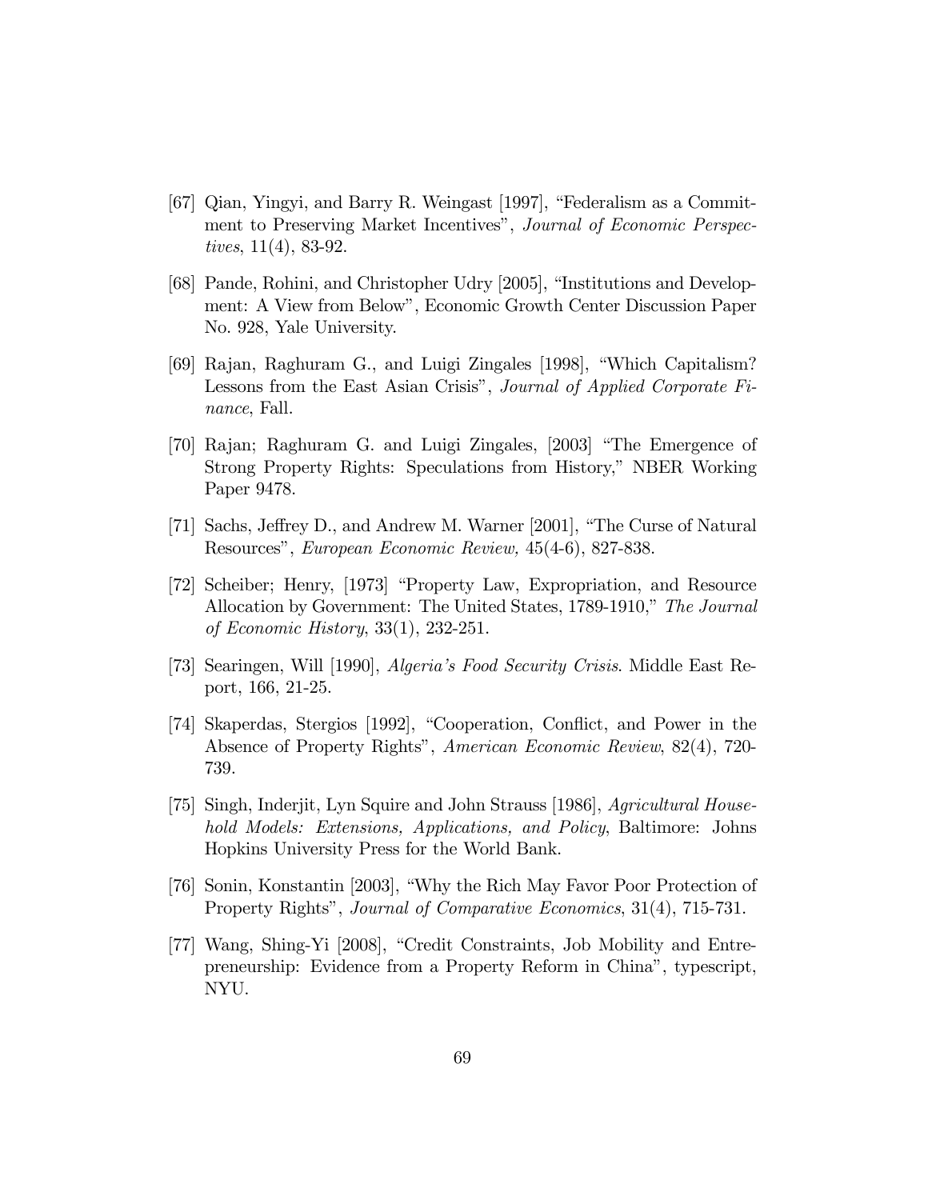[67] Qian, Yingyi, and Barry R. Weingast [1997], "Federalism as a Commitment to Preserving Market Incentives", *Journal of Economic Perspectives*, 11(4), 83-92.

[68] Pande, Rohini, and Christopher Udry [2005], "Institutions and Development: A View from Below", Economic Growth Center Discussion Paper No. 928, Yale University.

[69] Rajan, Raghuram G., and Luigi Zingales [1998], "Which Capitalism? Lessons from the East Asian Crisis", *Journal of Applied Corporate Finance*, Fall.

[70] Rajan; Raghuram G. and Luigi Zingales, [2003] "The Emergence of Strong Property Rights: Speculations from History," NBER Working Paper 9478.

[71] Sachs, Jeffrey D., and Andrew M. Warner [2001], "The Curse of Natural Resources", *European Economic Review,* 45(4-6), 827-838.

[72] Scheiber; Henry, [1973] "Property Law, Expropriation, and Resource Allocation by Government: The United States, 1789-1910," *The Journal of Economic History*, 33(1), 232-251.

[73] Searingen, Will [1990], *Algeria's Food Security Crisis*. Middle East Report, 166, 21-25.

[74] Skaperdas, Stergios [1992], "Cooperation, Conflict, and Power in the Absence of Property Rights", *American Economic Review*, 82(4), 720-739.

[75] Singh, Inderjit, Lyn Squire and John Strauss [1986], *Agricultural Household Models: Extensions, Applications, and Policy*, Baltimore: Johns Hopkins University Press for the World Bank.

[76] Sonin, Konstantin [2003], "Why the Rich May Favor Poor Protection of Property Rights", *Journal of Comparative Economics*, 31(4), 715-731.

[77] Wang, Shing-Yi [2008], "Credit Constraints, Job Mobility and Entrepreneurship: Evidence from a Property Reform in China", typescript, NYU.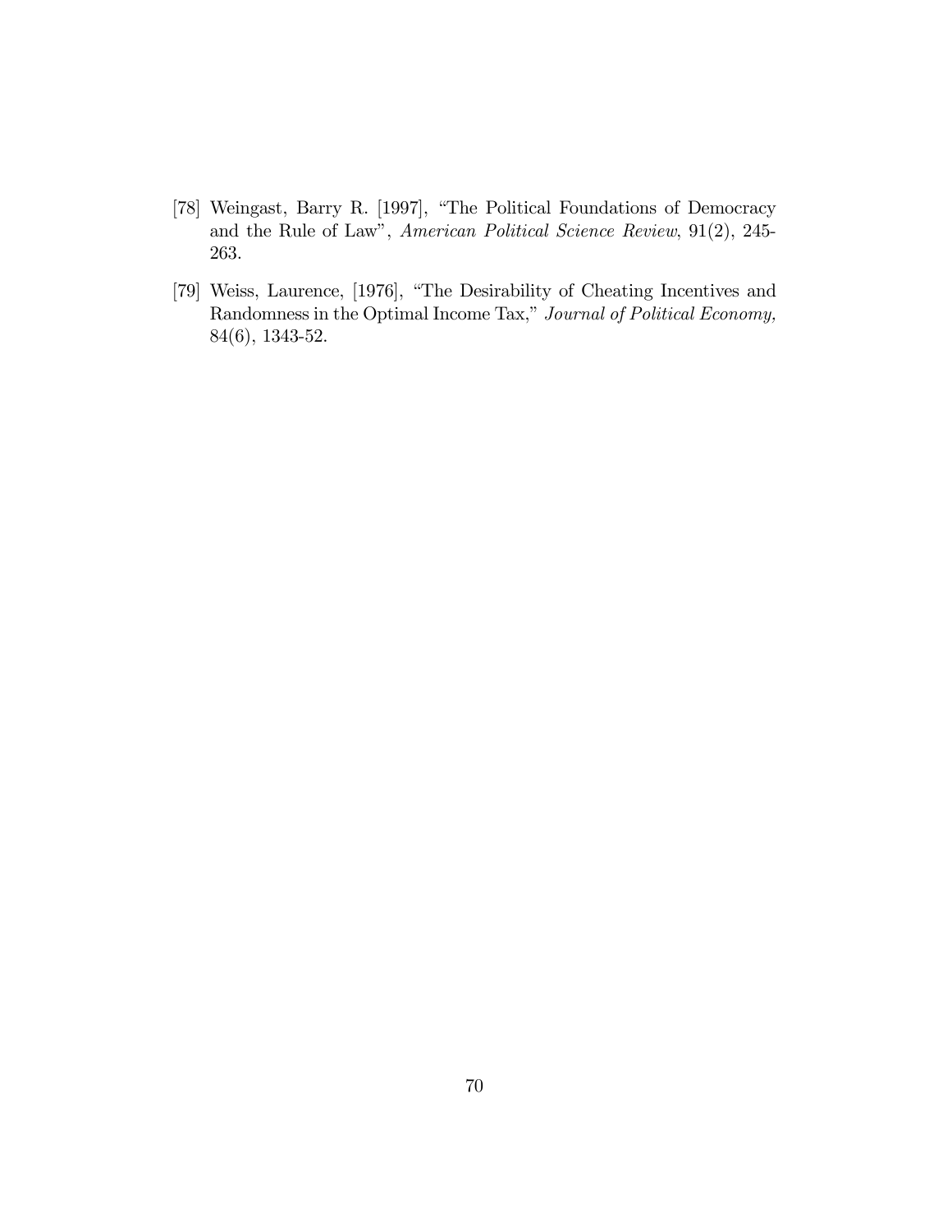[78] Weingast, Barry R. [1997], "The Political Foundations of Democracy and the Rule of Law", *American Political Science Review*, 91(2), 245-263.

[79] Weiss, Laurence, [1976], "The Desirability of Cheating Incentives and Randomness in the Optimal Income Tax," *Journal of Political Economy,* 84(6), 1343-52.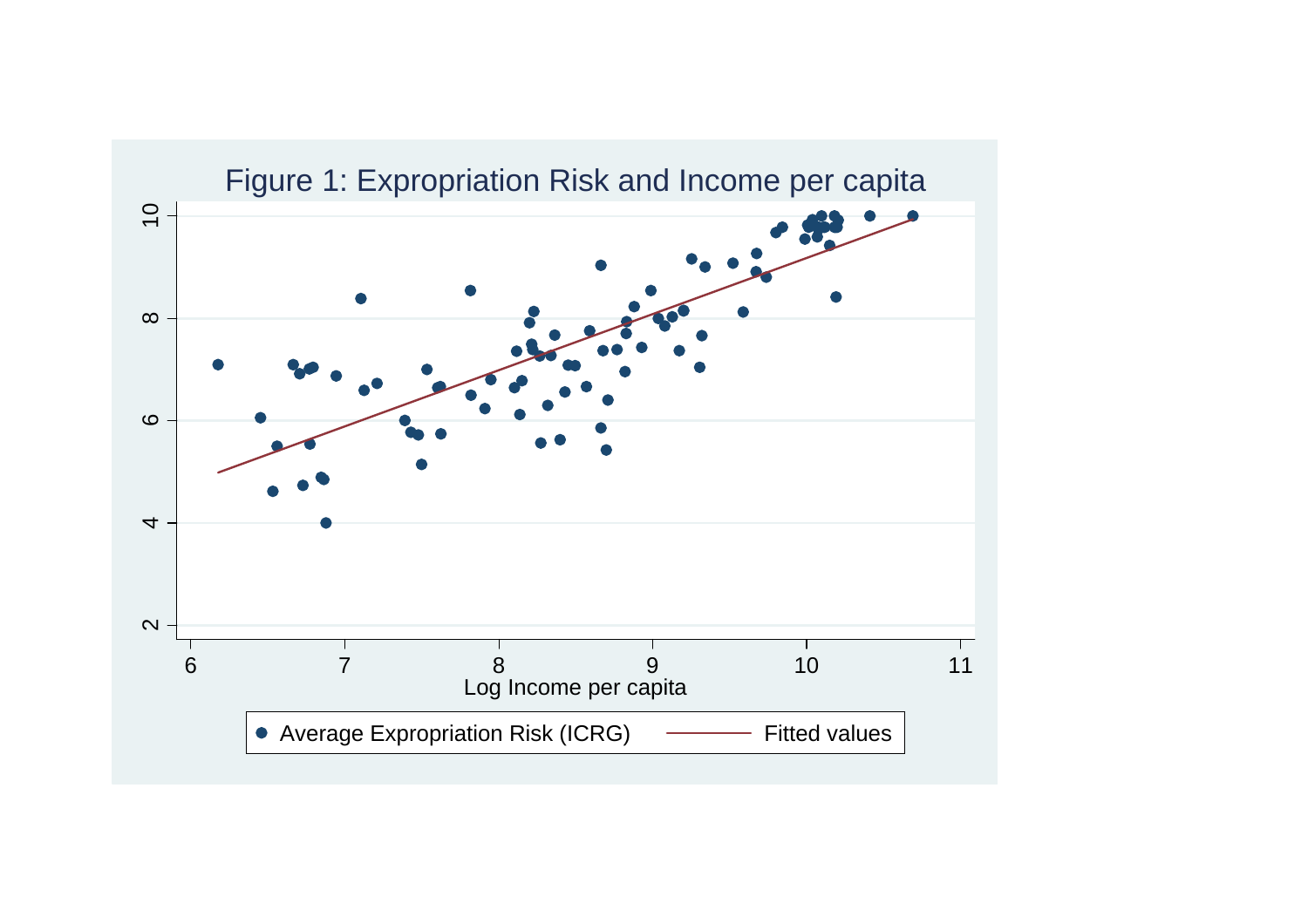Figure 1: Expropriation Risk and Income per capita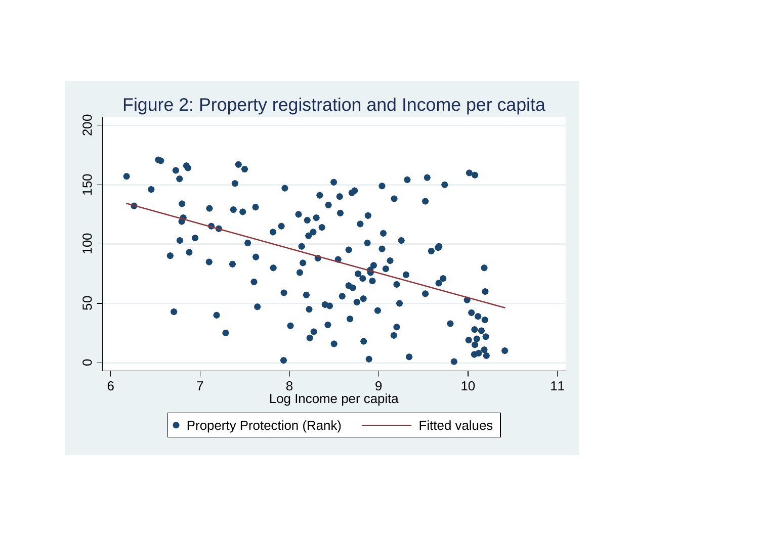Figure 2: Property registration and Income per capita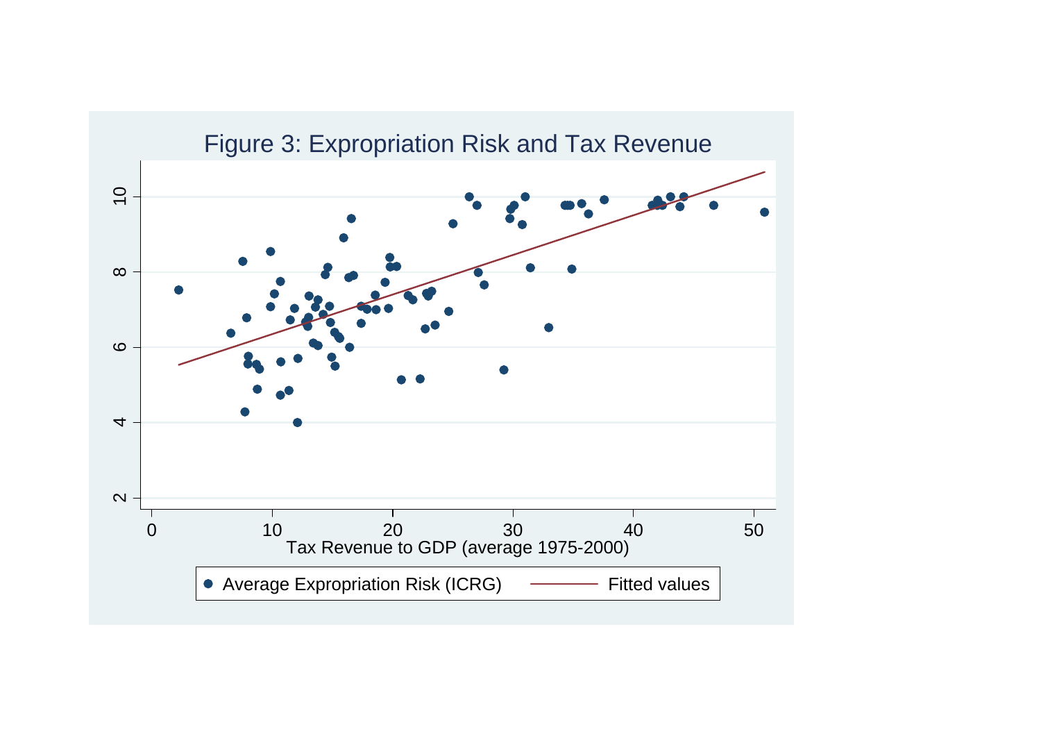Figure 3: Expropriation Risk and Tax Revenue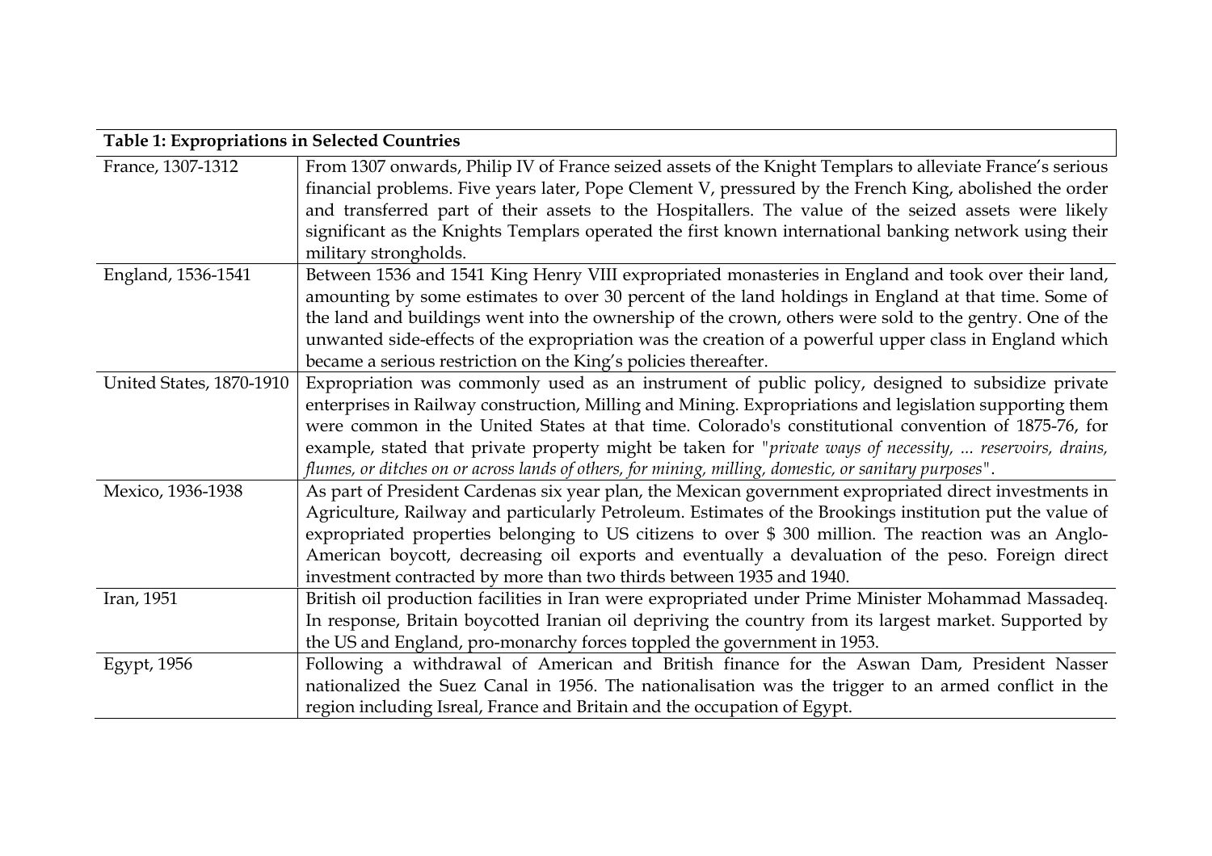| Table 1: Expropriations in Selected Countries | |
|---|---|
| France, 1307-1312 | From 1307 onwards, Philip IV of France seized assets of the Knight Templars to alleviate France's serious financial problems. Five years later, Pope Clement V, pressured by the French King, abolished the order and transferred part of their assets to the Hospitallers. The value of the seized assets were likely significant as the Knights Templars operated the first known international banking network using their military strongholds. |
| England, 1536-1541 | Between 1536 and 1541 King Henry VIII expropriated monasteries in England and took over their land, amounting by some estimates to over 30 percent of the land holdings in England at that time. Some of the land and buildings went into the ownership of the crown, others were sold to the gentry. One of the unwanted side-effects of the expropriation was the creation of a powerful upper class in England which became a serious restriction on the King's policies thereafter. |
| United States, 1870-1910 | Expropriation was commonly used as an instrument of public policy, designed to subsidize private enterprises in Railway construction, Milling and Mining. Expropriations and legislation supporting them were common in the United States at that time. Colorado's constitutional convention of 1875-76, for example, stated that private property might be taken for *"private ways of necessity, ... reservoirs, drains, flumes, or ditches on or across lands of others, for mining, milling, domestic, or sanitary purposes"*. |
| Mexico, 1936-1938 | As part of President Cardenas six year plan, the Mexican government expropriated direct investments in Agriculture, Railway and particularly Petroleum. Estimates of the Brookings institution put the value of expropriated properties belonging to US citizens to over $ 300 million. The reaction was an Anglo-American boycott, decreasing oil exports and eventually a devaluation of the peso. Foreign direct investment contracted by more than two thirds between 1935 and 1940. |
| Iran, 1951 | British oil production facilities in Iran were expropriated under Prime Minister Mohammad Massadeq. In response, Britain boycotted Iranian oil depriving the country from its largest market. Supported by the US and England, pro-monarchy forces toppled the government in 1953. |
| Egypt, 1956 | Following a withdrawal of American and British finance for the Aswan Dam, President Nasser nationalized the Suez Canal in 1956. The nationalisation was the trigger to an armed conflict in the region including Isreal, France and Britain and the occupation of Egypt. |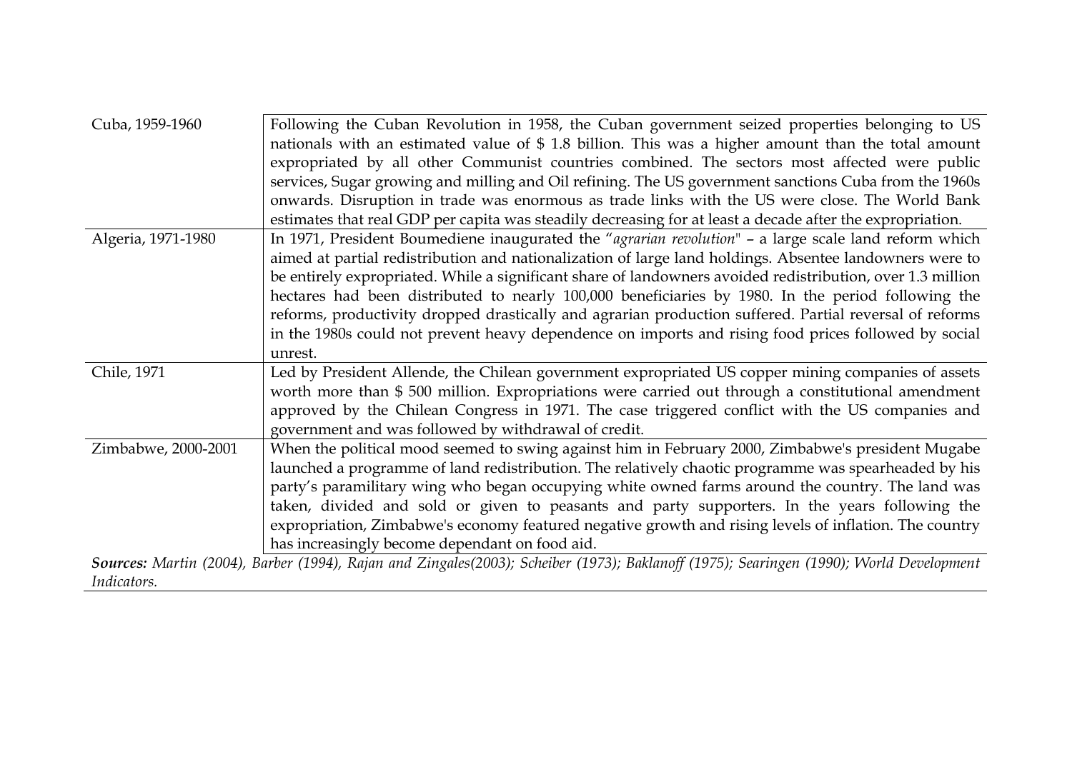| | |
|---|---|
| Cuba, 1959-1960 | Following the Cuban Revolution in 1958, the Cuban government seized properties belonging to US nationals with an estimated value of $ 1.8 billion. This was a higher amount than the total amount expropriated by all other Communist countries combined. The sectors most affected were public services, Sugar growing and milling and Oil refining. The US government sanctions Cuba from the 1960s onwards. Disruption in trade was enormous as trade links with the US were close. The World Bank estimates that real GDP per capita was steadily decreasing for at least a decade after the expropriation. |
| Algeria, 1971-1980 | In 1971, President Boumediene inaugurated the "*agrarian revolution*" – a large scale land reform which aimed at partial redistribution and nationalization of large land holdings. Absentee landowners were to be entirely expropriated. While a significant share of landowners avoided redistribution, over 1.3 million hectares had been distributed to nearly 100,000 beneficiaries by 1980. In the period following the reforms, productivity dropped drastically and agrarian production suffered. Partial reversal of reforms in the 1980s could not prevent heavy dependence on imports and rising food prices followed by social unrest. |
| Chile, 1971 | Led by President Allende, the Chilean government expropriated US copper mining companies of assets worth more than $ 500 million. Expropriations were carried out through a constitutional amendment approved by the Chilean Congress in 1971. The case triggered conflict with the US companies and government and was followed by withdrawal of credit. |
| Zimbabwe, 2000-2001 | When the political mood seemed to swing against him in February 2000, Zimbabwe's president Mugabe launched a programme of land redistribution. The relatively chaotic programme was spearheaded by his party's paramilitary wing who began occupying white owned farms around the country. The land was taken, divided and sold or given to peasants and party supporters. In the years following the expropriation, Zimbabwe's economy featured negative growth and rising levels of inflation. The country has increasingly become dependant on food aid. |

***Sources:*** *Martin (2004), Barber (1994), Rajan and Zingales(2003); Scheiber (1973); Baklanoff (1975); Searingen (1990); World Development Indicators.*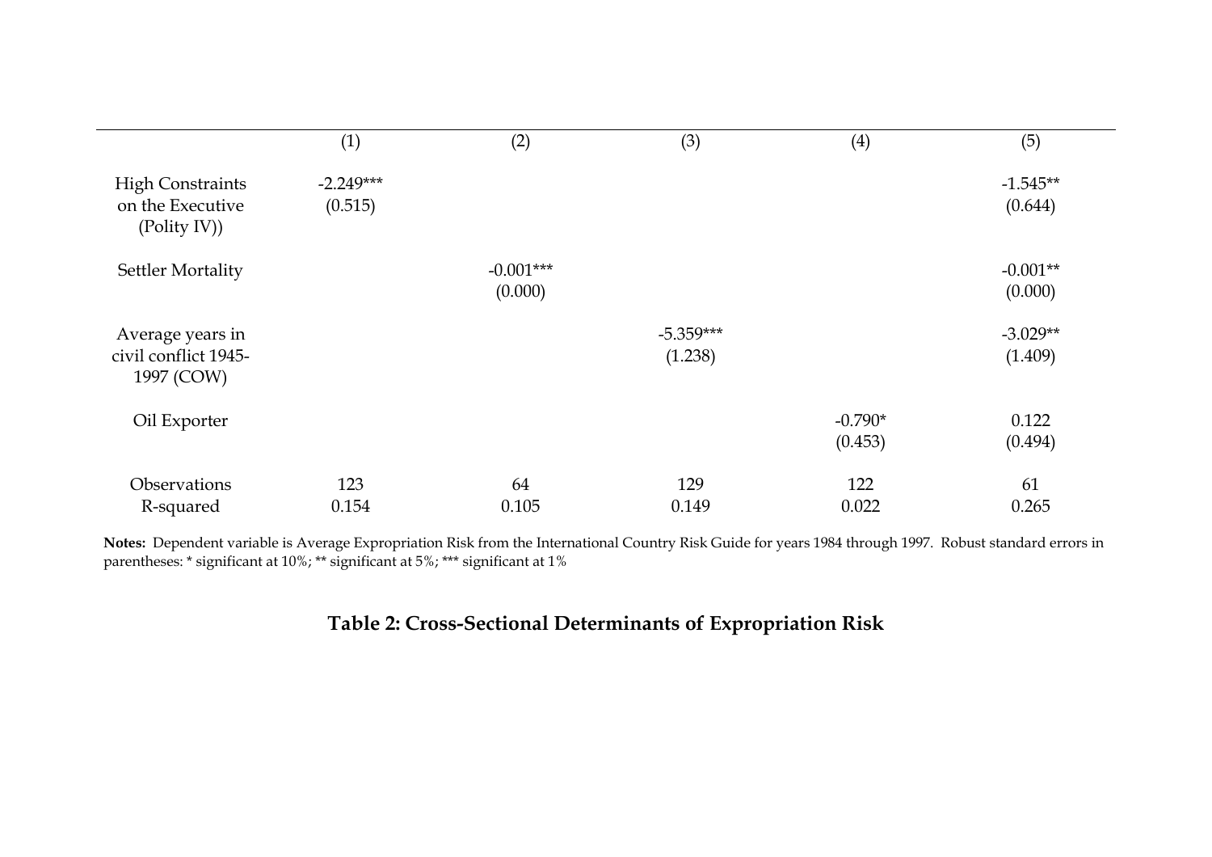| | (1) | (2) | (3) | (4) | (5) |
|---|---|---|---|---|---|
| High Constraints on the Executive (Polity IV)) | -2.249*** | | | | -1.545** |
| | (0.515) | | | | (0.644) |
| Settler Mortality | | -0.001*** | | | -0.001** |
| | | (0.000) | | | (0.000) |
| Average years in civil conflict 1945-1997 (COW) | | | -5.359*** | | -3.029** |
| | | | (1.238) | | (1.409) |
| Oil Exporter | | | | -0.790* | 0.122 |
| | | | | (0.453) | (0.494) |
| Observations | 123 | 64 | 129 | 122 | 61 |
| R-squared | 0.154 | 0.105 | 0.149 | 0.022 | 0.265 |

**Notes:** Dependent variable is Average Expropriation Risk from the International Country Risk Guide for years 1984 through 1997. Robust standard errors in parentheses: * significant at 10%; ** significant at 5%; *** significant at 1%

**Table 2: Cross-Sectional Determinants of Expropriation Risk**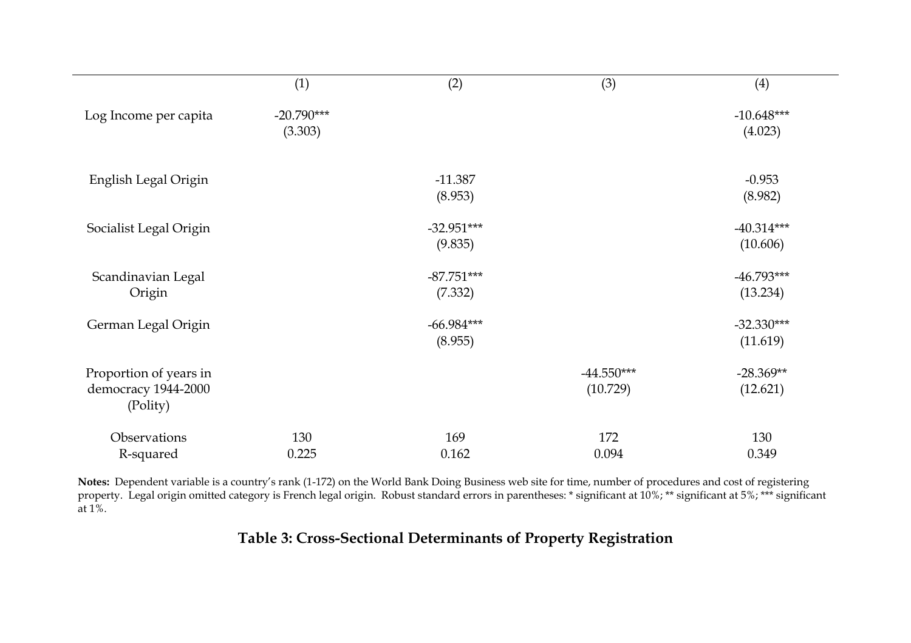| | (1) | (2) | (3) | (4) |
|---|---|---|---|---|
| Log Income per capita | -20.790*** | | | -10.648*** |
| | (3.303) | | | (4.023) |
| English Legal Origin | | -11.387 | | -0.953 |
| | | (8.953) | | (8.982) |
| Socialist Legal Origin | | -32.951*** | | -40.314*** |
| | | (9.835) | | (10.606) |
| Scandinavian Legal Origin | | -87.751*** | | -46.793*** |
| | | (7.332) | | (13.234) |
| German Legal Origin | | -66.984*** | | -32.330*** |
| | | (8.955) | | (11.619) |
| Proportion of years in democracy 1944-2000 (Polity) | | | -44.550*** | -28.369** |
| | | | (10.729) | (12.621) |
| Observations | 130 | 169 | 172 | 130 |
| R-squared | 0.225 | 0.162 | 0.094 | 0.349 |

**Notes:** Dependent variable is a country's rank (1-172) on the World Bank Doing Business web site for time, number of procedures and cost of registering property. Legal origin omitted category is French legal origin. Robust standard errors in parentheses: * significant at 10%; ** significant at 5%; *** significant at 1%.

**Table 3: Cross-Sectional Determinants of Property Registration**